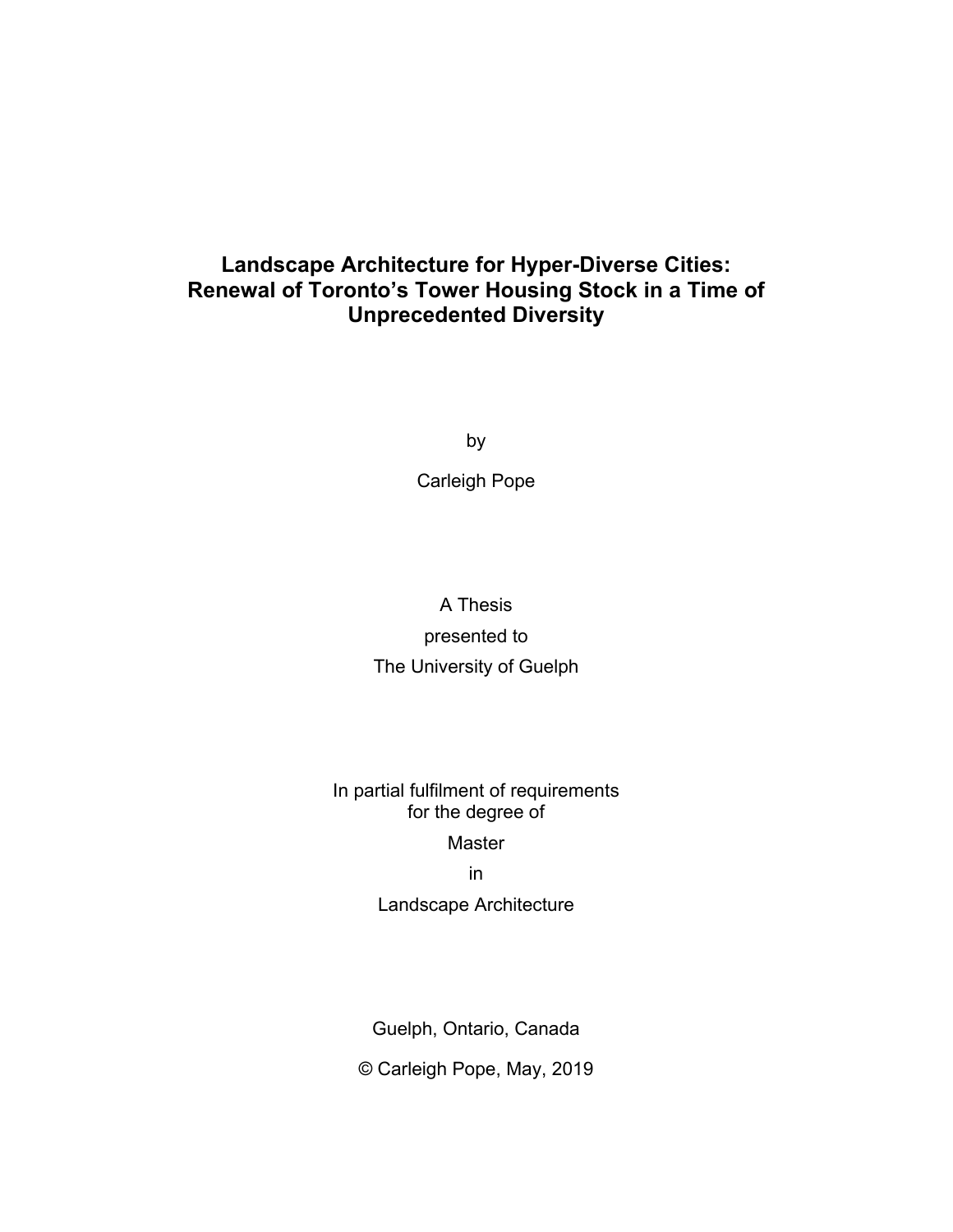# Landscape Architecture for Hyper-Diverse Cities: Renewal of Toronto's Tower Housing Stock in a Time of Unprecedented Diversity

by

Carleigh Pope

A Thesis
presented to
The University of Guelph

In partial fulfilment of requirements
for the degree of
Master
in
Landscape Architecture

Guelph, Ontario, Canada

© Carleigh Pope, May, 2019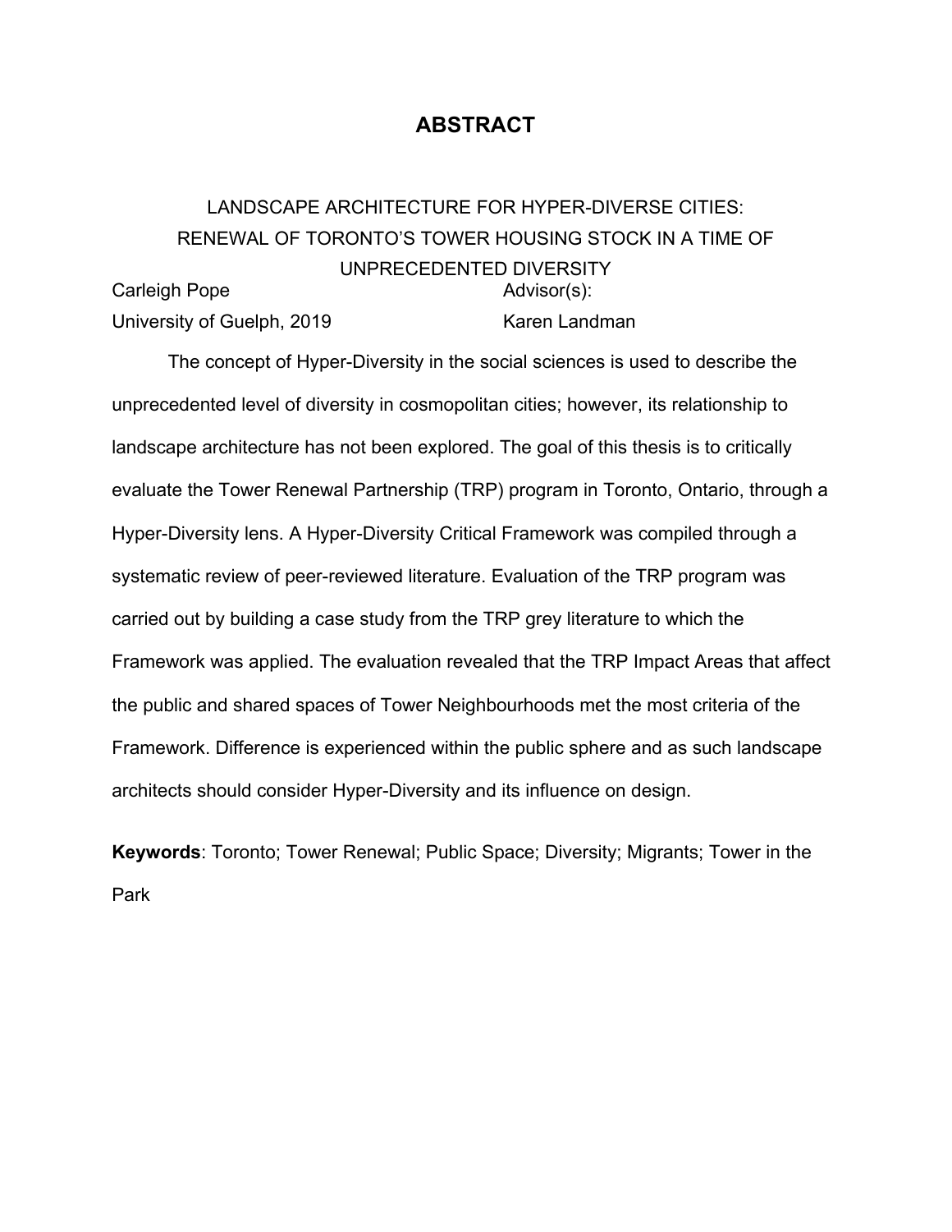# ABSTRACT

LANDSCAPE ARCHITECTURE FOR HYPER-DIVERSE CITIES:
RENEWAL OF TORONTO'S TOWER HOUSING STOCK IN A TIME OF
UNPRECEDENTED DIVERSITY

Carleigh Pope
University of Guelph, 2019

Advisor(s):
Karen Landman

The concept of Hyper-Diversity in the social sciences is used to describe the unprecedented level of diversity in cosmopolitan cities; however, its relationship to landscape architecture has not been explored. The goal of this thesis is to critically evaluate the Tower Renewal Partnership (TRP) program in Toronto, Ontario, through a Hyper-Diversity lens. A Hyper-Diversity Critical Framework was compiled through a systematic review of peer-reviewed literature. Evaluation of the TRP program was carried out by building a case study from the TRP grey literature to which the Framework was applied. The evaluation revealed that the TRP Impact Areas that affect the public and shared spaces of Tower Neighbourhoods met the most criteria of the Framework. Difference is experienced within the public sphere and as such landscape architects should consider Hyper-Diversity and its influence on design.

**Keywords**: Toronto; Tower Renewal; Public Space; Diversity; Migrants; Tower in the Park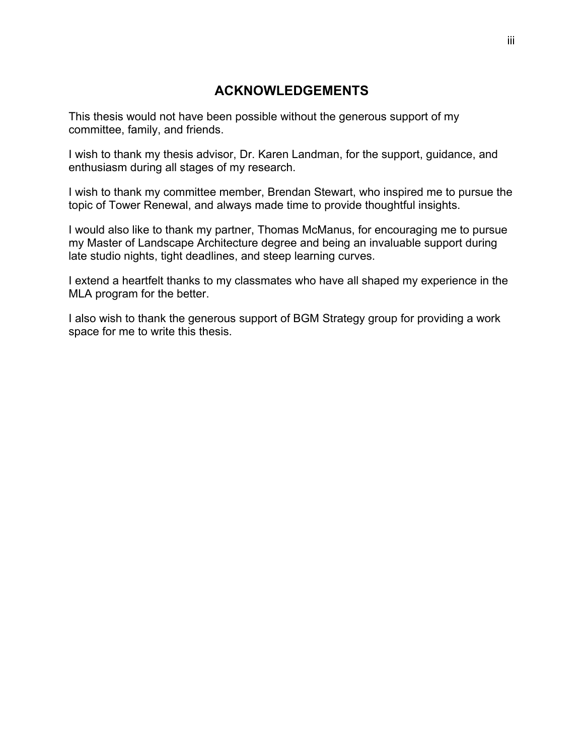# ACKNOWLEDGEMENTS

This thesis would not have been possible without the generous support of my committee, family, and friends.

I wish to thank my thesis advisor, Dr. Karen Landman, for the support, guidance, and enthusiasm during all stages of my research.

I wish to thank my committee member, Brendan Stewart, who inspired me to pursue the topic of Tower Renewal, and always made time to provide thoughtful insights.

I would also like to thank my partner, Thomas McManus, for encouraging me to pursue my Master of Landscape Architecture degree and being an invaluable support during late studio nights, tight deadlines, and steep learning curves.

I extend a heartfelt thanks to my classmates who have all shaped my experience in the MLA program for the better.

I also wish to thank the generous support of BGM Strategy group for providing a work space for me to write this thesis.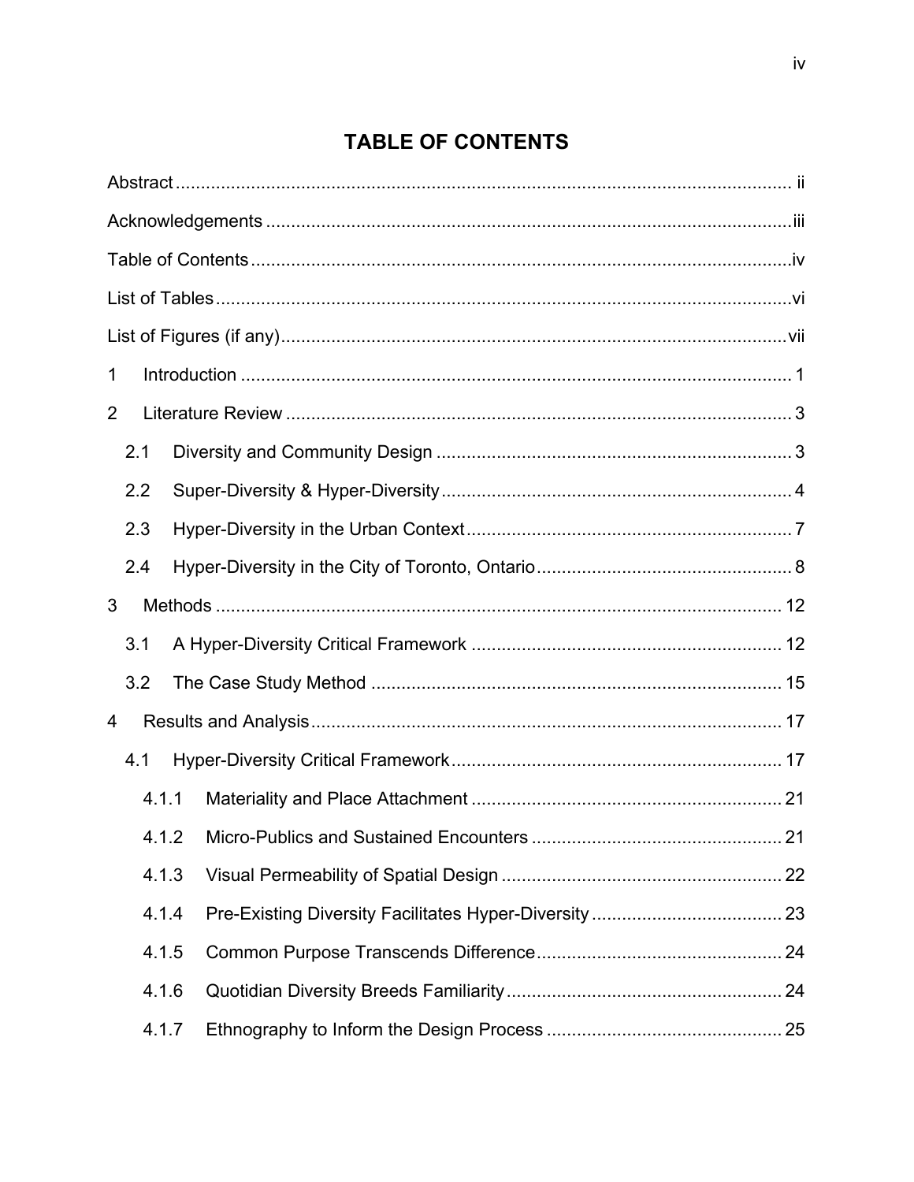# TABLE OF CONTENTS

Abstract ........................................................................................................... ii

Acknowledgements .........................................................................................iii

Table of Contents ............................................................................................iv

List of Tables ...................................................................................................vi

List of Figures (if any)......................................................................................vii

1 Introduction ................................................................................................. 1

2 Literature Review ......................................................................................... 3

  2.1 Diversity and Community Design ......................................................... 3

  2.2 Super-Diversity & Hyper-Diversity ......................................................... 4

  2.3 Hyper-Diversity in the Urban Context ................................................... 7

  2.4 Hyper-Diversity in the City of Toronto, Ontario ...................................... 8

3 Methods ..................................................................................................... 12

  3.1 A Hyper-Diversity Critical Framework ................................................. 12

  3.2 The Case Study Method ..................................................................... 15

4 Results and Analysis .................................................................................. 17

  4.1 Hyper-Diversity Critical Framework ..................................................... 17

    4.1.1 Materiality and Place Attachment ................................................ 21

    4.1.2 Micro-Publics and Sustained Encounters .................................... 21

    4.1.3 Visual Permeability of Spatial Design .......................................... 22

    4.1.4 Pre-Existing Diversity Facilitates Hyper-Diversity ........................ 23

    4.1.5 Common Purpose Transcends Difference ................................... 24

    4.1.6 Quotidian Diversity Breeds Familiarity ......................................... 24

    4.1.7 Ethnography to Inform the Design Process ................................. 25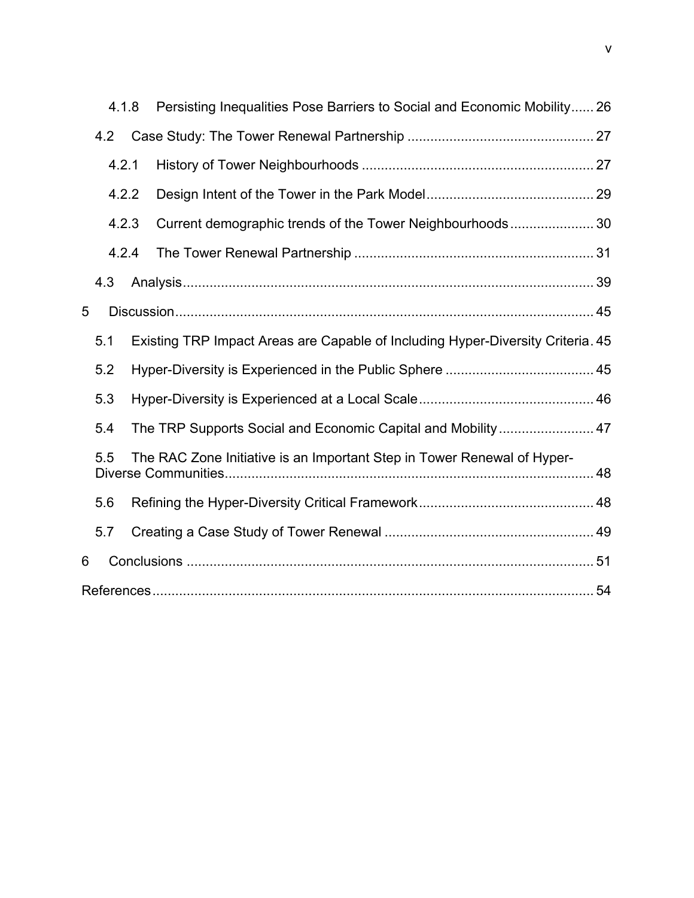4.1.8 Persisting Inequalities Pose Barriers to Social and Economic Mobility...... 26

4.2 Case Study: The Tower Renewal Partnership ................................................. 27

4.2.1 History of Tower Neighbourhoods ............................................................ 27

4.2.2 Design Intent of the Tower in the Park Model ............................................ 29

4.2.3 Current demographic trends of the Tower Neighbourhoods ...................... 30

4.2.4 The Tower Renewal Partnership .............................................................. 31

4.3 Analysis ........................................................................................................... 39

5 Discussion ............................................................................................................ 45

5.1 Existing TRP Impact Areas are Capable of Including Hyper-Diversity Criteria. 45

5.2 Hyper-Diversity is Experienced in the Public Sphere ...................................... 45

5.3 Hyper-Diversity is Experienced at a Local Scale ............................................. 46

5.4 The TRP Supports Social and Economic Capital and Mobility ......................... 47

5.5 The RAC Zone Initiative is an Important Step in Tower Renewal of Hyper-Diverse Communities ................................................................................ 48

5.6 Refining the Hyper-Diversity Critical Framework ............................................. 48

5.7 Creating a Case Study of Tower Renewal ....................................................... 49

6 Conclusions .......................................................................................................... 51

References ................................................................................................................ 54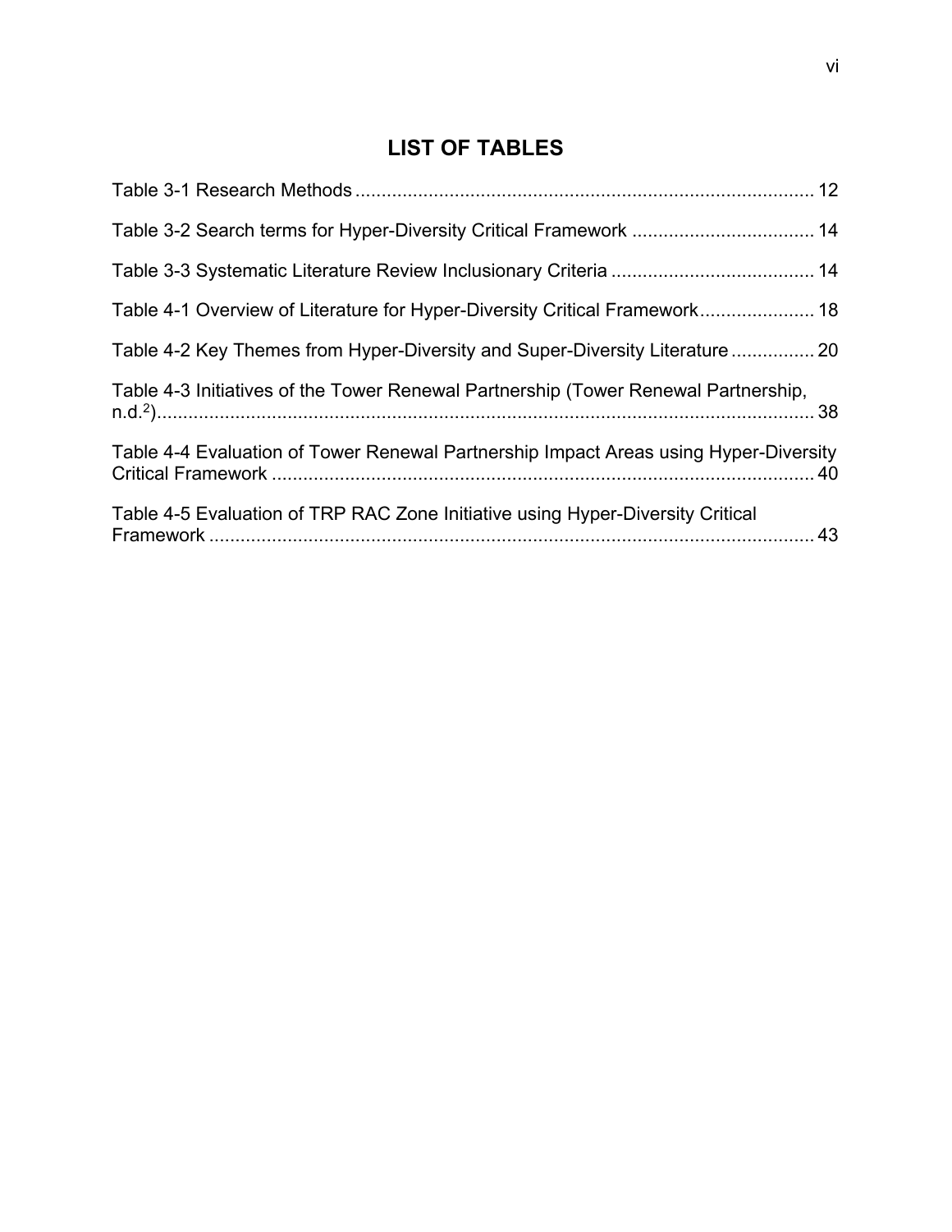# LIST OF TABLES

Table 3-1 Research Methods ........................................................................................ 12

Table 3-2 Search terms for Hyper-Diversity Critical Framework ................................... 14

Table 3-3 Systematic Literature Review Inclusionary Criteria ....................................... 14

Table 4-1 Overview of Literature for Hyper-Diversity Critical Framework...................... 18

Table 4-2 Key Themes from Hyper-Diversity and Super-Diversity Literature ................ 20

Table 4-3 Initiatives of the Tower Renewal Partnership (Tower Renewal Partnership, n.d.[2])............................................................................................................................. 38

Table 4-4 Evaluation of Tower Renewal Partnership Impact Areas using Hyper-Diversity Critical Framework ........................................................................................................ 40

Table 4-5 Evaluation of TRP RAC Zone Initiative using Hyper-Diversity Critical Framework .................................................................................................................... 43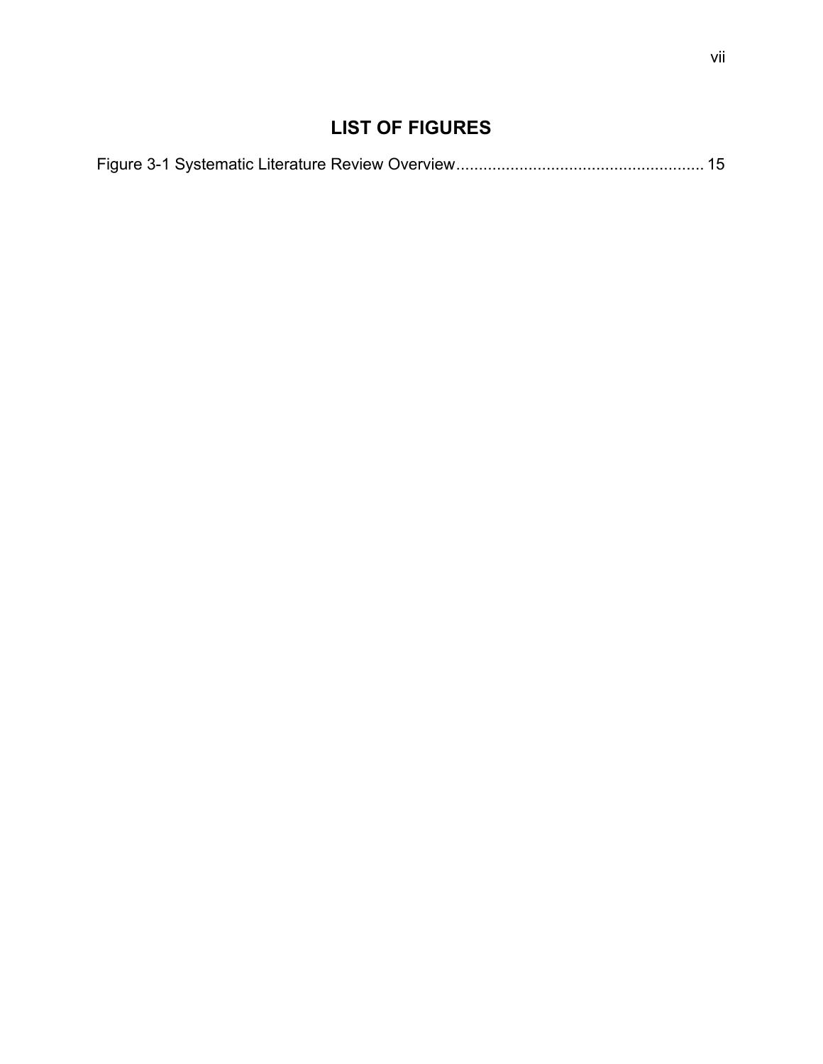# LIST OF FIGURES

Figure 3-1 Systematic Literature Review Overview....................................................... 15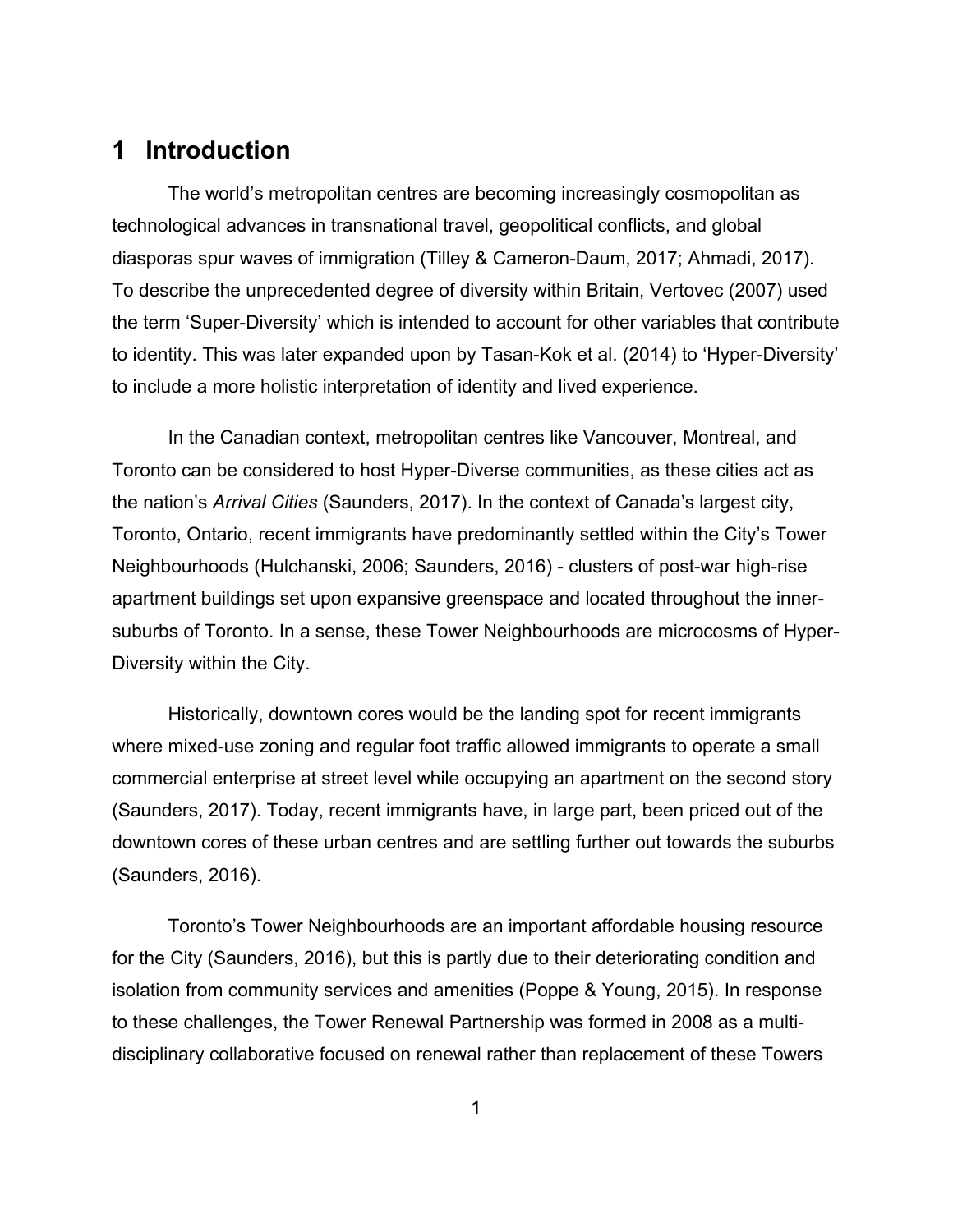# 1 Introduction

The world's metropolitan centres are becoming increasingly cosmopolitan as technological advances in transnational travel, geopolitical conflicts, and global diasporas spur waves of immigration (Tilley & Cameron-Daum, 2017; Ahmadi, 2017). To describe the unprecedented degree of diversity within Britain, Vertovec (2007) used the term 'Super-Diversity' which is intended to account for other variables that contribute to identity. This was later expanded upon by Tasan-Kok et al. (2014) to 'Hyper-Diversity' to include a more holistic interpretation of identity and lived experience.

In the Canadian context, metropolitan centres like Vancouver, Montreal, and Toronto can be considered to host Hyper-Diverse communities, as these cities act as the nation's *Arrival Cities* (Saunders, 2017). In the context of Canada's largest city, Toronto, Ontario, recent immigrants have predominantly settled within the City's Tower Neighbourhoods (Hulchanski, 2006; Saunders, 2016) - clusters of post-war high-rise apartment buildings set upon expansive greenspace and located throughout the inner-suburbs of Toronto. In a sense, these Tower Neighbourhoods are microcosms of Hyper-Diversity within the City.

Historically, downtown cores would be the landing spot for recent immigrants where mixed-use zoning and regular foot traffic allowed immigrants to operate a small commercial enterprise at street level while occupying an apartment on the second story (Saunders, 2017). Today, recent immigrants have, in large part, been priced out of the downtown cores of these urban centres and are settling further out towards the suburbs (Saunders, 2016).

Toronto's Tower Neighbourhoods are an important affordable housing resource for the City (Saunders, 2016), but this is partly due to their deteriorating condition and isolation from community services and amenities (Poppe & Young, 2015). In response to these challenges, the Tower Renewal Partnership was formed in 2008 as a multi-disciplinary collaborative focused on renewal rather than replacement of these Towers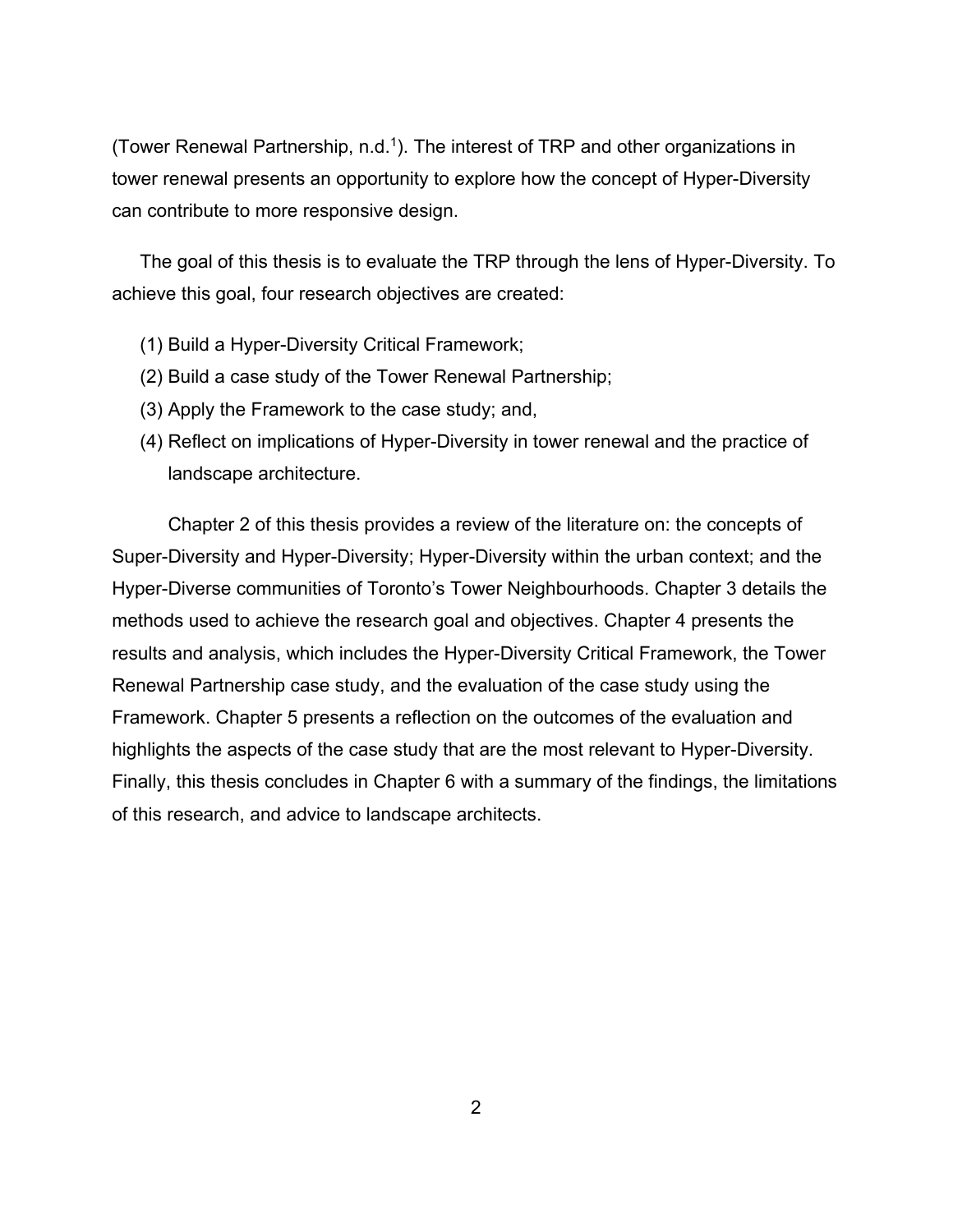(Tower Renewal Partnership, n.d.[1]). The interest of TRP and other organizations in tower renewal presents an opportunity to explore how the concept of Hyper-Diversity can contribute to more responsive design.

The goal of this thesis is to evaluate the TRP through the lens of Hyper-Diversity. To achieve this goal, four research objectives are created:

(1) Build a Hyper-Diversity Critical Framework;
(2) Build a case study of the Tower Renewal Partnership;
(3) Apply the Framework to the case study; and,
(4) Reflect on implications of Hyper-Diversity in tower renewal and the practice of landscape architecture.

Chapter 2 of this thesis provides a review of the literature on: the concepts of Super-Diversity and Hyper-Diversity; Hyper-Diversity within the urban context; and the Hyper-Diverse communities of Toronto's Tower Neighbourhoods. Chapter 3 details the methods used to achieve the research goal and objectives. Chapter 4 presents the results and analysis, which includes the Hyper-Diversity Critical Framework, the Tower Renewal Partnership case study, and the evaluation of the case study using the Framework. Chapter 5 presents a reflection on the outcomes of the evaluation and highlights the aspects of the case study that are the most relevant to Hyper-Diversity. Finally, this thesis concludes in Chapter 6 with a summary of the findings, the limitations of this research, and advice to landscape architects.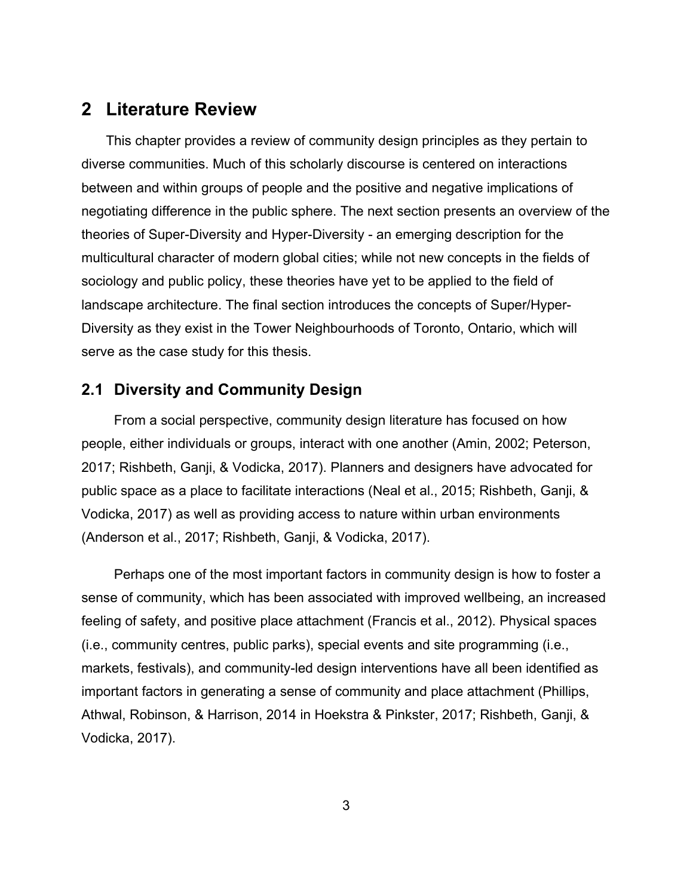# 2 Literature Review

This chapter provides a review of community design principles as they pertain to diverse communities. Much of this scholarly discourse is centered on interactions between and within groups of people and the positive and negative implications of negotiating difference in the public sphere. The next section presents an overview of the theories of Super-Diversity and Hyper-Diversity - an emerging description for the multicultural character of modern global cities; while not new concepts in the fields of sociology and public policy, these theories have yet to be applied to the field of landscape architecture. The final section introduces the concepts of Super/Hyper-Diversity as they exist in the Tower Neighbourhoods of Toronto, Ontario, which will serve as the case study for this thesis.

## 2.1 Diversity and Community Design

From a social perspective, community design literature has focused on how people, either individuals or groups, interact with one another (Amin, 2002; Peterson, 2017; Rishbeth, Ganji, & Vodicka, 2017). Planners and designers have advocated for public space as a place to facilitate interactions (Neal et al., 2015; Rishbeth, Ganji, & Vodicka, 2017) as well as providing access to nature within urban environments (Anderson et al., 2017; Rishbeth, Ganji, & Vodicka, 2017).

Perhaps one of the most important factors in community design is how to foster a sense of community, which has been associated with improved wellbeing, an increased feeling of safety, and positive place attachment (Francis et al., 2012). Physical spaces (i.e., community centres, public parks), special events and site programming (i.e., markets, festivals), and community-led design interventions have all been identified as important factors in generating a sense of community and place attachment (Phillips, Athwal, Robinson, & Harrison, 2014 in Hoekstra & Pinkster, 2017; Rishbeth, Ganji, & Vodicka, 2017).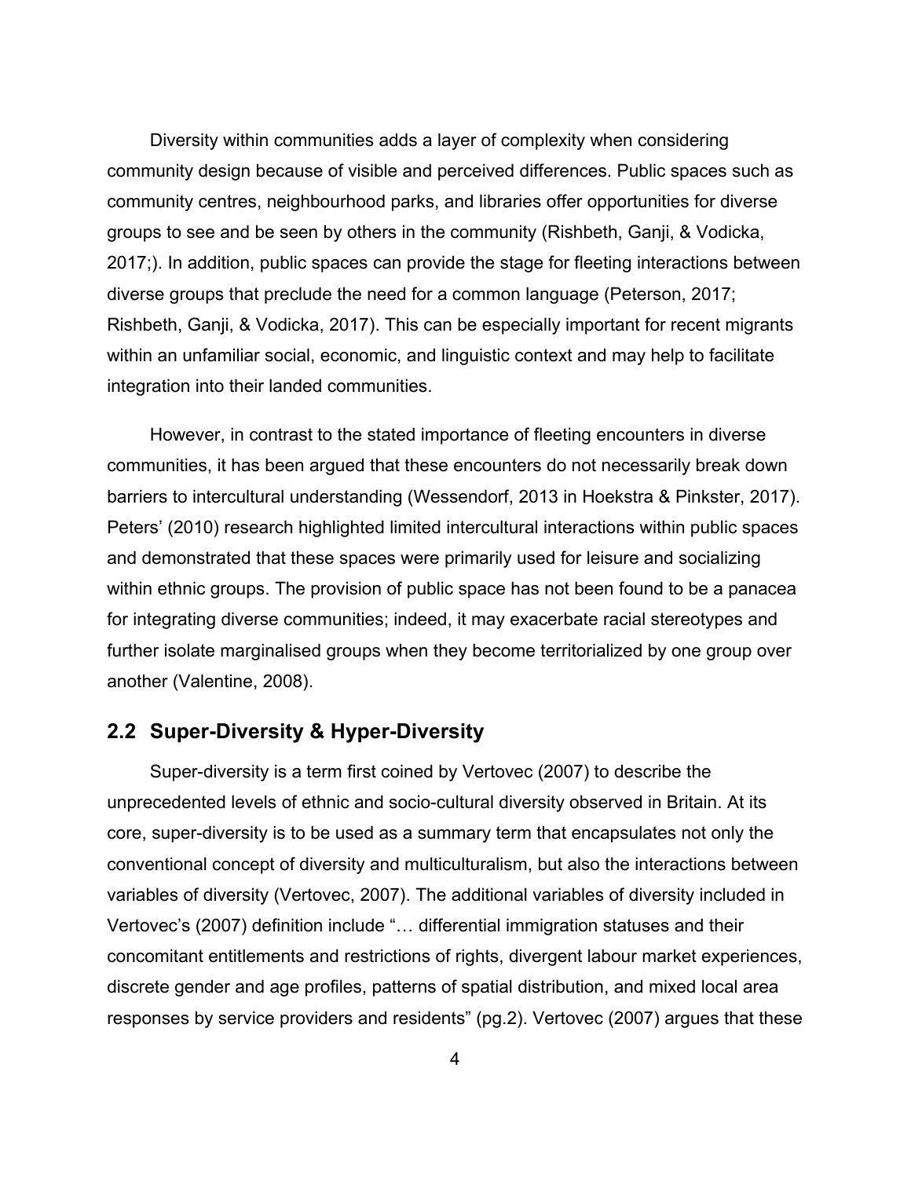Diversity within communities adds a layer of complexity when considering community design because of visible and perceived differences. Public spaces such as community centres, neighbourhood parks, and libraries offer opportunities for diverse groups to see and be seen by others in the community (Rishbeth, Ganji, & Vodicka, 2017;). In addition, public spaces can provide the stage for fleeting interactions between diverse groups that preclude the need for a common language (Peterson, 2017; Rishbeth, Ganji, & Vodicka, 2017). This can be especially important for recent migrants within an unfamiliar social, economic, and linguistic context and may help to facilitate integration into their landed communities.

However, in contrast to the stated importance of fleeting encounters in diverse communities, it has been argued that these encounters do not necessarily break down barriers to intercultural understanding (Wessendorf, 2013 in Hoekstra & Pinkster, 2017). Peters' (2010) research highlighted limited intercultural interactions within public spaces and demonstrated that these spaces were primarily used for leisure and socializing within ethnic groups. The provision of public space has not been found to be a panacea for integrating diverse communities; indeed, it may exacerbate racial stereotypes and further isolate marginalised groups when they become territorialized by one group over another (Valentine, 2008).

## 2.2 Super-Diversity & Hyper-Diversity

Super-diversity is a term first coined by Vertovec (2007) to describe the unprecedented levels of ethnic and socio-cultural diversity observed in Britain. At its core, super-diversity is to be used as a summary term that encapsulates not only the conventional concept of diversity and multiculturalism, but also the interactions between variables of diversity (Vertovec, 2007). The additional variables of diversity included in Vertovec's (2007) definition include "… differential immigration statuses and their concomitant entitlements and restrictions of rights, divergent labour market experiences, discrete gender and age profiles, patterns of spatial distribution, and mixed local area responses by service providers and residents" (pg.2). Vertovec (2007) argues that these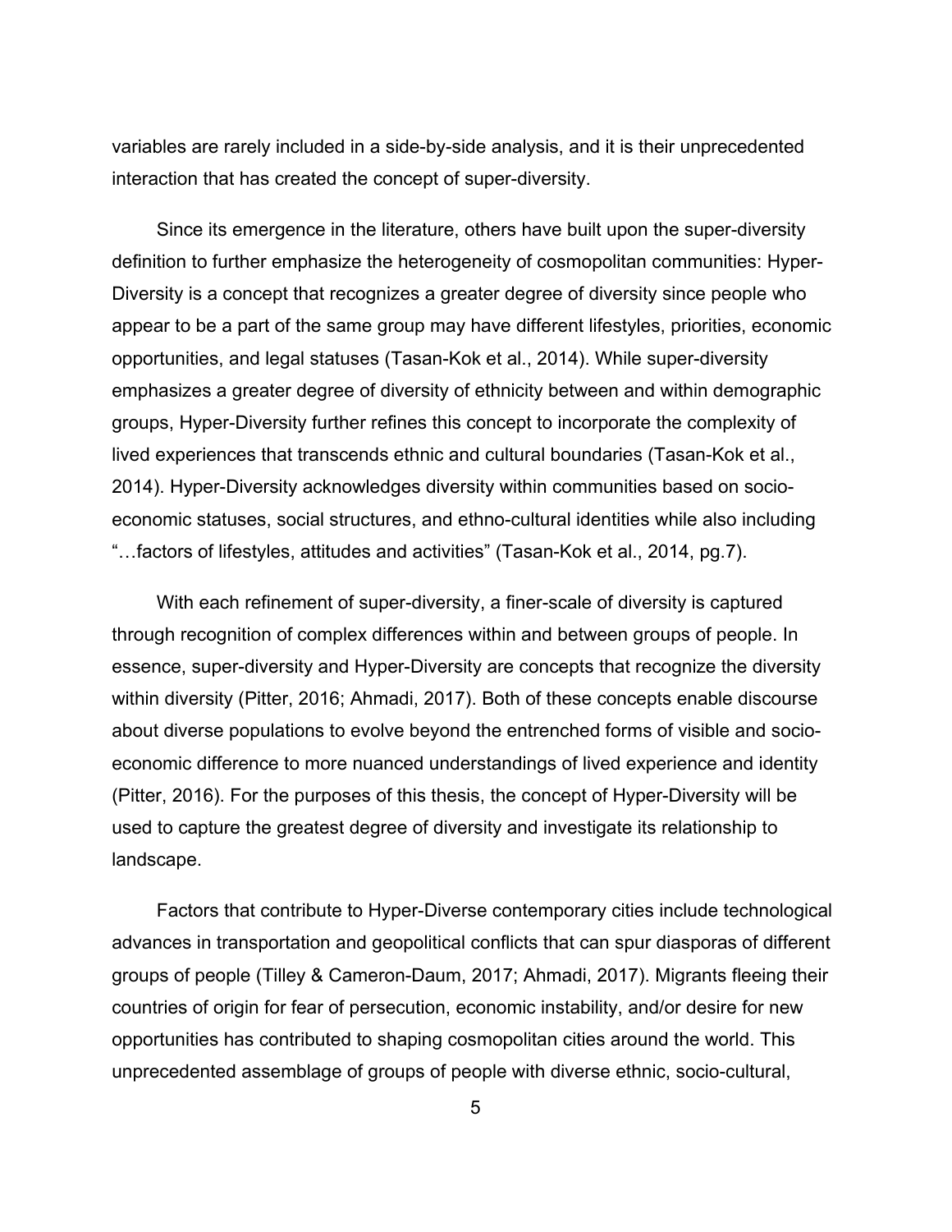variables are rarely included in a side-by-side analysis, and it is their unprecedented interaction that has created the concept of super-diversity.

Since its emergence in the literature, others have built upon the super-diversity definition to further emphasize the heterogeneity of cosmopolitan communities: Hyper-Diversity is a concept that recognizes a greater degree of diversity since people who appear to be a part of the same group may have different lifestyles, priorities, economic opportunities, and legal statuses (Tasan-Kok et al., 2014). While super-diversity emphasizes a greater degree of diversity of ethnicity between and within demographic groups, Hyper-Diversity further refines this concept to incorporate the complexity of lived experiences that transcends ethnic and cultural boundaries (Tasan-Kok et al., 2014). Hyper-Diversity acknowledges diversity within communities based on socio-economic statuses, social structures, and ethno-cultural identities while also including "…factors of lifestyles, attitudes and activities" (Tasan-Kok et al., 2014, pg.7).

With each refinement of super-diversity, a finer-scale of diversity is captured through recognition of complex differences within and between groups of people. In essence, super-diversity and Hyper-Diversity are concepts that recognize the diversity within diversity (Pitter, 2016; Ahmadi, 2017). Both of these concepts enable discourse about diverse populations to evolve beyond the entrenched forms of visible and socio-economic difference to more nuanced understandings of lived experience and identity (Pitter, 2016). For the purposes of this thesis, the concept of Hyper-Diversity will be used to capture the greatest degree of diversity and investigate its relationship to landscape.

Factors that contribute to Hyper-Diverse contemporary cities include technological advances in transportation and geopolitical conflicts that can spur diasporas of different groups of people (Tilley & Cameron-Daum, 2017; Ahmadi, 2017). Migrants fleeing their countries of origin for fear of persecution, economic instability, and/or desire for new opportunities has contributed to shaping cosmopolitan cities around the world. This unprecedented assemblage of groups of people with diverse ethnic, socio-cultural,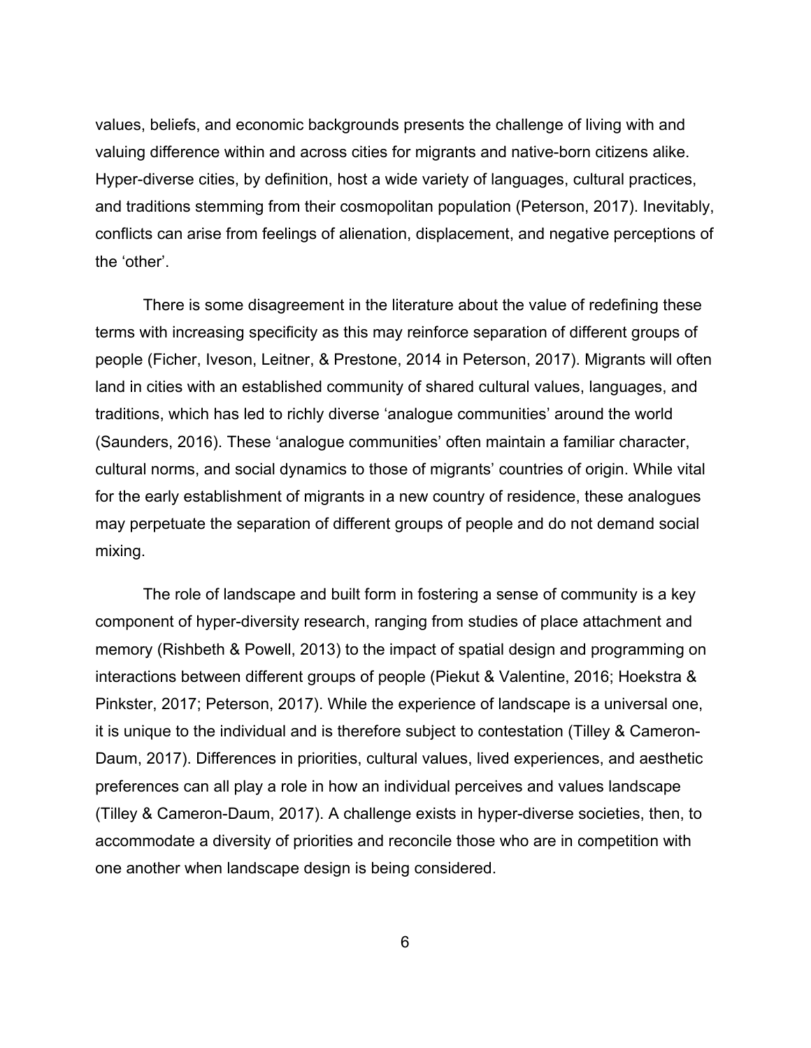values, beliefs, and economic backgrounds presents the challenge of living with and valuing difference within and across cities for migrants and native-born citizens alike. Hyper-diverse cities, by definition, host a wide variety of languages, cultural practices, and traditions stemming from their cosmopolitan population (Peterson, 2017). Inevitably, conflicts can arise from feelings of alienation, displacement, and negative perceptions of the 'other'.

There is some disagreement in the literature about the value of redefining these terms with increasing specificity as this may reinforce separation of different groups of people (Ficher, Iveson, Leitner, & Prestone, 2014 in Peterson, 2017). Migrants will often land in cities with an established community of shared cultural values, languages, and traditions, which has led to richly diverse 'analogue communities' around the world (Saunders, 2016). These 'analogue communities' often maintain a familiar character, cultural norms, and social dynamics to those of migrants' countries of origin. While vital for the early establishment of migrants in a new country of residence, these analogues may perpetuate the separation of different groups of people and do not demand social mixing.

The role of landscape and built form in fostering a sense of community is a key component of hyper-diversity research, ranging from studies of place attachment and memory (Rishbeth & Powell, 2013) to the impact of spatial design and programming on interactions between different groups of people (Piekut & Valentine, 2016; Hoekstra & Pinkster, 2017; Peterson, 2017). While the experience of landscape is a universal one, it is unique to the individual and is therefore subject to contestation (Tilley & Cameron-Daum, 2017). Differences in priorities, cultural values, lived experiences, and aesthetic preferences can all play a role in how an individual perceives and values landscape (Tilley & Cameron-Daum, 2017). A challenge exists in hyper-diverse societies, then, to accommodate a diversity of priorities and reconcile those who are in competition with one another when landscape design is being considered.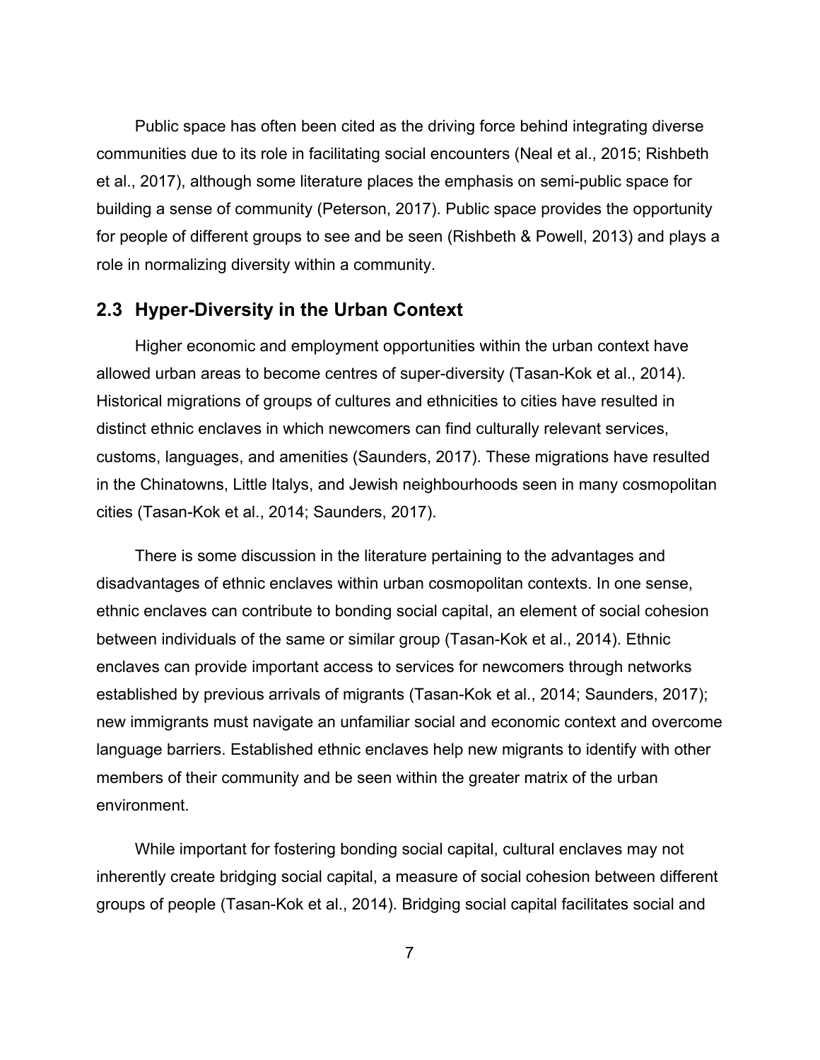Public space has often been cited as the driving force behind integrating diverse communities due to its role in facilitating social encounters (Neal et al., 2015; Rishbeth et al., 2017), although some literature places the emphasis on semi-public space for building a sense of community (Peterson, 2017). Public space provides the opportunity for people of different groups to see and be seen (Rishbeth & Powell, 2013) and plays a role in normalizing diversity within a community.

## 2.3 Hyper-Diversity in the Urban Context

Higher economic and employment opportunities within the urban context have allowed urban areas to become centres of super-diversity (Tasan-Kok et al., 2014). Historical migrations of groups of cultures and ethnicities to cities have resulted in distinct ethnic enclaves in which newcomers can find culturally relevant services, customs, languages, and amenities (Saunders, 2017). These migrations have resulted in the Chinatowns, Little Italys, and Jewish neighbourhoods seen in many cosmopolitan cities (Tasan-Kok et al., 2014; Saunders, 2017).

There is some discussion in the literature pertaining to the advantages and disadvantages of ethnic enclaves within urban cosmopolitan contexts. In one sense, ethnic enclaves can contribute to bonding social capital, an element of social cohesion between individuals of the same or similar group (Tasan-Kok et al., 2014). Ethnic enclaves can provide important access to services for newcomers through networks established by previous arrivals of migrants (Tasan-Kok et al., 2014; Saunders, 2017); new immigrants must navigate an unfamiliar social and economic context and overcome language barriers. Established ethnic enclaves help new migrants to identify with other members of their community and be seen within the greater matrix of the urban environment.

While important for fostering bonding social capital, cultural enclaves may not inherently create bridging social capital, a measure of social cohesion between different groups of people (Tasan-Kok et al., 2014). Bridging social capital facilitates social and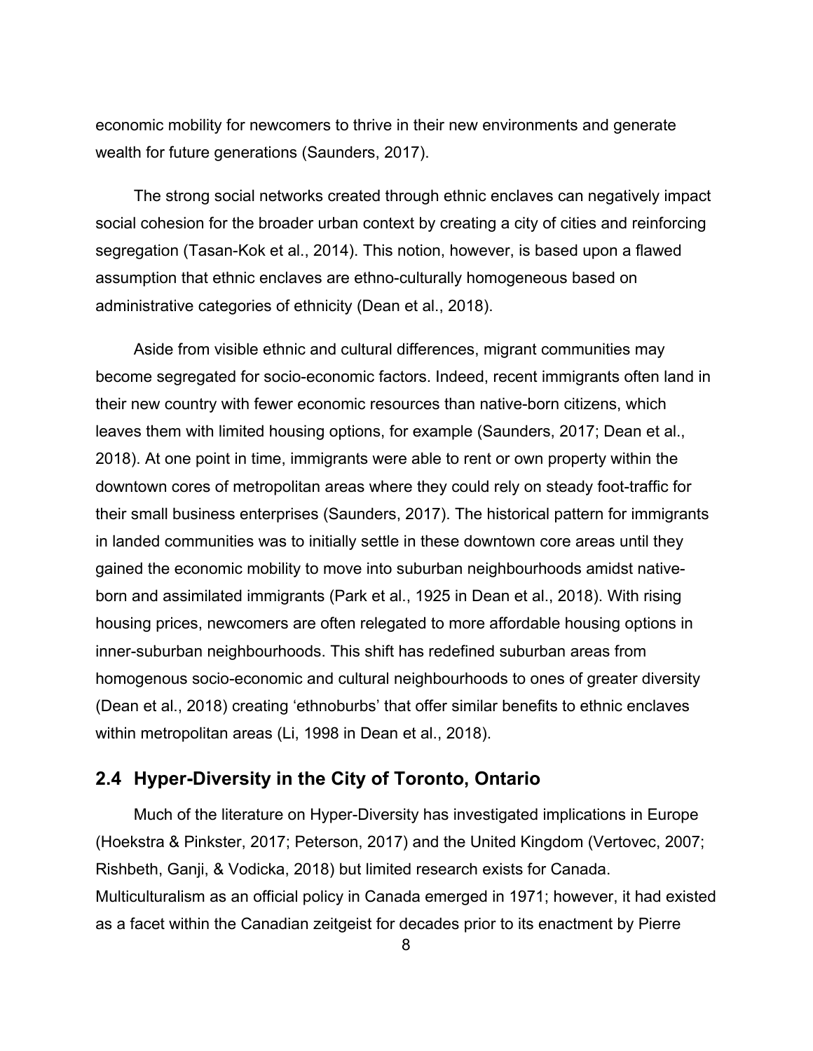economic mobility for newcomers to thrive in their new environments and generate wealth for future generations (Saunders, 2017).

The strong social networks created through ethnic enclaves can negatively impact social cohesion for the broader urban context by creating a city of cities and reinforcing segregation (Tasan-Kok et al., 2014). This notion, however, is based upon a flawed assumption that ethnic enclaves are ethno-culturally homogeneous based on administrative categories of ethnicity (Dean et al., 2018).

Aside from visible ethnic and cultural differences, migrant communities may become segregated for socio-economic factors. Indeed, recent immigrants often land in their new country with fewer economic resources than native-born citizens, which leaves them with limited housing options, for example (Saunders, 2017; Dean et al., 2018). At one point in time, immigrants were able to rent or own property within the downtown cores of metropolitan areas where they could rely on steady foot-traffic for their small business enterprises (Saunders, 2017). The historical pattern for immigrants in landed communities was to initially settle in these downtown core areas until they gained the economic mobility to move into suburban neighbourhoods amidst native-born and assimilated immigrants (Park et al., 1925 in Dean et al., 2018). With rising housing prices, newcomers are often relegated to more affordable housing options in inner-suburban neighbourhoods. This shift has redefined suburban areas from homogenous socio-economic and cultural neighbourhoods to ones of greater diversity (Dean et al., 2018) creating 'ethnoburbs' that offer similar benefits to ethnic enclaves within metropolitan areas (Li, 1998 in Dean et al., 2018).

## 2.4 Hyper-Diversity in the City of Toronto, Ontario

Much of the literature on Hyper-Diversity has investigated implications in Europe (Hoekstra & Pinkster, 2017; Peterson, 2017) and the United Kingdom (Vertovec, 2007; Rishbeth, Ganji, & Vodicka, 2018) but limited research exists for Canada. Multiculturalism as an official policy in Canada emerged in 1971; however, it had existed as a facet within the Canadian zeitgeist for decades prior to its enactment by Pierre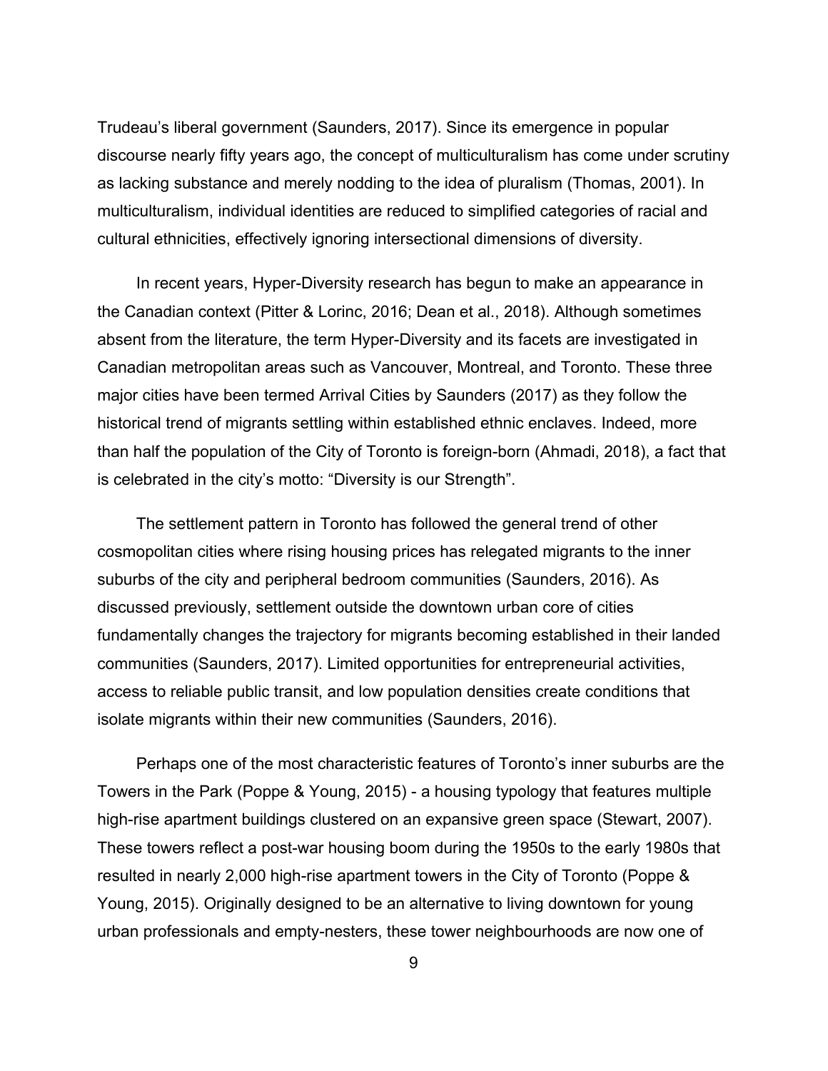Trudeau's liberal government (Saunders, 2017). Since its emergence in popular discourse nearly fifty years ago, the concept of multiculturalism has come under scrutiny as lacking substance and merely nodding to the idea of pluralism (Thomas, 2001). In multiculturalism, individual identities are reduced to simplified categories of racial and cultural ethnicities, effectively ignoring intersectional dimensions of diversity.

In recent years, Hyper-Diversity research has begun to make an appearance in the Canadian context (Pitter & Lorinc, 2016; Dean et al., 2018). Although sometimes absent from the literature, the term Hyper-Diversity and its facets are investigated in Canadian metropolitan areas such as Vancouver, Montreal, and Toronto. These three major cities have been termed Arrival Cities by Saunders (2017) as they follow the historical trend of migrants settling within established ethnic enclaves. Indeed, more than half the population of the City of Toronto is foreign-born (Ahmadi, 2018), a fact that is celebrated in the city's motto: "Diversity is our Strength".

The settlement pattern in Toronto has followed the general trend of other cosmopolitan cities where rising housing prices has relegated migrants to the inner suburbs of the city and peripheral bedroom communities (Saunders, 2016). As discussed previously, settlement outside the downtown urban core of cities fundamentally changes the trajectory for migrants becoming established in their landed communities (Saunders, 2017). Limited opportunities for entrepreneurial activities, access to reliable public transit, and low population densities create conditions that isolate migrants within their new communities (Saunders, 2016).

Perhaps one of the most characteristic features of Toronto's inner suburbs are the Towers in the Park (Poppe & Young, 2015) - a housing typology that features multiple high-rise apartment buildings clustered on an expansive green space (Stewart, 2007). These towers reflect a post-war housing boom during the 1950s to the early 1980s that resulted in nearly 2,000 high-rise apartment towers in the City of Toronto (Poppe & Young, 2015). Originally designed to be an alternative to living downtown for young urban professionals and empty-nesters, these tower neighbourhoods are now one of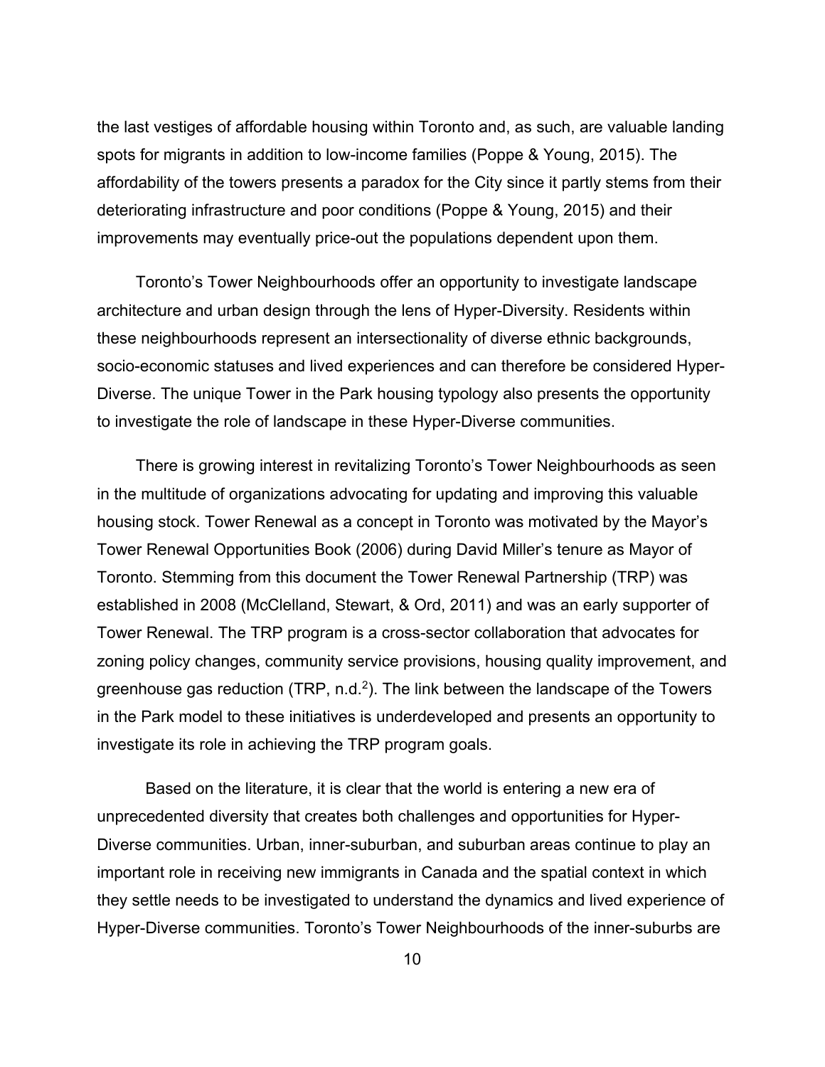the last vestiges of affordable housing within Toronto and, as such, are valuable landing spots for migrants in addition to low-income families (Poppe & Young, 2015). The affordability of the towers presents a paradox for the City since it partly stems from their deteriorating infrastructure and poor conditions (Poppe & Young, 2015) and their improvements may eventually price-out the populations dependent upon them.

Toronto's Tower Neighbourhoods offer an opportunity to investigate landscape architecture and urban design through the lens of Hyper-Diversity. Residents within these neighbourhoods represent an intersectionality of diverse ethnic backgrounds, socio-economic statuses and lived experiences and can therefore be considered Hyper-Diverse. The unique Tower in the Park housing typology also presents the opportunity to investigate the role of landscape in these Hyper-Diverse communities.

There is growing interest in revitalizing Toronto's Tower Neighbourhoods as seen in the multitude of organizations advocating for updating and improving this valuable housing stock. Tower Renewal as a concept in Toronto was motivated by the Mayor's Tower Renewal Opportunities Book (2006) during David Miller's tenure as Mayor of Toronto. Stemming from this document the Tower Renewal Partnership (TRP) was established in 2008 (McClelland, Stewart, & Ord, 2011) and was an early supporter of Tower Renewal. The TRP program is a cross-sector collaboration that advocates for zoning policy changes, community service provisions, housing quality improvement, and greenhouse gas reduction (TRP, n.d.[2]). The link between the landscape of the Towers in the Park model to these initiatives is underdeveloped and presents an opportunity to investigate its role in achieving the TRP program goals.

Based on the literature, it is clear that the world is entering a new era of unprecedented diversity that creates both challenges and opportunities for Hyper-Diverse communities. Urban, inner-suburban, and suburban areas continue to play an important role in receiving new immigrants in Canada and the spatial context in which they settle needs to be investigated to understand the dynamics and lived experience of Hyper-Diverse communities. Toronto's Tower Neighbourhoods of the inner-suburbs are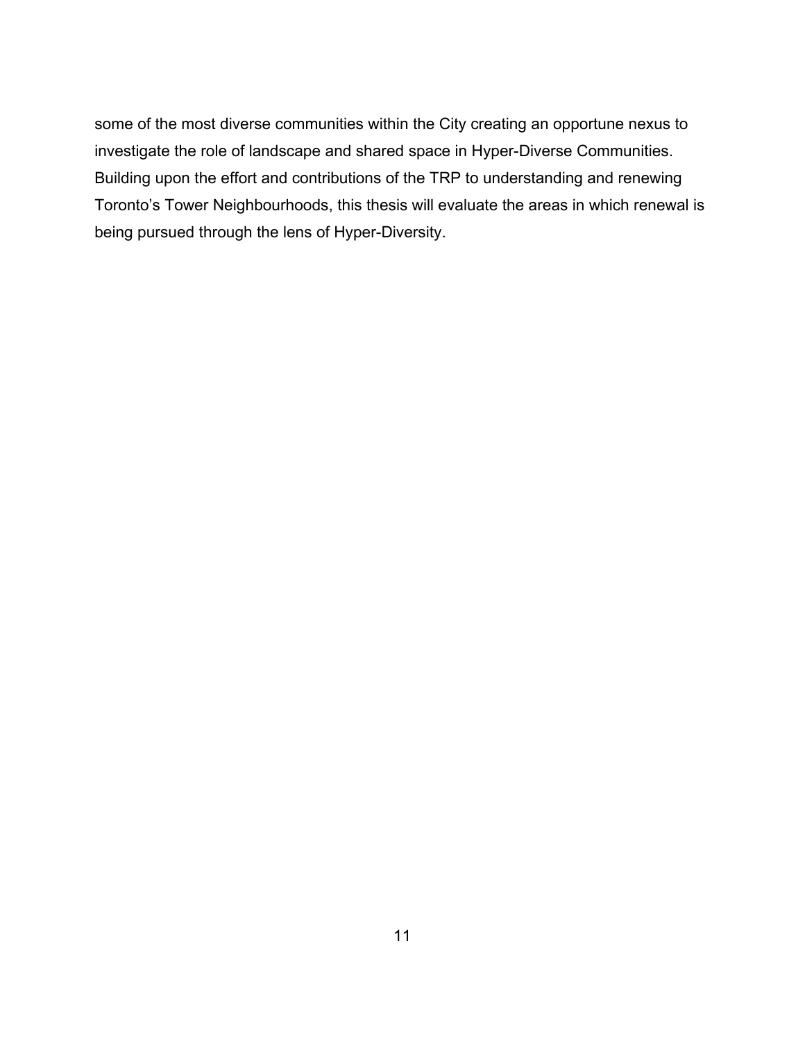some of the most diverse communities within the City creating an opportune nexus to investigate the role of landscape and shared space in Hyper-Diverse Communities. Building upon the effort and contributions of the TRP to understanding and renewing Toronto's Tower Neighbourhoods, this thesis will evaluate the areas in which renewal is being pursued through the lens of Hyper-Diversity.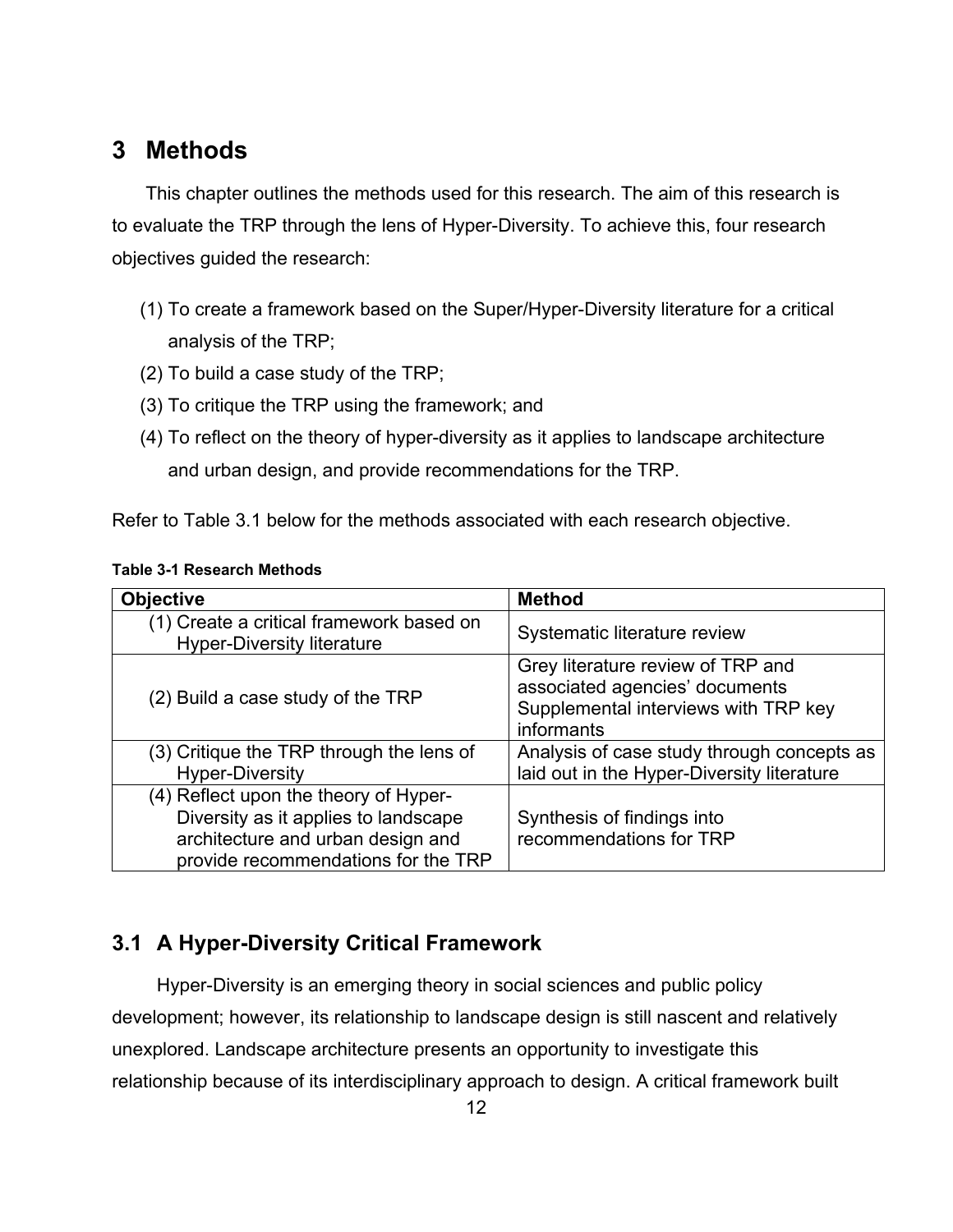# 3 Methods

This chapter outlines the methods used for this research. The aim of this research is to evaluate the TRP through the lens of Hyper-Diversity. To achieve this, four research objectives guided the research:

(1) To create a framework based on the Super/Hyper-Diversity literature for a critical analysis of the TRP;
(2) To build a case study of the TRP;
(3) To critique the TRP using the framework; and
(4) To reflect on the theory of hyper-diversity as it applies to landscape architecture and urban design, and provide recommendations for the TRP.

Refer to Table 3.1 below for the methods associated with each research objective.

**Table 3-1 Research Methods**

| Objective | Method |
| --- | --- |
| (1) Create a critical framework based on Hyper-Diversity literature | Systematic literature review |
| (2) Build a case study of the TRP | Grey literature review of TRP and associated agencies' documents<br>Supplemental interviews with TRP key informants |
| (3) Critique the TRP through the lens of Hyper-Diversity | Analysis of case study through concepts as laid out in the Hyper-Diversity literature |
| (4) Reflect upon the theory of Hyper-Diversity as it applies to landscape architecture and urban design and provide recommendations for the TRP | Synthesis of findings into recommendations for TRP |

## 3.1 A Hyper-Diversity Critical Framework

Hyper-Diversity is an emerging theory in social sciences and public policy development; however, its relationship to landscape design is still nascent and relatively unexplored. Landscape architecture presents an opportunity to investigate this relationship because of its interdisciplinary approach to design. A critical framework built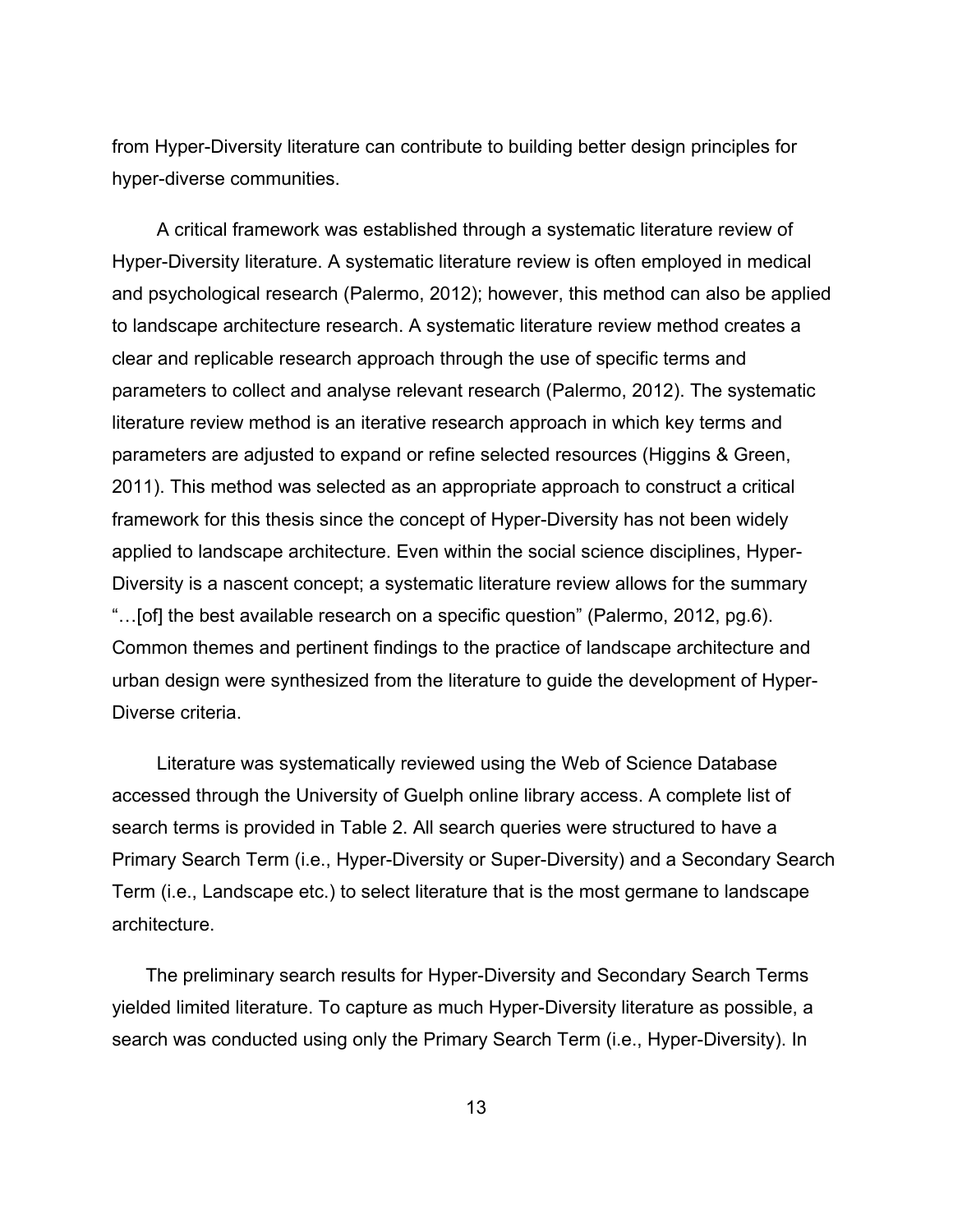from Hyper-Diversity literature can contribute to building better design principles for hyper-diverse communities.

A critical framework was established through a systematic literature review of Hyper-Diversity literature. A systematic literature review is often employed in medical and psychological research (Palermo, 2012); however, this method can also be applied to landscape architecture research. A systematic literature review method creates a clear and replicable research approach through the use of specific terms and parameters to collect and analyse relevant research (Palermo, 2012). The systematic literature review method is an iterative research approach in which key terms and parameters are adjusted to expand or refine selected resources (Higgins & Green, 2011). This method was selected as an appropriate approach to construct a critical framework for this thesis since the concept of Hyper-Diversity has not been widely applied to landscape architecture. Even within the social science disciplines, Hyper-Diversity is a nascent concept; a systematic literature review allows for the summary "…[of] the best available research on a specific question" (Palermo, 2012, pg.6). Common themes and pertinent findings to the practice of landscape architecture and urban design were synthesized from the literature to guide the development of Hyper-Diverse criteria.

Literature was systematically reviewed using the Web of Science Database accessed through the University of Guelph online library access. A complete list of search terms is provided in Table 2. All search queries were structured to have a Primary Search Term (i.e., Hyper-Diversity or Super-Diversity) and a Secondary Search Term (i.e., Landscape etc.) to select literature that is the most germane to landscape architecture.

The preliminary search results for Hyper-Diversity and Secondary Search Terms yielded limited literature. To capture as much Hyper-Diversity literature as possible, a search was conducted using only the Primary Search Term (i.e., Hyper-Diversity). In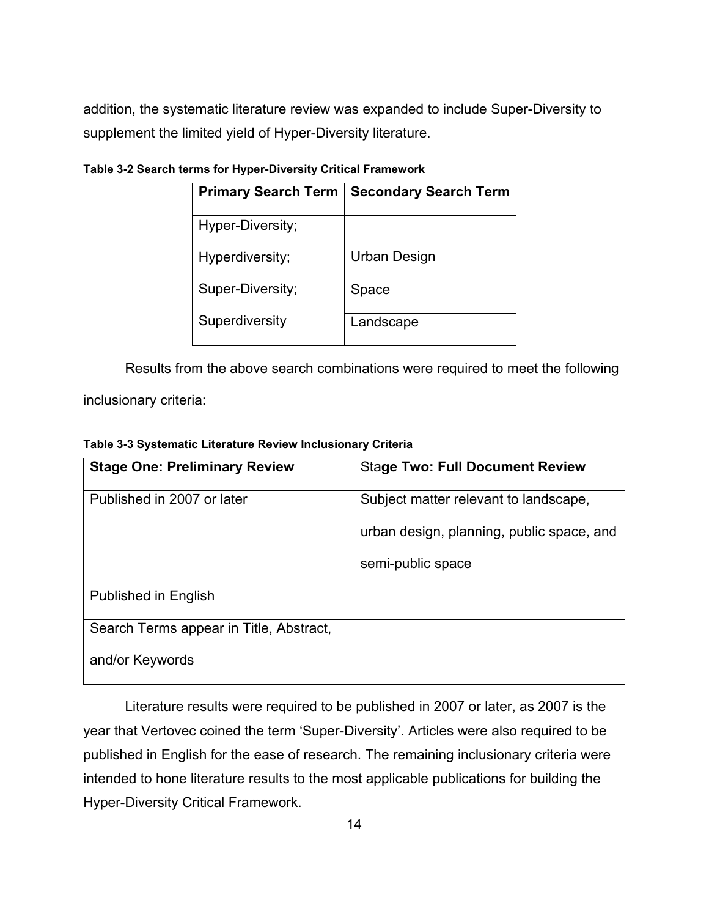addition, the systematic literature review was expanded to include Super-Diversity to supplement the limited yield of Hyper-Diversity literature.

**Table 3-2 Search terms for Hyper-Diversity Critical Framework**

| Primary Search Term | Secondary Search Term |
| --- | --- |
| Hyper-Diversity; | |
| Hyperdiversity; | Urban Design |
| Super-Diversity; | Space |
| Superdiversity | Landscape |

Results from the above search combinations were required to meet the following inclusionary criteria:

**Table 3-3 Systematic Literature Review Inclusionary Criteria**

| **Stage One: Preliminary Review** | **Stage Two: Full Document Review** |
| --- | --- |
| Published in 2007 or later | Subject matter relevant to landscape, urban design, planning, public space, and semi-public space |
| Published in English | |
| Search Terms appear in Title, Abstract, and/or Keywords | |

Literature results were required to be published in 2007 or later, as 2007 is the year that Vertovec coined the term 'Super-Diversity'. Articles were also required to be published in English for the ease of research. The remaining inclusionary criteria were intended to hone literature results to the most applicable publications for building the Hyper-Diversity Critical Framework.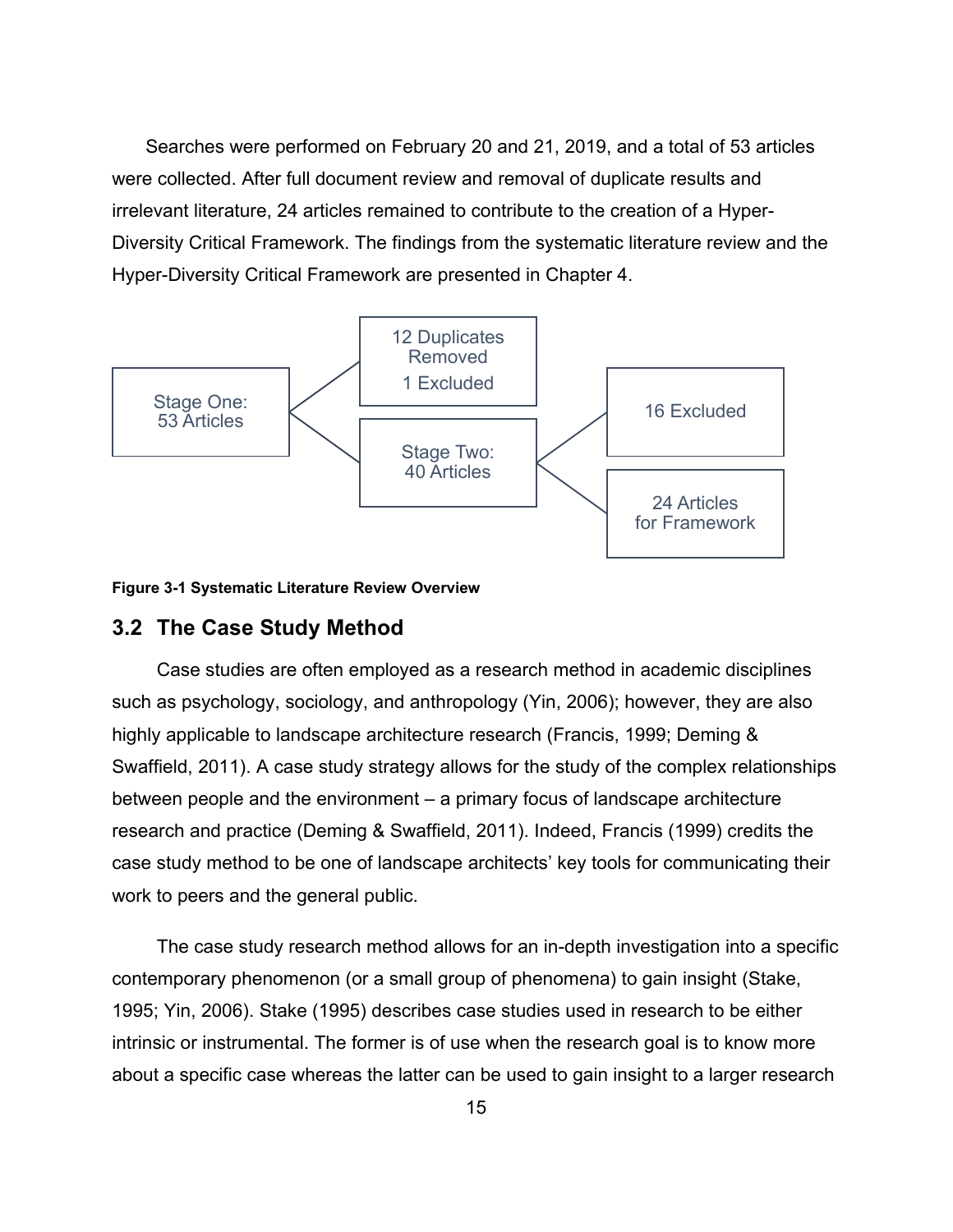Searches were performed on February 20 and 21, 2019, and a total of 53 articles were collected. After full document review and removal of duplicate results and irrelevant literature, 24 articles remained to contribute to the creation of a Hyper-Diversity Critical Framework. The findings from the systematic literature review and the Hyper-Diversity Critical Framework are presented in Chapter 4.

Stage One: 53 Articles

12 Duplicates Removed

1 Excluded

Stage Two: 40 Articles

16 Excluded

24 Articles for Framework

**Figure 3-1 Systematic Literature Review Overview**

## 3.2 The Case Study Method

Case studies are often employed as a research method in academic disciplines such as psychology, sociology, and anthropology (Yin, 2006); however, they are also highly applicable to landscape architecture research (Francis, 1999; Deming & Swaffield, 2011). A case study strategy allows for the study of the complex relationships between people and the environment – a primary focus of landscape architecture research and practice (Deming & Swaffield, 2011). Indeed, Francis (1999) credits the case study method to be one of landscape architects' key tools for communicating their work to peers and the general public.

The case study research method allows for an in-depth investigation into a specific contemporary phenomenon (or a small group of phenomena) to gain insight (Stake, 1995; Yin, 2006). Stake (1995) describes case studies used in research to be either intrinsic or instrumental. The former is of use when the research goal is to know more about a specific case whereas the latter can be used to gain insight to a larger research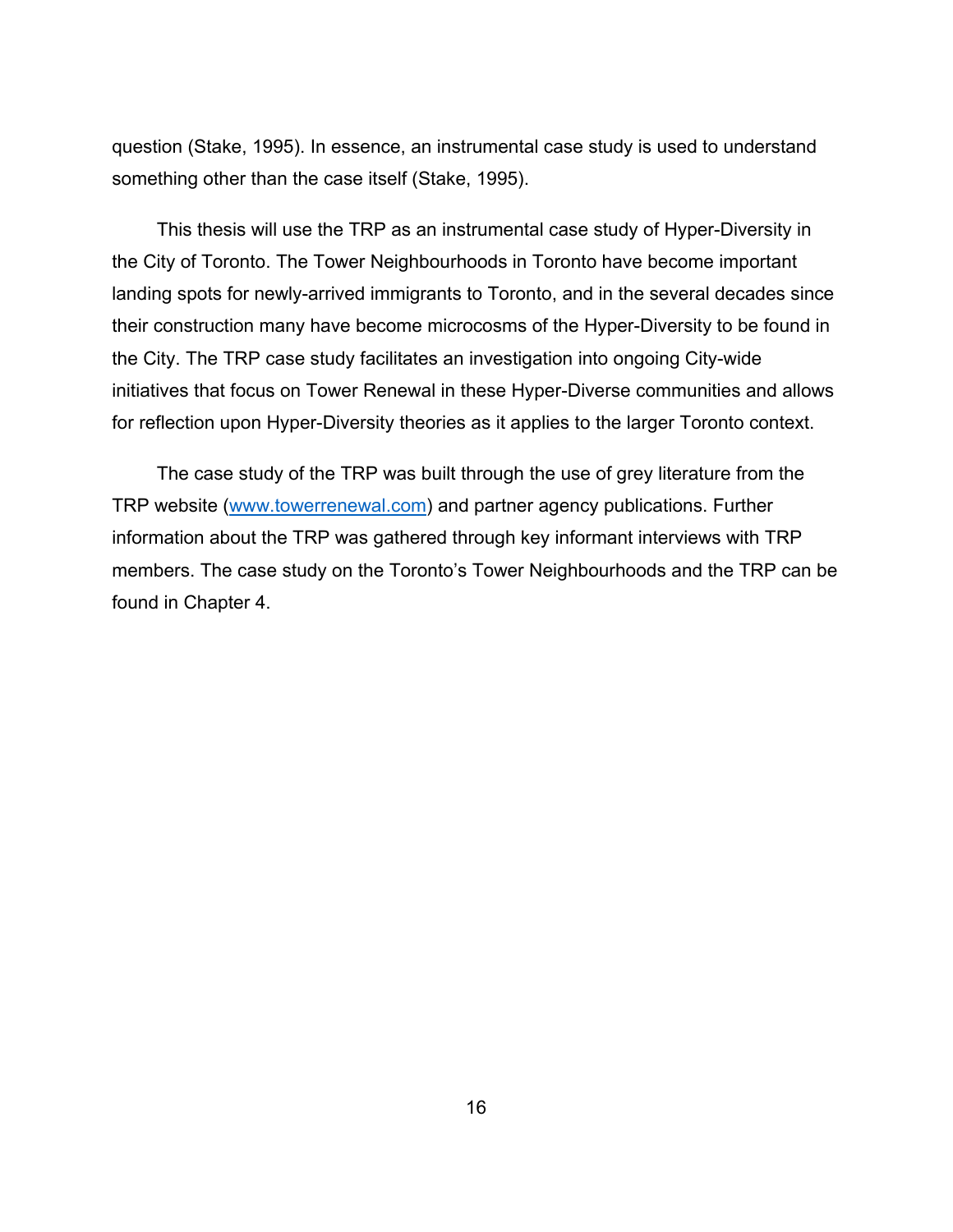question (Stake, 1995). In essence, an instrumental case study is used to understand something other than the case itself (Stake, 1995).

This thesis will use the TRP as an instrumental case study of Hyper-Diversity in the City of Toronto. The Tower Neighbourhoods in Toronto have become important landing spots for newly-arrived immigrants to Toronto, and in the several decades since their construction many have become microcosms of the Hyper-Diversity to be found in the City. The TRP case study facilitates an investigation into ongoing City-wide initiatives that focus on Tower Renewal in these Hyper-Diverse communities and allows for reflection upon Hyper-Diversity theories as it applies to the larger Toronto context.

The case study of the TRP was built through the use of grey literature from the TRP website (www.towerrenewal.com) and partner agency publications. Further information about the TRP was gathered through key informant interviews with TRP members. The case study on the Toronto's Tower Neighbourhoods and the TRP can be found in Chapter 4.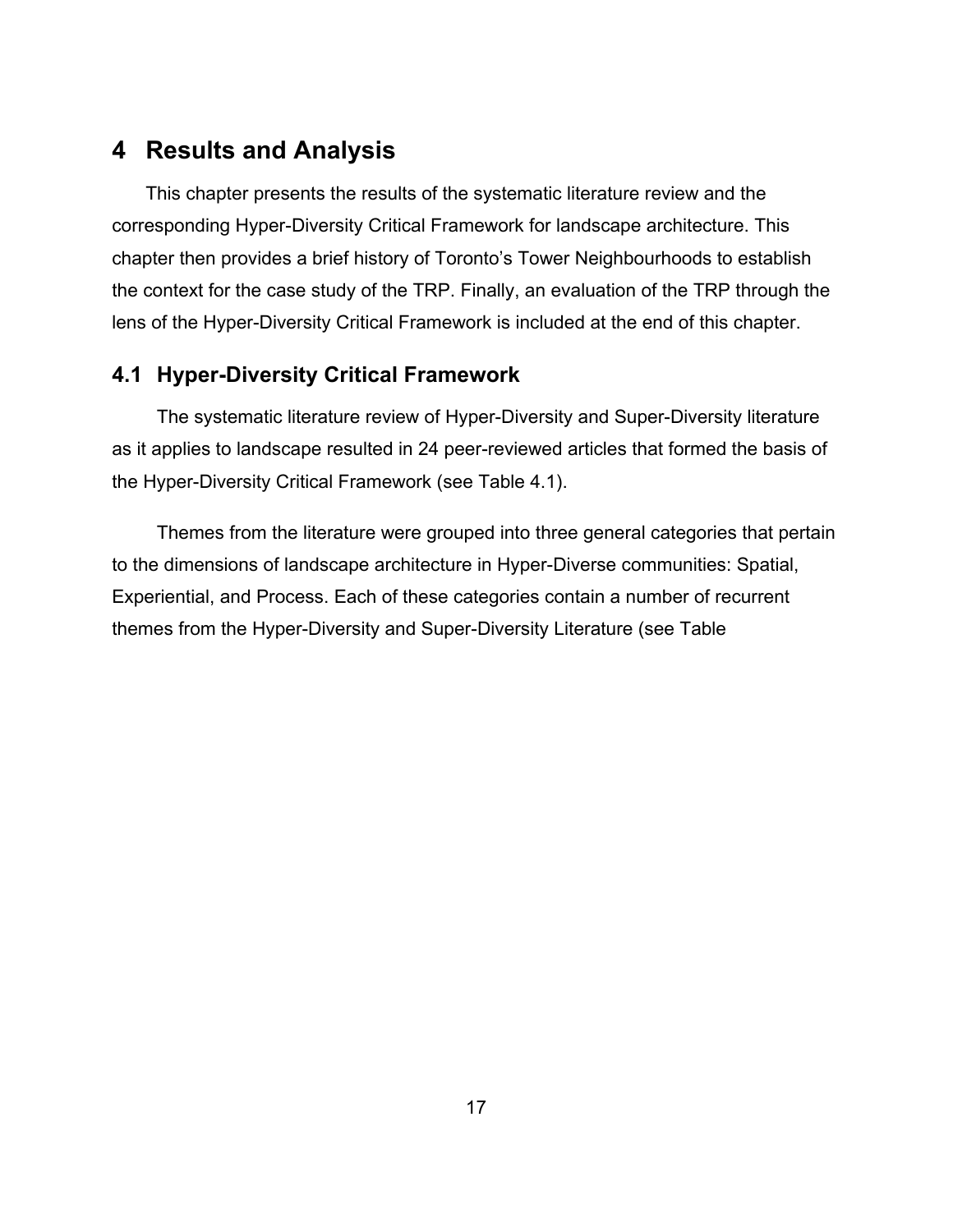# 4 Results and Analysis

This chapter presents the results of the systematic literature review and the corresponding Hyper-Diversity Critical Framework for landscape architecture. This chapter then provides a brief history of Toronto's Tower Neighbourhoods to establish the context for the case study of the TRP. Finally, an evaluation of the TRP through the lens of the Hyper-Diversity Critical Framework is included at the end of this chapter.

## 4.1 Hyper-Diversity Critical Framework

The systematic literature review of Hyper-Diversity and Super-Diversity literature as it applies to landscape resulted in 24 peer-reviewed articles that formed the basis of the Hyper-Diversity Critical Framework (see Table 4.1).

Themes from the literature were grouped into three general categories that pertain to the dimensions of landscape architecture in Hyper-Diverse communities: Spatial, Experiential, and Process. Each of these categories contain a number of recurrent themes from the Hyper-Diversity and Super-Diversity Literature (see Table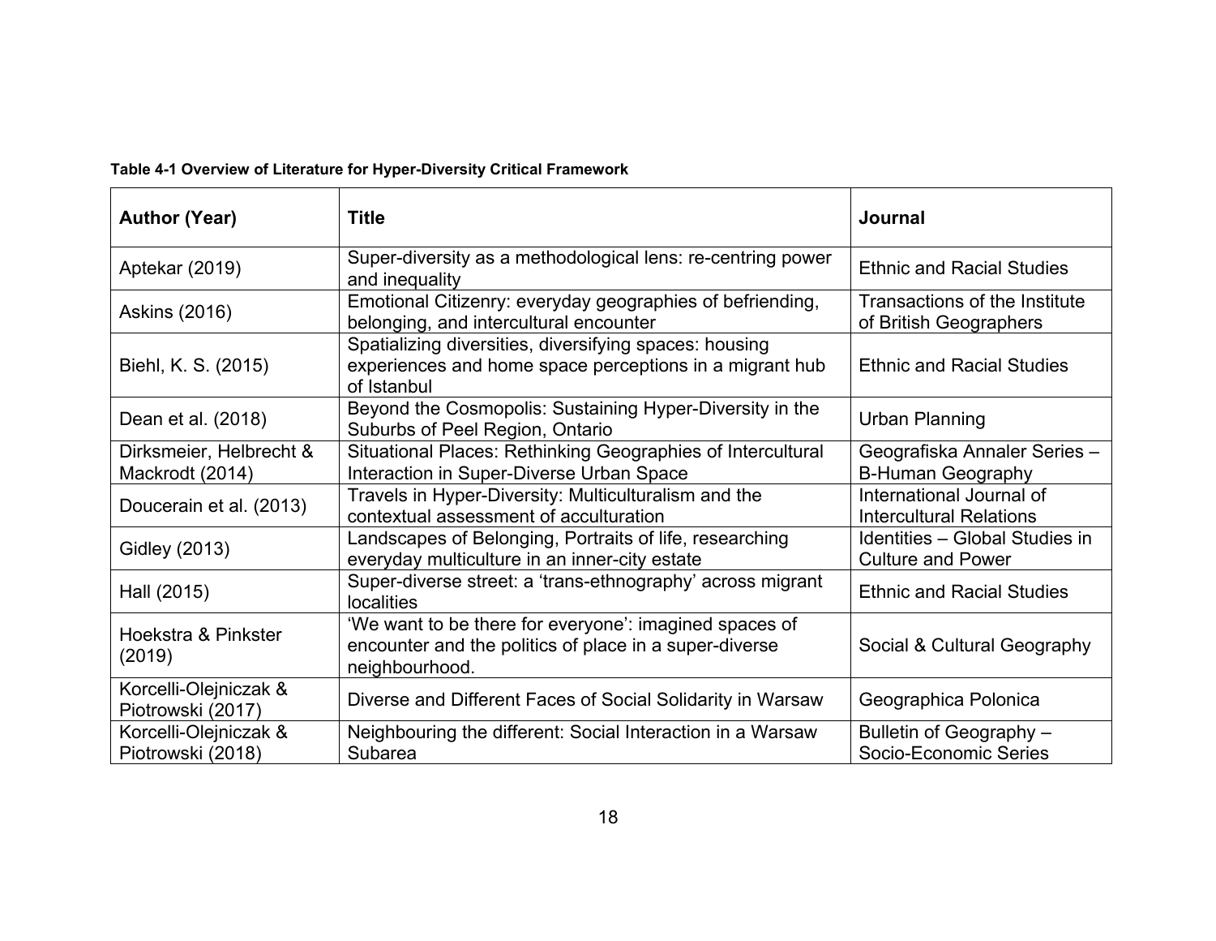**Table 4-1 Overview of Literature for Hyper-Diversity Critical Framework**

| Author (Year) | Title | Journal |
|---|---|---|
| Aptekar (2019) | Super-diversity as a methodological lens: re-centring power and inequality | Ethnic and Racial Studies |
| Askins (2016) | Emotional Citizenry: everyday geographies of befriending, belonging, and intercultural encounter | Transactions of the Institute of British Geographers |
| Biehl, K. S. (2015) | Spatializing diversities, diversifying spaces: housing experiences and home space perceptions in a migrant hub of Istanbul | Ethnic and Racial Studies |
| Dean et al. (2018) | Beyond the Cosmopolis: Sustaining Hyper-Diversity in the Suburbs of Peel Region, Ontario | Urban Planning |
| Dirksmeier, Helbrecht & Mackrodt (2014) | Situational Places: Rethinking Geographies of Intercultural Interaction in Super-Diverse Urban Space | Geografiska Annaler Series – B-Human Geography |
| Doucerain et al. (2013) | Travels in Hyper-Diversity: Multiculturalism and the contextual assessment of acculturation | International Journal of Intercultural Relations |
| Gidley (2013) | Landscapes of Belonging, Portraits of life, researching everyday multiculture in an inner-city estate | Identities – Global Studies in Culture and Power |
| Hall (2015) | Super-diverse street: a 'trans-ethnography' across migrant localities | Ethnic and Racial Studies |
| Hoekstra & Pinkster (2019) | 'We want to be there for everyone': imagined spaces of encounter and the politics of place in a super-diverse neighbourhood. | Social & Cultural Geography |
| Korcelli-Olejniczak & Piotrowski (2017) | Diverse and Different Faces of Social Solidarity in Warsaw | Geographica Polonica |
| Korcelli-Olejniczak & Piotrowski (2018) | Neighbouring the different: Social Interaction in a Warsaw Subarea | Bulletin of Geography – Socio-Economic Series |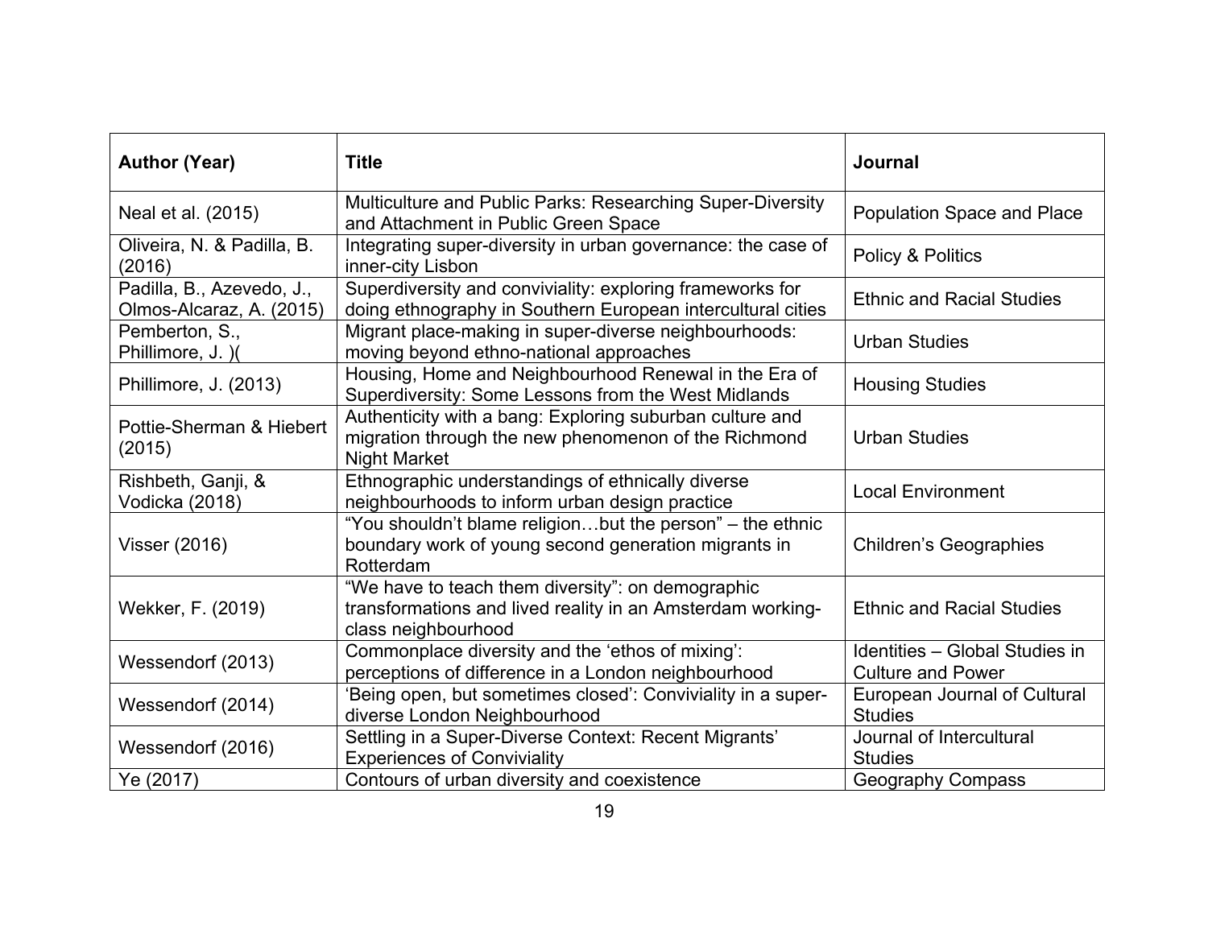| Author (Year) | Title | Journal |
| --- | --- | --- |
| Neal et al. (2015) | Multiculture and Public Parks: Researching Super-Diversity and Attachment in Public Green Space | Population Space and Place |
| Oliveira, N. & Padilla, B. (2016) | Integrating super-diversity in urban governance: the case of inner-city Lisbon | Policy & Politics |
| Padilla, B., Azevedo, J., Olmos-Alcaraz, A. (2015) | Superdiversity and conviviality: exploring frameworks for doing ethnography in Southern European intercultural cities | Ethnic and Racial Studies |
| Pemberton, S., Phillimore, J. )( | Migrant place-making in super-diverse neighbourhoods: moving beyond ethno-national approaches | Urban Studies |
| Phillimore, J. (2013) | Housing, Home and Neighbourhood Renewal in the Era of Superdiversity: Some Lessons from the West Midlands | Housing Studies |
| Pottie-Sherman & Hiebert (2015) | Authenticity with a bang: Exploring suburban culture and migration through the new phenomenon of the Richmond Night Market | Urban Studies |
| Rishbeth, Ganji, & Vodicka (2018) | Ethnographic understandings of ethnically diverse neighbourhoods to inform urban design practice | Local Environment |
| Visser (2016) | "You shouldn't blame religion…but the person" – the ethnic boundary work of young second generation migrants in Rotterdam | Children's Geographies |
| Wekker, F. (2019) | "We have to teach them diversity": on demographic transformations and lived reality in an Amsterdam working-class neighbourhood | Ethnic and Racial Studies |
| Wessendorf (2013) | Commonplace diversity and the 'ethos of mixing': perceptions of difference in a London neighbourhood | Identities – Global Studies in Culture and Power |
| Wessendorf (2014) | 'Being open, but sometimes closed': Conviviality in a super-diverse London Neighbourhood | European Journal of Cultural Studies |
| Wessendorf (2016) | Settling in a Super-Diverse Context: Recent Migrants' Experiences of Conviviality | Journal of Intercultural Studies |
| Ye (2017) | Contours of urban diversity and coexistence | Geography Compass |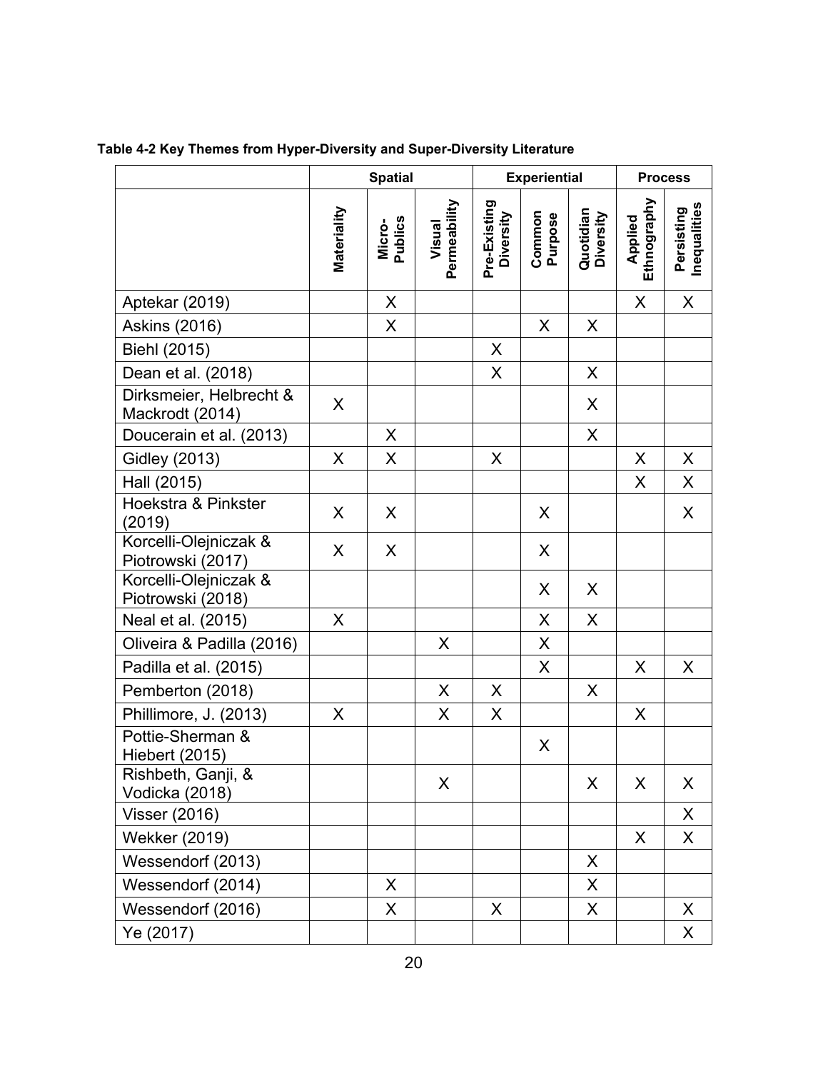**Table 4-2 Key Themes from Hyper-Diversity and Super-Diversity Literature**

| | Spatial | | | Experiential | | | Process | |
|---|---|---|---|---|---|---|---|---|
| | Materiality | Micro-Publics | Visual Permeability | Pre-Existing Diversity | Common Purpose | Quotidian Diversity | Applied Ethnography | Persisting Inequalities |
| Aptekar (2019) | | X | | | | | X | X |
| Askins (2016) | | X | | | X | X | | |
| Biehl (2015) | | | | X | | | | |
| Dean et al. (2018) | | | | X | | X | | |
| Dirksmeier, Helbrecht & Mackrodt (2014) | X | | | | | X | | |
| Doucerain et al. (2013) | | X | | | | X | | |
| Gidley (2013) | X | X | | X | | | X | X |
| Hall (2015) | | | | | | | X | X |
| Hoekstra & Pinkster (2019) | X | X | | | X | | | X |
| Korcelli-Olejniczak & Piotrowski (2017) | X | X | | | X | | | |
| Korcelli-Olejniczak & Piotrowski (2018) | | | | | X | X | | |
| Neal et al. (2015) | X | | | | X | X | | |
| Oliveira & Padilla (2016) | | | X | | X | | | |
| Padilla et al. (2015) | | | | | X | | X | X |
| Pemberton (2018) | | | X | X | | X | | |
| Phillimore, J. (2013) | X | | X | X | | | X | |
| Pottie-Sherman & Hiebert (2015) | | | | | X | | | |
| Rishbeth, Ganji, & Vodicka (2018) | | | X | | | X | X | X |
| Visser (2016) | | | | | | | | X |
| Wekker (2019) | | | | | | | X | X |
| Wessendorf (2013) | | | | | | X | | |
| Wessendorf (2014) | | X | | | | X | | |
| Wessendorf (2016) | | X | | X | | X | | X |
| Ye (2017) | | | | | | | | X |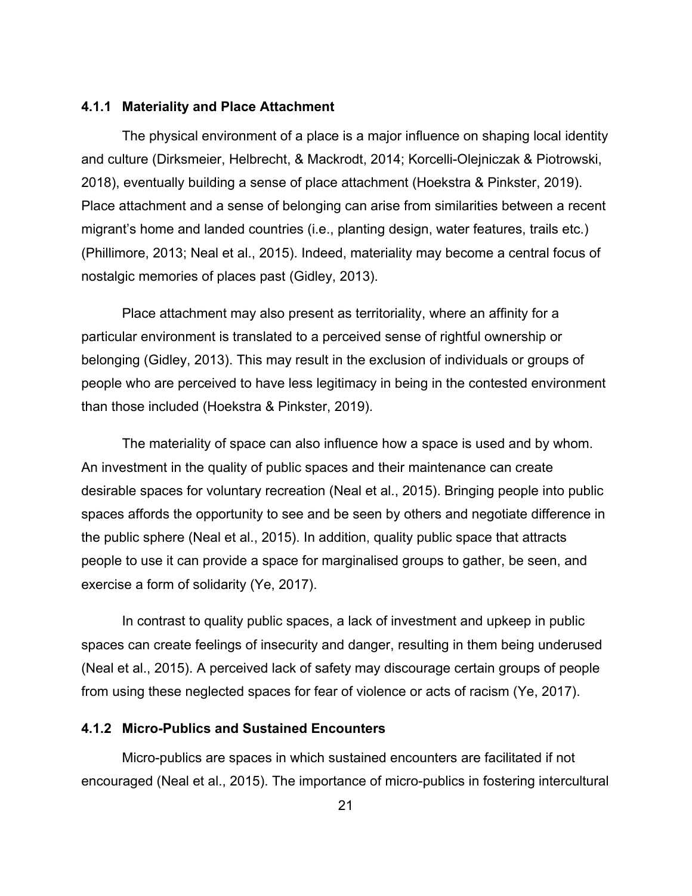### 4.1.1 Materiality and Place Attachment

The physical environment of a place is a major influence on shaping local identity and culture (Dirksmeier, Helbrecht, & Mackrodt, 2014; Korcelli-Olejniczak & Piotrowski, 2018), eventually building a sense of place attachment (Hoekstra & Pinkster, 2019). Place attachment and a sense of belonging can arise from similarities between a recent migrant's home and landed countries (i.e., planting design, water features, trails etc.) (Phillimore, 2013; Neal et al., 2015). Indeed, materiality may become a central focus of nostalgic memories of places past (Gidley, 2013).

Place attachment may also present as territoriality, where an affinity for a particular environment is translated to a perceived sense of rightful ownership or belonging (Gidley, 2013). This may result in the exclusion of individuals or groups of people who are perceived to have less legitimacy in being in the contested environment than those included (Hoekstra & Pinkster, 2019).

The materiality of space can also influence how a space is used and by whom. An investment in the quality of public spaces and their maintenance can create desirable spaces for voluntary recreation (Neal et al., 2015). Bringing people into public spaces affords the opportunity to see and be seen by others and negotiate difference in the public sphere (Neal et al., 2015). In addition, quality public space that attracts people to use it can provide a space for marginalised groups to gather, be seen, and exercise a form of solidarity (Ye, 2017).

In contrast to quality public spaces, a lack of investment and upkeep in public spaces can create feelings of insecurity and danger, resulting in them being underused (Neal et al., 2015). A perceived lack of safety may discourage certain groups of people from using these neglected spaces for fear of violence or acts of racism (Ye, 2017).

### 4.1.2 Micro-Publics and Sustained Encounters

Micro-publics are spaces in which sustained encounters are facilitated if not encouraged (Neal et al., 2015). The importance of micro-publics in fostering intercultural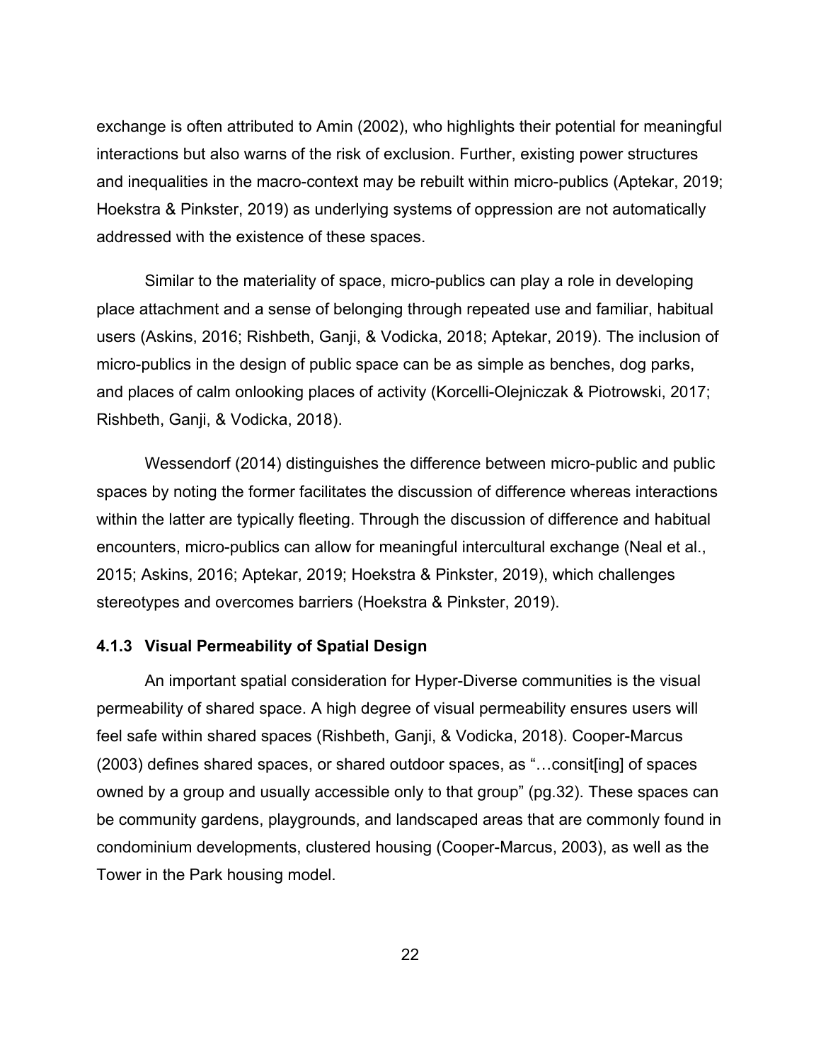exchange is often attributed to Amin (2002), who highlights their potential for meaningful interactions but also warns of the risk of exclusion. Further, existing power structures and inequalities in the macro-context may be rebuilt within micro-publics (Aptekar, 2019; Hoekstra & Pinkster, 2019) as underlying systems of oppression are not automatically addressed with the existence of these spaces.

Similar to the materiality of space, micro-publics can play a role in developing place attachment and a sense of belonging through repeated use and familiar, habitual users (Askins, 2016; Rishbeth, Ganji, & Vodicka, 2018; Aptekar, 2019). The inclusion of micro-publics in the design of public space can be as simple as benches, dog parks, and places of calm onlooking places of activity (Korcelli-Olejniczak & Piotrowski, 2017; Rishbeth, Ganji, & Vodicka, 2018).

Wessendorf (2014) distinguishes the difference between micro-public and public spaces by noting the former facilitates the discussion of difference whereas interactions within the latter are typically fleeting. Through the discussion of difference and habitual encounters, micro-publics can allow for meaningful intercultural exchange (Neal et al., 2015; Askins, 2016; Aptekar, 2019; Hoekstra & Pinkster, 2019), which challenges stereotypes and overcomes barriers (Hoekstra & Pinkster, 2019).

### 4.1.3 Visual Permeability of Spatial Design

An important spatial consideration for Hyper-Diverse communities is the visual permeability of shared space. A high degree of visual permeability ensures users will feel safe within shared spaces (Rishbeth, Ganji, & Vodicka, 2018). Cooper-Marcus (2003) defines shared spaces, or shared outdoor spaces, as "…consit[ing] of spaces owned by a group and usually accessible only to that group" (pg.32). These spaces can be community gardens, playgrounds, and landscaped areas that are commonly found in condominium developments, clustered housing (Cooper-Marcus, 2003), as well as the Tower in the Park housing model.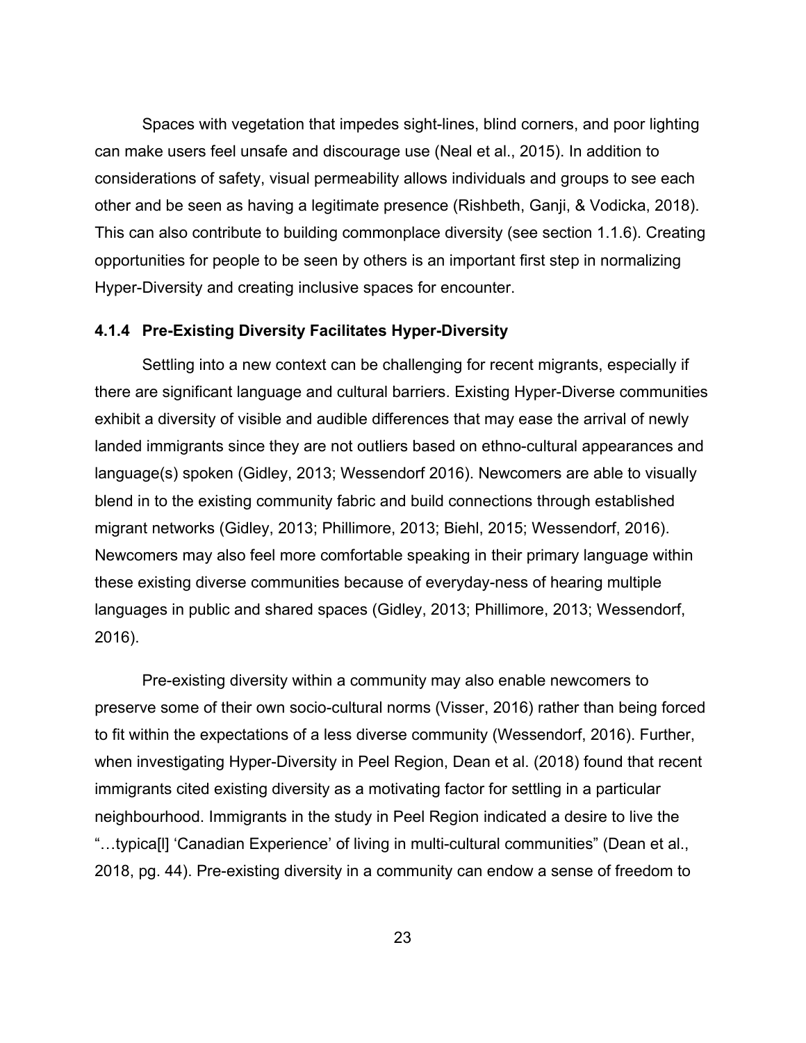Spaces with vegetation that impedes sight-lines, blind corners, and poor lighting can make users feel unsafe and discourage use (Neal et al., 2015). In addition to considerations of safety, visual permeability allows individuals and groups to see each other and be seen as having a legitimate presence (Rishbeth, Ganji, & Vodicka, 2018). This can also contribute to building commonplace diversity (see section 1.1.6). Creating opportunities for people to be seen by others is an important first step in normalizing Hyper-Diversity and creating inclusive spaces for encounter.

#### 4.1.4 Pre-Existing Diversity Facilitates Hyper-Diversity

Settling into a new context can be challenging for recent migrants, especially if there are significant language and cultural barriers. Existing Hyper-Diverse communities exhibit a diversity of visible and audible differences that may ease the arrival of newly landed immigrants since they are not outliers based on ethno-cultural appearances and language(s) spoken (Gidley, 2013; Wessendorf 2016). Newcomers are able to visually blend in to the existing community fabric and build connections through established migrant networks (Gidley, 2013; Phillimore, 2013; Biehl, 2015; Wessendorf, 2016). Newcomers may also feel more comfortable speaking in their primary language within these existing diverse communities because of everyday-ness of hearing multiple languages in public and shared spaces (Gidley, 2013; Phillimore, 2013; Wessendorf, 2016).

Pre-existing diversity within a community may also enable newcomers to preserve some of their own socio-cultural norms (Visser, 2016) rather than being forced to fit within the expectations of a less diverse community (Wessendorf, 2016). Further, when investigating Hyper-Diversity in Peel Region, Dean et al. (2018) found that recent immigrants cited existing diversity as a motivating factor for settling in a particular neighbourhood. Immigrants in the study in Peel Region indicated a desire to live the "…typica[l] 'Canadian Experience' of living in multi-cultural communities" (Dean et al., 2018, pg. 44). Pre-existing diversity in a community can endow a sense of freedom to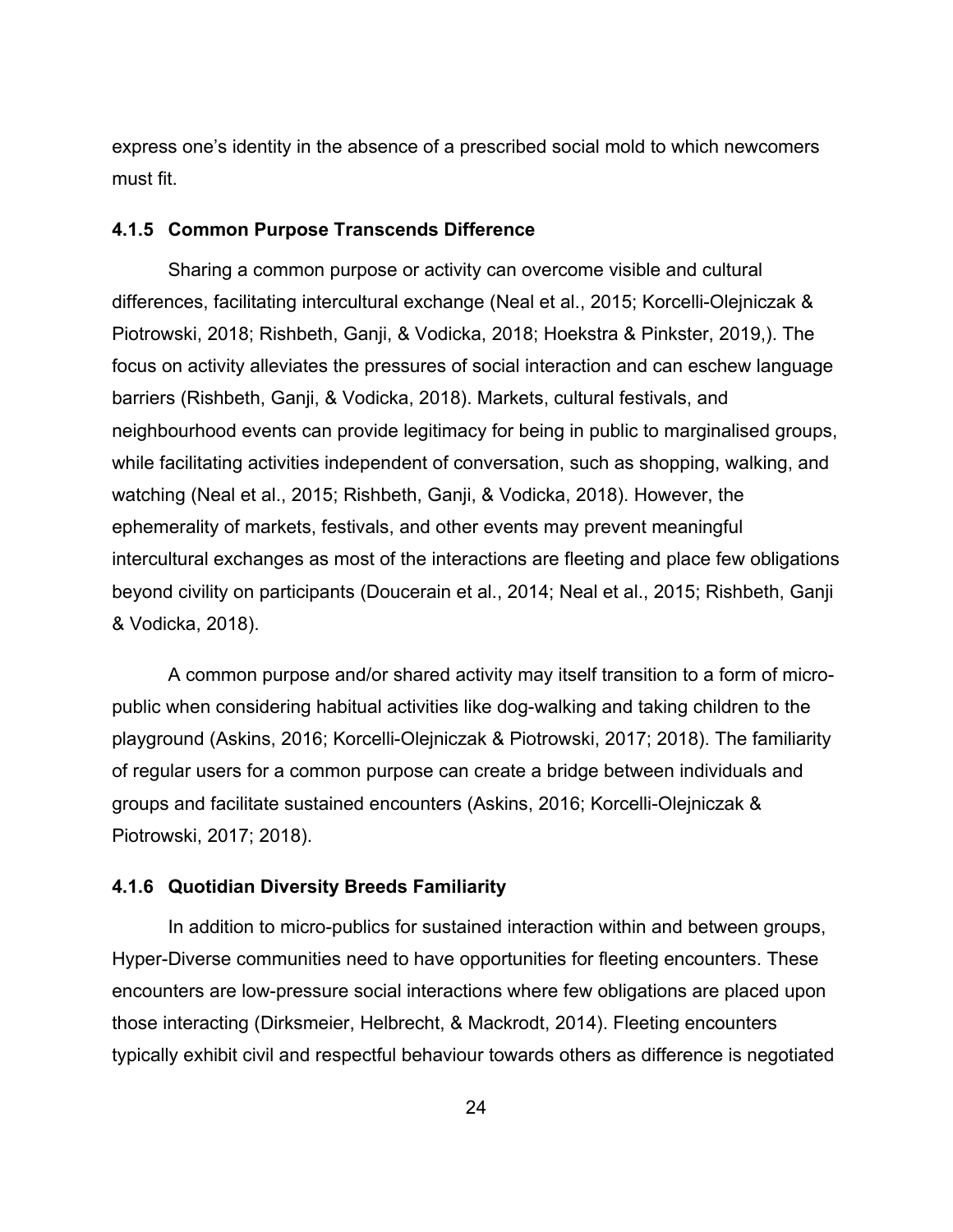express one's identity in the absence of a prescribed social mold to which newcomers must fit.

### 4.1.5 Common Purpose Transcends Difference

Sharing a common purpose or activity can overcome visible and cultural differences, facilitating intercultural exchange (Neal et al., 2015; Korcelli-Olejniczak & Piotrowski, 2018; Rishbeth, Ganji, & Vodicka, 2018; Hoekstra & Pinkster, 2019,). The focus on activity alleviates the pressures of social interaction and can eschew language barriers (Rishbeth, Ganji, & Vodicka, 2018). Markets, cultural festivals, and neighbourhood events can provide legitimacy for being in public to marginalised groups, while facilitating activities independent of conversation, such as shopping, walking, and watching (Neal et al., 2015; Rishbeth, Ganji, & Vodicka, 2018). However, the ephemerality of markets, festivals, and other events may prevent meaningful intercultural exchanges as most of the interactions are fleeting and place few obligations beyond civility on participants (Doucerain et al., 2014; Neal et al., 2015; Rishbeth, Ganji & Vodicka, 2018).

A common purpose and/or shared activity may itself transition to a form of micro-public when considering habitual activities like dog-walking and taking children to the playground (Askins, 2016; Korcelli-Olejniczak & Piotrowski, 2017; 2018). The familiarity of regular users for a common purpose can create a bridge between individuals and groups and facilitate sustained encounters (Askins, 2016; Korcelli-Olejniczak & Piotrowski, 2017; 2018).

### 4.1.6 Quotidian Diversity Breeds Familiarity

In addition to micro-publics for sustained interaction within and between groups, Hyper-Diverse communities need to have opportunities for fleeting encounters. These encounters are low-pressure social interactions where few obligations are placed upon those interacting (Dirksmeier, Helbrecht, & Mackrodt, 2014). Fleeting encounters typically exhibit civil and respectful behaviour towards others as difference is negotiated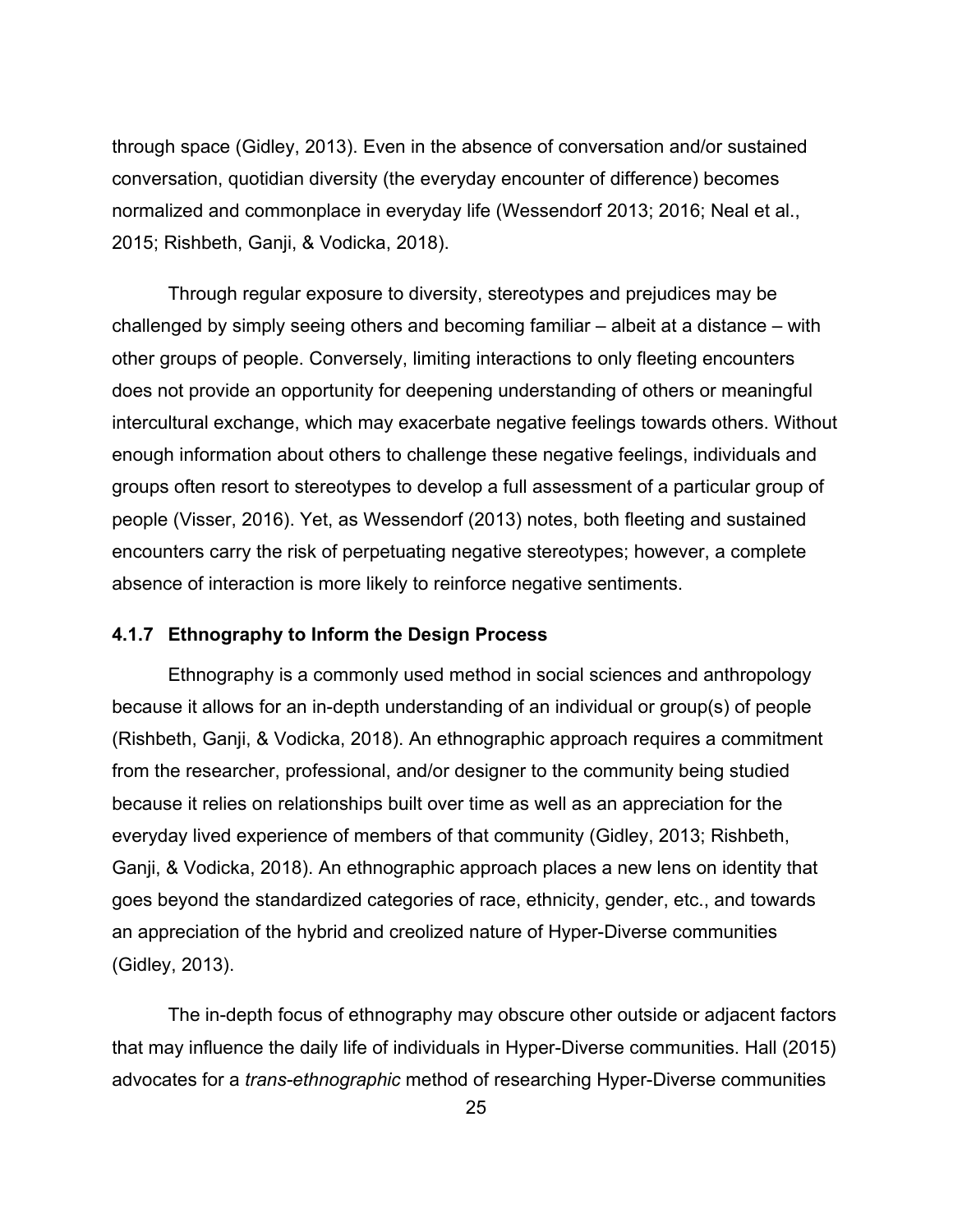through space (Gidley, 2013). Even in the absence of conversation and/or sustained conversation, quotidian diversity (the everyday encounter of difference) becomes normalized and commonplace in everyday life (Wessendorf 2013; 2016; Neal et al., 2015; Rishbeth, Ganji, & Vodicka, 2018).

Through regular exposure to diversity, stereotypes and prejudices may be challenged by simply seeing others and becoming familiar – albeit at a distance – with other groups of people. Conversely, limiting interactions to only fleeting encounters does not provide an opportunity for deepening understanding of others or meaningful intercultural exchange, which may exacerbate negative feelings towards others. Without enough information about others to challenge these negative feelings, individuals and groups often resort to stereotypes to develop a full assessment of a particular group of people (Visser, 2016). Yet, as Wessendorf (2013) notes, both fleeting and sustained encounters carry the risk of perpetuating negative stereotypes; however, a complete absence of interaction is more likely to reinforce negative sentiments.

### 4.1.7 Ethnography to Inform the Design Process

Ethnography is a commonly used method in social sciences and anthropology because it allows for an in-depth understanding of an individual or group(s) of people (Rishbeth, Ganji, & Vodicka, 2018). An ethnographic approach requires a commitment from the researcher, professional, and/or designer to the community being studied because it relies on relationships built over time as well as an appreciation for the everyday lived experience of members of that community (Gidley, 2013; Rishbeth, Ganji, & Vodicka, 2018). An ethnographic approach places a new lens on identity that goes beyond the standardized categories of race, ethnicity, gender, etc., and towards an appreciation of the hybrid and creolized nature of Hyper-Diverse communities (Gidley, 2013).

The in-depth focus of ethnography may obscure other outside or adjacent factors that may influence the daily life of individuals in Hyper-Diverse communities. Hall (2015) advocates for a *trans-ethnographic* method of researching Hyper-Diverse communities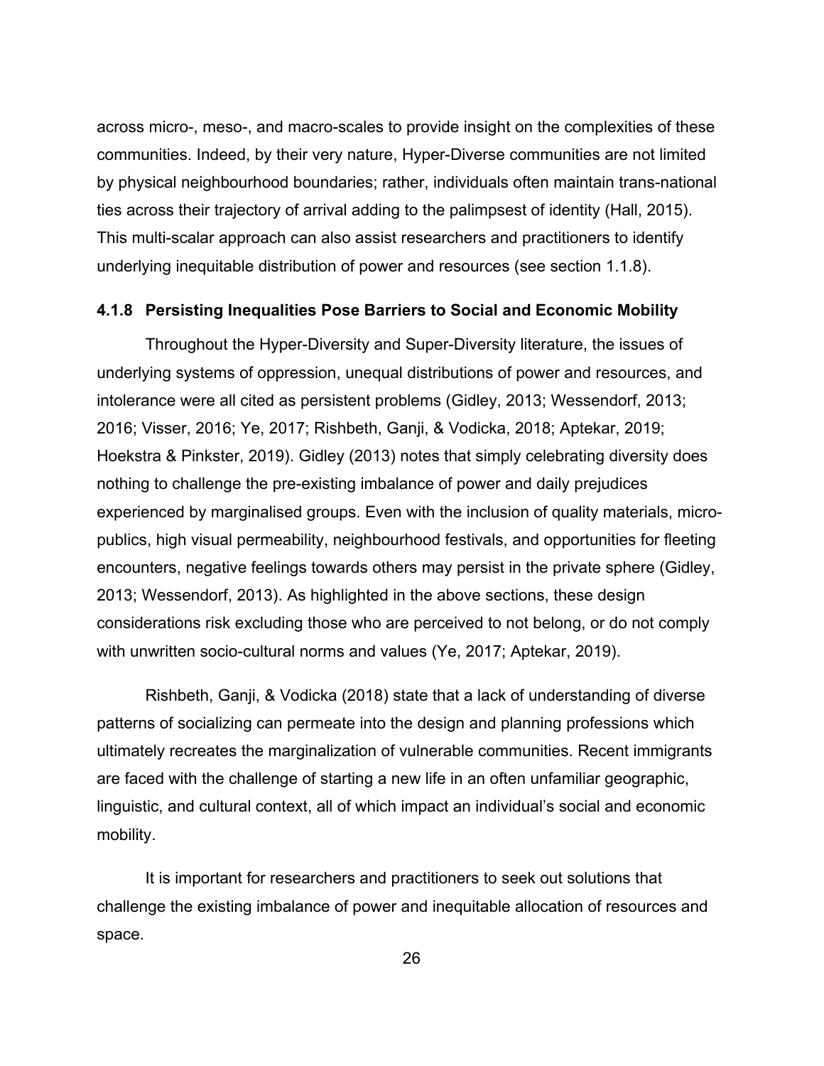across micro-, meso-, and macro-scales to provide insight on the complexities of these communities. Indeed, by their very nature, Hyper-Diverse communities are not limited by physical neighbourhood boundaries; rather, individuals often maintain trans-national ties across their trajectory of arrival adding to the palimpsest of identity (Hall, 2015). This multi-scalar approach can also assist researchers and practitioners to identify underlying inequitable distribution of power and resources (see section 1.1.8).

### 4.1.8 Persisting Inequalities Pose Barriers to Social and Economic Mobility

Throughout the Hyper-Diversity and Super-Diversity literature, the issues of underlying systems of oppression, unequal distributions of power and resources, and intolerance were all cited as persistent problems (Gidley, 2013; Wessendorf, 2013; 2016; Visser, 2016; Ye, 2017; Rishbeth, Ganji, & Vodicka, 2018; Aptekar, 2019; Hoekstra & Pinkster, 2019). Gidley (2013) notes that simply celebrating diversity does nothing to challenge the pre-existing imbalance of power and daily prejudices experienced by marginalised groups. Even with the inclusion of quality materials, micro-publics, high visual permeability, neighbourhood festivals, and opportunities for fleeting encounters, negative feelings towards others may persist in the private sphere (Gidley, 2013; Wessendorf, 2013). As highlighted in the above sections, these design considerations risk excluding those who are perceived to not belong, or do not comply with unwritten socio-cultural norms and values (Ye, 2017; Aptekar, 2019).

Rishbeth, Ganji, & Vodicka (2018) state that a lack of understanding of diverse patterns of socializing can permeate into the design and planning professions which ultimately recreates the marginalization of vulnerable communities. Recent immigrants are faced with the challenge of starting a new life in an often unfamiliar geographic, linguistic, and cultural context, all of which impact an individual's social and economic mobility.

It is important for researchers and practitioners to seek out solutions that challenge the existing imbalance of power and inequitable allocation of resources and space.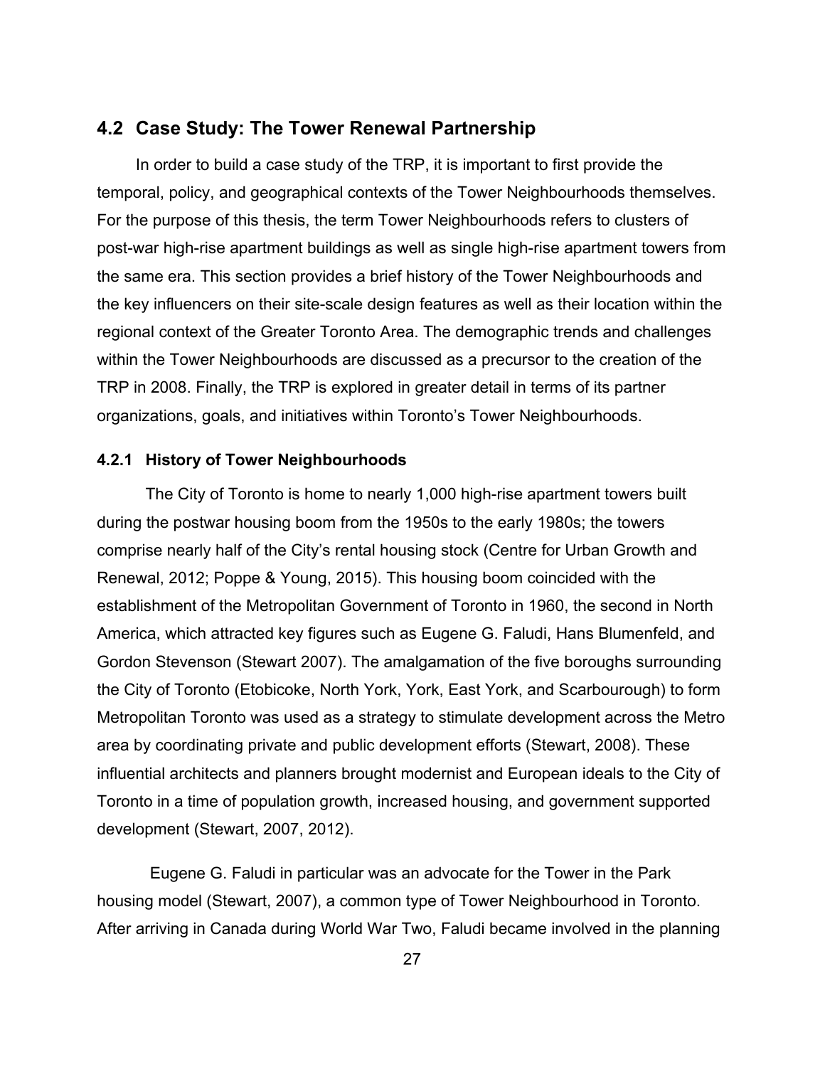## 4.2 Case Study: The Tower Renewal Partnership

In order to build a case study of the TRP, it is important to first provide the temporal, policy, and geographical contexts of the Tower Neighbourhoods themselves. For the purpose of this thesis, the term Tower Neighbourhoods refers to clusters of post-war high-rise apartment buildings as well as single high-rise apartment towers from the same era. This section provides a brief history of the Tower Neighbourhoods and the key influencers on their site-scale design features as well as their location within the regional context of the Greater Toronto Area. The demographic trends and challenges within the Tower Neighbourhoods are discussed as a precursor to the creation of the TRP in 2008. Finally, the TRP is explored in greater detail in terms of its partner organizations, goals, and initiatives within Toronto's Tower Neighbourhoods.

### 4.2.1 History of Tower Neighbourhoods

The City of Toronto is home to nearly 1,000 high-rise apartment towers built during the postwar housing boom from the 1950s to the early 1980s; the towers comprise nearly half of the City's rental housing stock (Centre for Urban Growth and Renewal, 2012; Poppe & Young, 2015). This housing boom coincided with the establishment of the Metropolitan Government of Toronto in 1960, the second in North America, which attracted key figures such as Eugene G. Faludi, Hans Blumenfeld, and Gordon Stevenson (Stewart 2007). The amalgamation of the five boroughs surrounding the City of Toronto (Etobicoke, North York, York, East York, and Scarbourough) to form Metropolitan Toronto was used as a strategy to stimulate development across the Metro area by coordinating private and public development efforts (Stewart, 2008). These influential architects and planners brought modernist and European ideals to the City of Toronto in a time of population growth, increased housing, and government supported development (Stewart, 2007, 2012).

Eugene G. Faludi in particular was an advocate for the Tower in the Park housing model (Stewart, 2007), a common type of Tower Neighbourhood in Toronto. After arriving in Canada during World War Two, Faludi became involved in the planning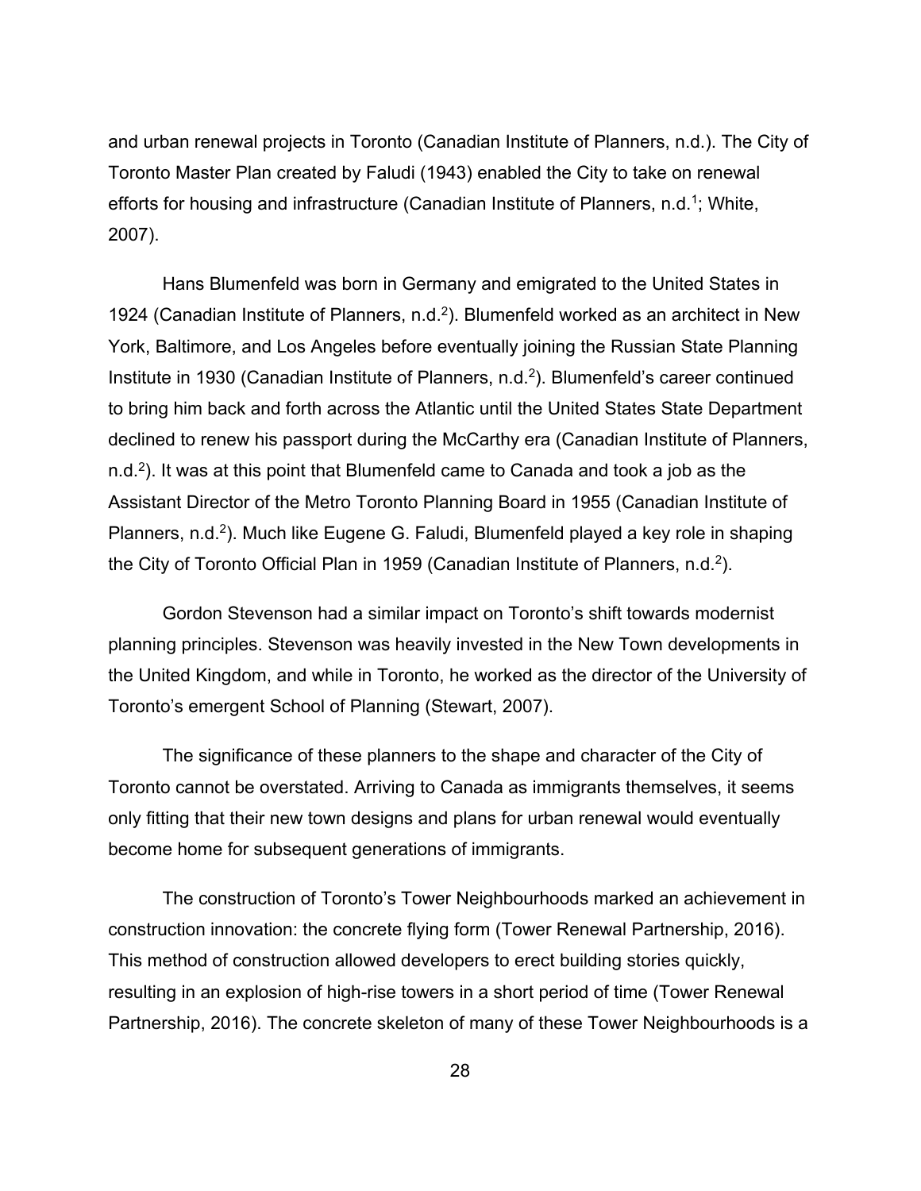and urban renewal projects in Toronto (Canadian Institute of Planners, n.d.). The City of Toronto Master Plan created by Faludi (1943) enabled the City to take on renewal efforts for housing and infrastructure (Canadian Institute of Planners, n.d.[1]; White, 2007).

Hans Blumenfeld was born in Germany and emigrated to the United States in 1924 (Canadian Institute of Planners, n.d.[2]). Blumenfeld worked as an architect in New York, Baltimore, and Los Angeles before eventually joining the Russian State Planning Institute in 1930 (Canadian Institute of Planners, n.d.[2]). Blumenfeld's career continued to bring him back and forth across the Atlantic until the United States State Department declined to renew his passport during the McCarthy era (Canadian Institute of Planners, n.d.[2]). It was at this point that Blumenfeld came to Canada and took a job as the Assistant Director of the Metro Toronto Planning Board in 1955 (Canadian Institute of Planners, n.d.[2]). Much like Eugene G. Faludi, Blumenfeld played a key role in shaping the City of Toronto Official Plan in 1959 (Canadian Institute of Planners, n.d.[2]).

Gordon Stevenson had a similar impact on Toronto's shift towards modernist planning principles. Stevenson was heavily invested in the New Town developments in the United Kingdom, and while in Toronto, he worked as the director of the University of Toronto's emergent School of Planning (Stewart, 2007).

The significance of these planners to the shape and character of the City of Toronto cannot be overstated. Arriving to Canada as immigrants themselves, it seems only fitting that their new town designs and plans for urban renewal would eventually become home for subsequent generations of immigrants.

The construction of Toronto's Tower Neighbourhoods marked an achievement in construction innovation: the concrete flying form (Tower Renewal Partnership, 2016). This method of construction allowed developers to erect building stories quickly, resulting in an explosion of high-rise towers in a short period of time (Tower Renewal Partnership, 2016). The concrete skeleton of many of these Tower Neighbourhoods is a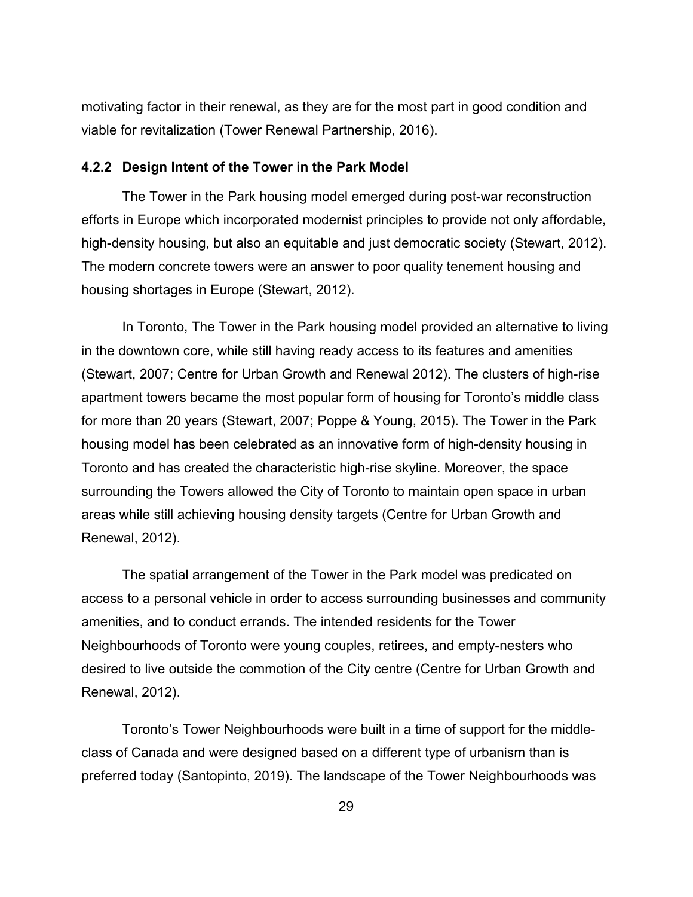motivating factor in their renewal, as they are for the most part in good condition and viable for revitalization (Tower Renewal Partnership, 2016).

### 4.2.2 Design Intent of the Tower in the Park Model

The Tower in the Park housing model emerged during post-war reconstruction efforts in Europe which incorporated modernist principles to provide not only affordable, high-density housing, but also an equitable and just democratic society (Stewart, 2012). The modern concrete towers were an answer to poor quality tenement housing and housing shortages in Europe (Stewart, 2012).

In Toronto, The Tower in the Park housing model provided an alternative to living in the downtown core, while still having ready access to its features and amenities (Stewart, 2007; Centre for Urban Growth and Renewal 2012). The clusters of high-rise apartment towers became the most popular form of housing for Toronto's middle class for more than 20 years (Stewart, 2007; Poppe & Young, 2015). The Tower in the Park housing model has been celebrated as an innovative form of high-density housing in Toronto and has created the characteristic high-rise skyline. Moreover, the space surrounding the Towers allowed the City of Toronto to maintain open space in urban areas while still achieving housing density targets (Centre for Urban Growth and Renewal, 2012).

The spatial arrangement of the Tower in the Park model was predicated on access to a personal vehicle in order to access surrounding businesses and community amenities, and to conduct errands. The intended residents for the Tower Neighbourhoods of Toronto were young couples, retirees, and empty-nesters who desired to live outside the commotion of the City centre (Centre for Urban Growth and Renewal, 2012).

Toronto's Tower Neighbourhoods were built in a time of support for the middle-class of Canada and were designed based on a different type of urbanism than is preferred today (Santopinto, 2019). The landscape of the Tower Neighbourhoods was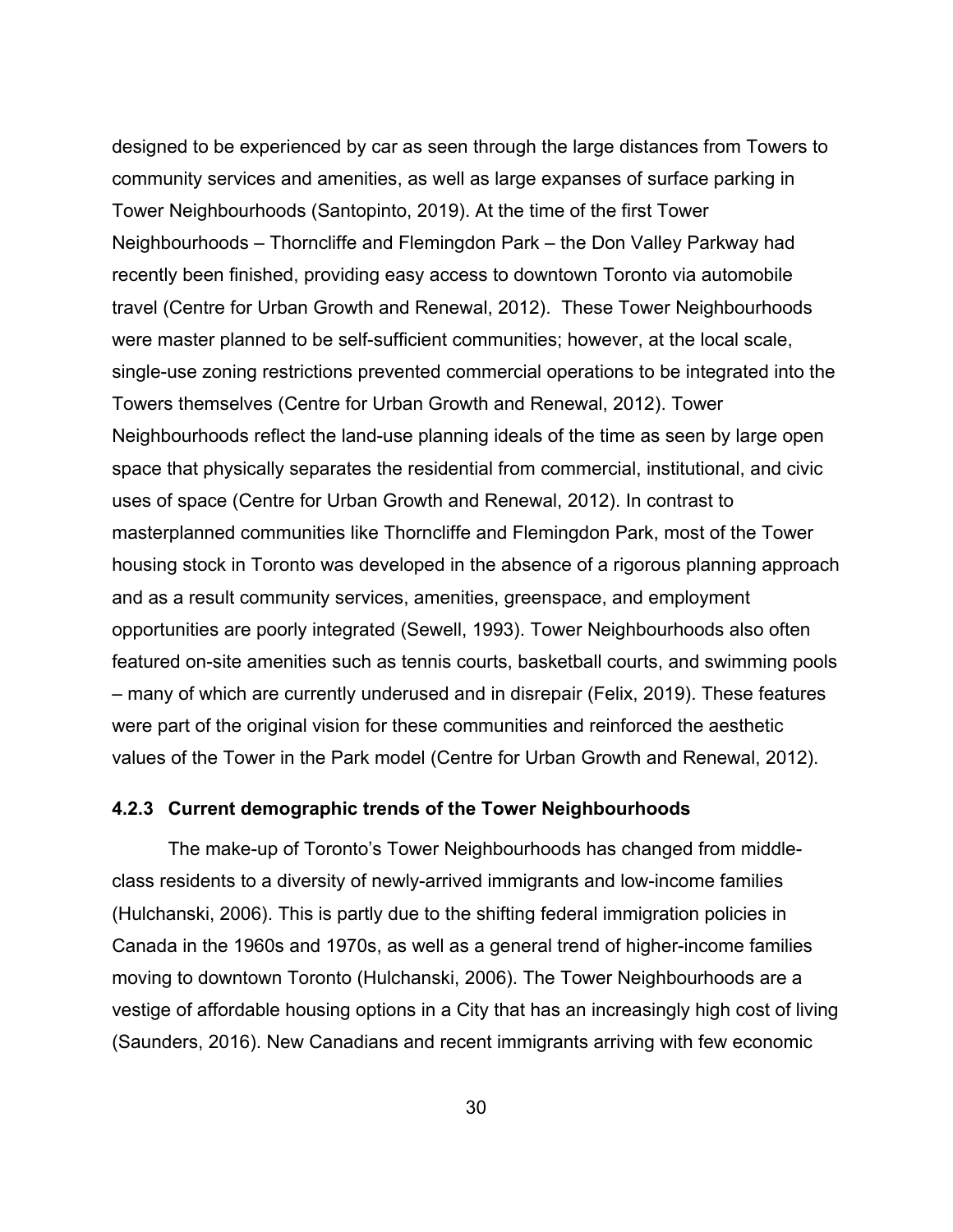designed to be experienced by car as seen through the large distances from Towers to community services and amenities, as well as large expanses of surface parking in Tower Neighbourhoods (Santopinto, 2019). At the time of the first Tower Neighbourhoods – Thorncliffe and Flemingdon Park – the Don Valley Parkway had recently been finished, providing easy access to downtown Toronto via automobile travel (Centre for Urban Growth and Renewal, 2012). These Tower Neighbourhoods were master planned to be self-sufficient communities; however, at the local scale, single-use zoning restrictions prevented commercial operations to be integrated into the Towers themselves (Centre for Urban Growth and Renewal, 2012). Tower Neighbourhoods reflect the land-use planning ideals of the time as seen by large open space that physically separates the residential from commercial, institutional, and civic uses of space (Centre for Urban Growth and Renewal, 2012). In contrast to masterplanned communities like Thorncliffe and Flemingdon Park, most of the Tower housing stock in Toronto was developed in the absence of a rigorous planning approach and as a result community services, amenities, greenspace, and employment opportunities are poorly integrated (Sewell, 1993). Tower Neighbourhoods also often featured on-site amenities such as tennis courts, basketball courts, and swimming pools – many of which are currently underused and in disrepair (Felix, 2019). These features were part of the original vision for these communities and reinforced the aesthetic values of the Tower in the Park model (Centre for Urban Growth and Renewal, 2012).

### 4.2.3 Current demographic trends of the Tower Neighbourhoods

The make-up of Toronto's Tower Neighbourhoods has changed from middle-class residents to a diversity of newly-arrived immigrants and low-income families (Hulchanski, 2006). This is partly due to the shifting federal immigration policies in Canada in the 1960s and 1970s, as well as a general trend of higher-income families moving to downtown Toronto (Hulchanski, 2006). The Tower Neighbourhoods are a vestige of affordable housing options in a City that has an increasingly high cost of living (Saunders, 2016). New Canadians and recent immigrants arriving with few economic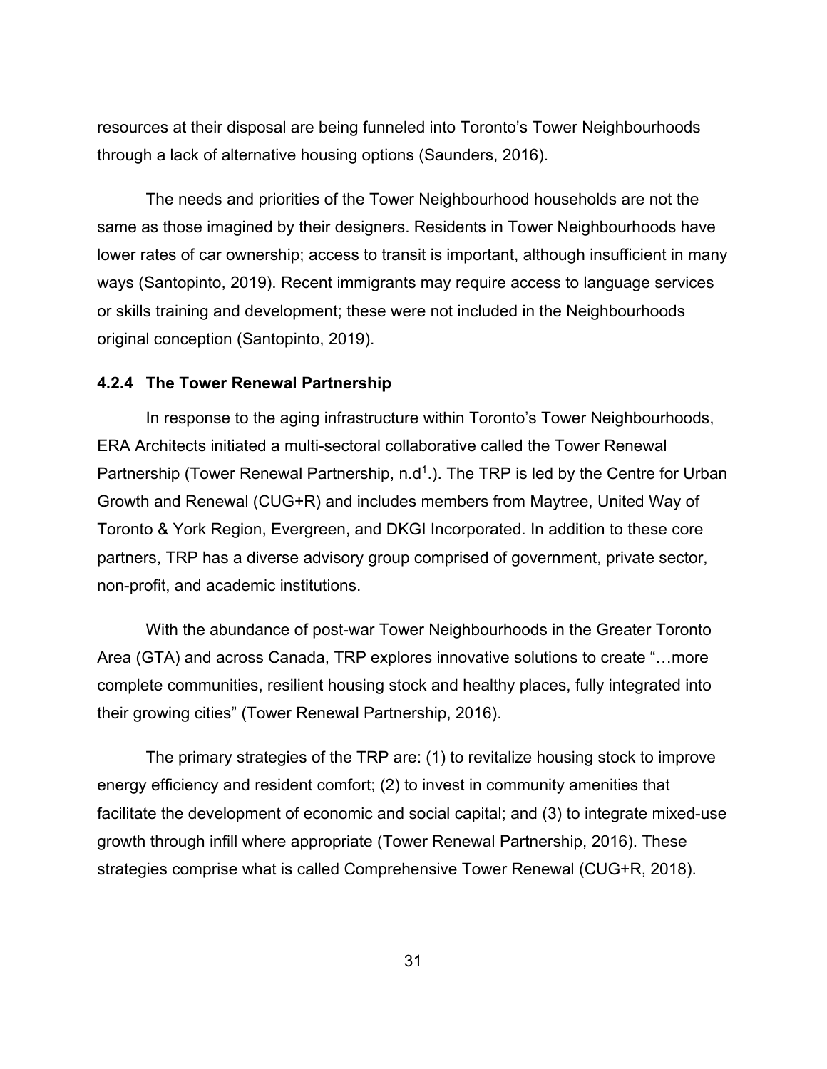resources at their disposal are being funneled into Toronto's Tower Neighbourhoods through a lack of alternative housing options (Saunders, 2016).

The needs and priorities of the Tower Neighbourhood households are not the same as those imagined by their designers. Residents in Tower Neighbourhoods have lower rates of car ownership; access to transit is important, although insufficient in many ways (Santopinto, 2019). Recent immigrants may require access to language services or skills training and development; these were not included in the Neighbourhoods original conception (Santopinto, 2019).

### 4.2.4 The Tower Renewal Partnership

In response to the aging infrastructure within Toronto's Tower Neighbourhoods, ERA Architects initiated a multi-sectoral collaborative called the Tower Renewal Partnership (Tower Renewal Partnership, n.d[1].). The TRP is led by the Centre for Urban Growth and Renewal (CUG+R) and includes members from Maytree, United Way of Toronto & York Region, Evergreen, and DKGI Incorporated. In addition to these core partners, TRP has a diverse advisory group comprised of government, private sector, non-profit, and academic institutions.

With the abundance of post-war Tower Neighbourhoods in the Greater Toronto Area (GTA) and across Canada, TRP explores innovative solutions to create "…more complete communities, resilient housing stock and healthy places, fully integrated into their growing cities" (Tower Renewal Partnership, 2016).

The primary strategies of the TRP are: (1) to revitalize housing stock to improve energy efficiency and resident comfort; (2) to invest in community amenities that facilitate the development of economic and social capital; and (3) to integrate mixed-use growth through infill where appropriate (Tower Renewal Partnership, 2016). These strategies comprise what is called Comprehensive Tower Renewal (CUG+R, 2018).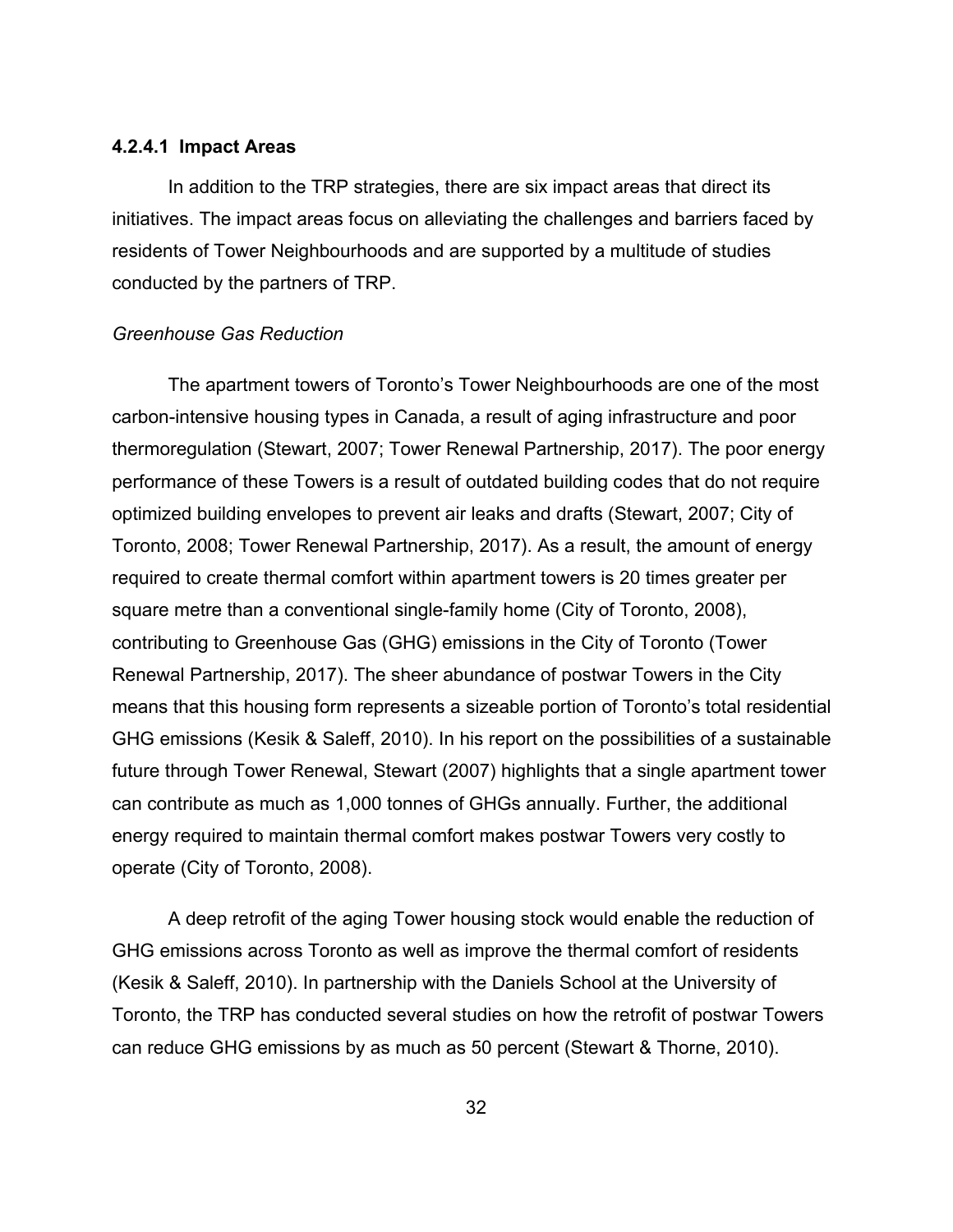#### 4.2.4.1 Impact Areas

In addition to the TRP strategies, there are six impact areas that direct its initiatives. The impact areas focus on alleviating the challenges and barriers faced by residents of Tower Neighbourhoods and are supported by a multitude of studies conducted by the partners of TRP.

*Greenhouse Gas Reduction*

The apartment towers of Toronto's Tower Neighbourhoods are one of the most carbon-intensive housing types in Canada, a result of aging infrastructure and poor thermoregulation (Stewart, 2007; Tower Renewal Partnership, 2017). The poor energy performance of these Towers is a result of outdated building codes that do not require optimized building envelopes to prevent air leaks and drafts (Stewart, 2007; City of Toronto, 2008; Tower Renewal Partnership, 2017). As a result, the amount of energy required to create thermal comfort within apartment towers is 20 times greater per square metre than a conventional single-family home (City of Toronto, 2008), contributing to Greenhouse Gas (GHG) emissions in the City of Toronto (Tower Renewal Partnership, 2017). The sheer abundance of postwar Towers in the City means that this housing form represents a sizeable portion of Toronto's total residential GHG emissions (Kesik & Saleff, 2010). In his report on the possibilities of a sustainable future through Tower Renewal, Stewart (2007) highlights that a single apartment tower can contribute as much as 1,000 tonnes of GHGs annually. Further, the additional energy required to maintain thermal comfort makes postwar Towers very costly to operate (City of Toronto, 2008).

A deep retrofit of the aging Tower housing stock would enable the reduction of GHG emissions across Toronto as well as improve the thermal comfort of residents (Kesik & Saleff, 2010). In partnership with the Daniels School at the University of Toronto, the TRP has conducted several studies on how the retrofit of postwar Towers can reduce GHG emissions by as much as 50 percent (Stewart & Thorne, 2010).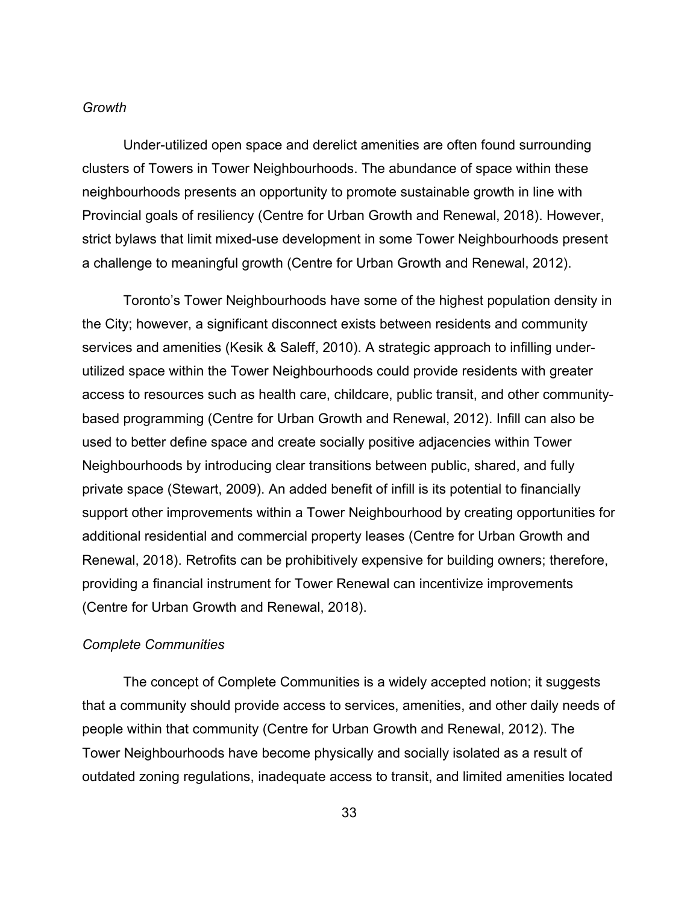*Growth*

Under-utilized open space and derelict amenities are often found surrounding clusters of Towers in Tower Neighbourhoods. The abundance of space within these neighbourhoods presents an opportunity to promote sustainable growth in line with Provincial goals of resiliency (Centre for Urban Growth and Renewal, 2018). However, strict bylaws that limit mixed-use development in some Tower Neighbourhoods present a challenge to meaningful growth (Centre for Urban Growth and Renewal, 2012).

Toronto's Tower Neighbourhoods have some of the highest population density in the City; however, a significant disconnect exists between residents and community services and amenities (Kesik & Saleff, 2010). A strategic approach to infilling under-utilized space within the Tower Neighbourhoods could provide residents with greater access to resources such as health care, childcare, public transit, and other community-based programming (Centre for Urban Growth and Renewal, 2012). Infill can also be used to better define space and create socially positive adjacencies within Tower Neighbourhoods by introducing clear transitions between public, shared, and fully private space (Stewart, 2009). An added benefit of infill is its potential to financially support other improvements within a Tower Neighbourhood by creating opportunities for additional residential and commercial property leases (Centre for Urban Growth and Renewal, 2018). Retrofits can be prohibitively expensive for building owners; therefore, providing a financial instrument for Tower Renewal can incentivize improvements (Centre for Urban Growth and Renewal, 2018).

*Complete Communities*

The concept of Complete Communities is a widely accepted notion; it suggests that a community should provide access to services, amenities, and other daily needs of people within that community (Centre for Urban Growth and Renewal, 2012). The Tower Neighbourhoods have become physically and socially isolated as a result of outdated zoning regulations, inadequate access to transit, and limited amenities located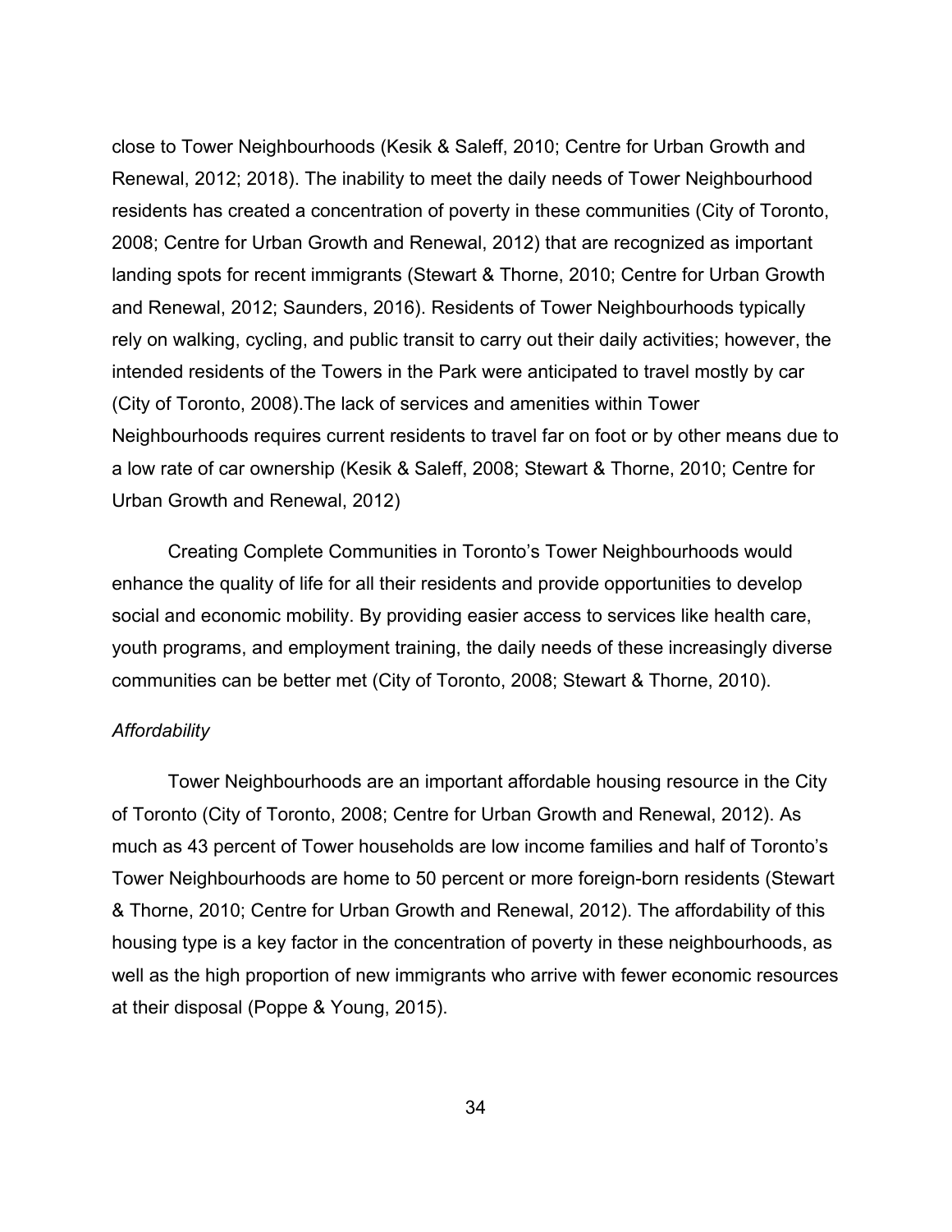close to Tower Neighbourhoods (Kesik & Saleff, 2010; Centre for Urban Growth and Renewal, 2012; 2018). The inability to meet the daily needs of Tower Neighbourhood residents has created a concentration of poverty in these communities (City of Toronto, 2008; Centre for Urban Growth and Renewal, 2012) that are recognized as important landing spots for recent immigrants (Stewart & Thorne, 2010; Centre for Urban Growth and Renewal, 2012; Saunders, 2016). Residents of Tower Neighbourhoods typically rely on walking, cycling, and public transit to carry out their daily activities; however, the intended residents of the Towers in the Park were anticipated to travel mostly by car (City of Toronto, 2008).The lack of services and amenities within Tower Neighbourhoods requires current residents to travel far on foot or by other means due to a low rate of car ownership (Kesik & Saleff, 2008; Stewart & Thorne, 2010; Centre for Urban Growth and Renewal, 2012)

Creating Complete Communities in Toronto's Tower Neighbourhoods would enhance the quality of life for all their residents and provide opportunities to develop social and economic mobility. By providing easier access to services like health care, youth programs, and employment training, the daily needs of these increasingly diverse communities can be better met (City of Toronto, 2008; Stewart & Thorne, 2010).

*Affordability*

Tower Neighbourhoods are an important affordable housing resource in the City of Toronto (City of Toronto, 2008; Centre for Urban Growth and Renewal, 2012). As much as 43 percent of Tower households are low income families and half of Toronto's Tower Neighbourhoods are home to 50 percent or more foreign-born residents (Stewart & Thorne, 2010; Centre for Urban Growth and Renewal, 2012). The affordability of this housing type is a key factor in the concentration of poverty in these neighbourhoods, as well as the high proportion of new immigrants who arrive with fewer economic resources at their disposal (Poppe & Young, 2015).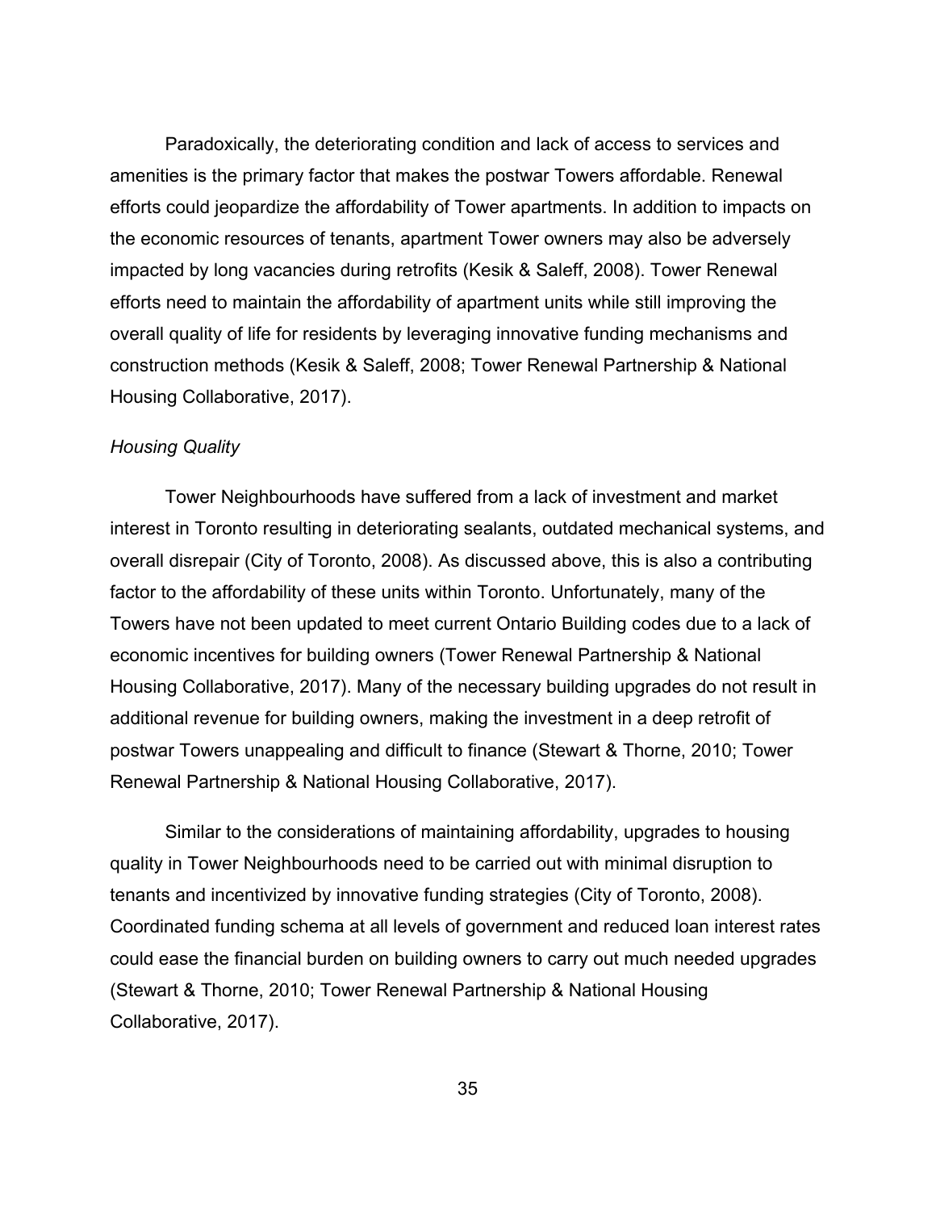Paradoxically, the deteriorating condition and lack of access to services and amenities is the primary factor that makes the postwar Towers affordable. Renewal efforts could jeopardize the affordability of Tower apartments. In addition to impacts on the economic resources of tenants, apartment Tower owners may also be adversely impacted by long vacancies during retrofits (Kesik & Saleff, 2008). Tower Renewal efforts need to maintain the affordability of apartment units while still improving the overall quality of life for residents by leveraging innovative funding mechanisms and construction methods (Kesik & Saleff, 2008; Tower Renewal Partnership & National Housing Collaborative, 2017).

*Housing Quality*

Tower Neighbourhoods have suffered from a lack of investment and market interest in Toronto resulting in deteriorating sealants, outdated mechanical systems, and overall disrepair (City of Toronto, 2008). As discussed above, this is also a contributing factor to the affordability of these units within Toronto. Unfortunately, many of the Towers have not been updated to meet current Ontario Building codes due to a lack of economic incentives for building owners (Tower Renewal Partnership & National Housing Collaborative, 2017). Many of the necessary building upgrades do not result in additional revenue for building owners, making the investment in a deep retrofit of postwar Towers unappealing and difficult to finance (Stewart & Thorne, 2010; Tower Renewal Partnership & National Housing Collaborative, 2017).

Similar to the considerations of maintaining affordability, upgrades to housing quality in Tower Neighbourhoods need to be carried out with minimal disruption to tenants and incentivized by innovative funding strategies (City of Toronto, 2008). Coordinated funding schema at all levels of government and reduced loan interest rates could ease the financial burden on building owners to carry out much needed upgrades (Stewart & Thorne, 2010; Tower Renewal Partnership & National Housing Collaborative, 2017).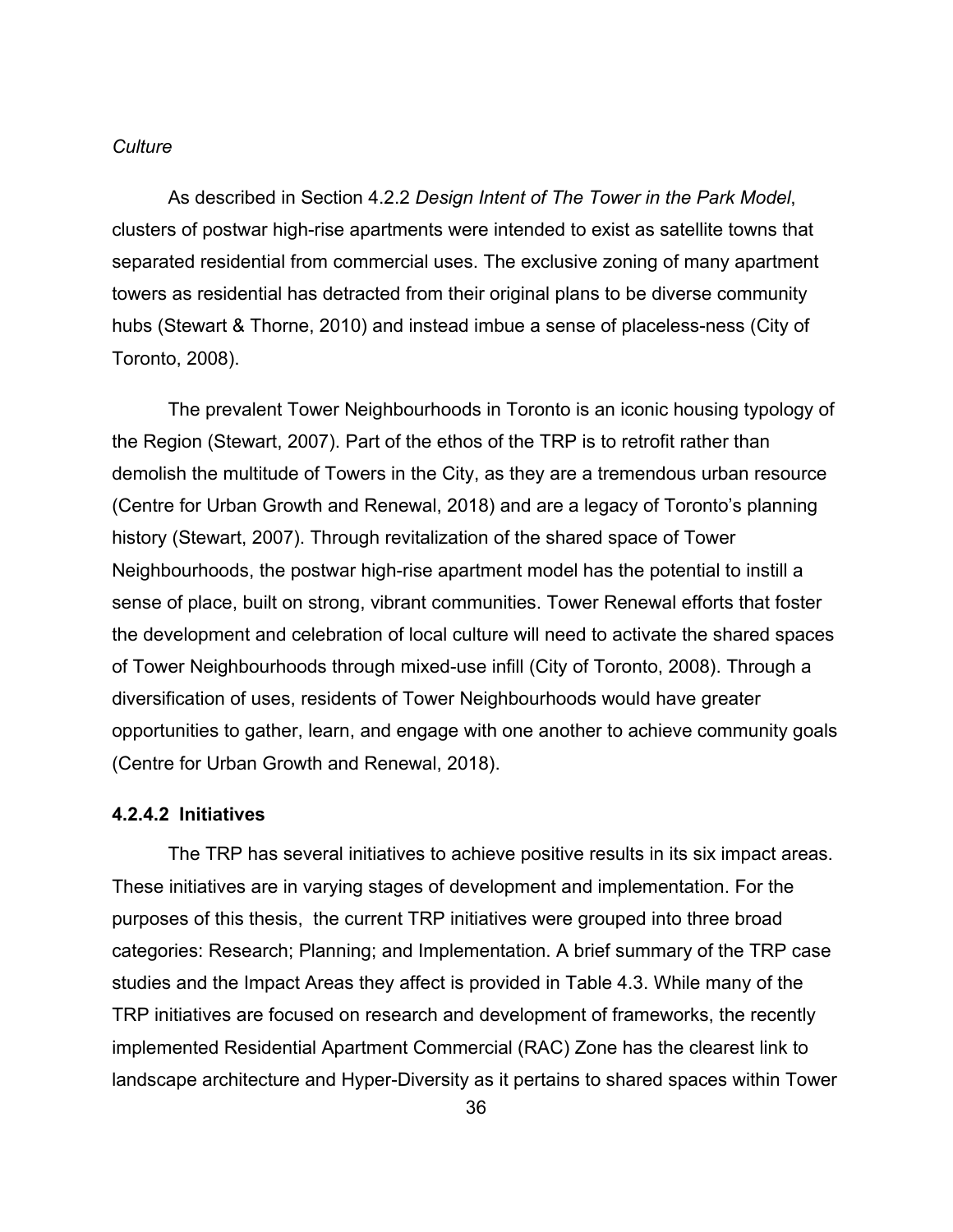*Culture*

As described in Section 4.2.2 *Design Intent of The Tower in the Park Model*, clusters of postwar high-rise apartments were intended to exist as satellite towns that separated residential from commercial uses. The exclusive zoning of many apartment towers as residential has detracted from their original plans to be diverse community hubs (Stewart & Thorne, 2010) and instead imbue a sense of placeless-ness (City of Toronto, 2008).

The prevalent Tower Neighbourhoods in Toronto is an iconic housing typology of the Region (Stewart, 2007). Part of the ethos of the TRP is to retrofit rather than demolish the multitude of Towers in the City, as they are a tremendous urban resource (Centre for Urban Growth and Renewal, 2018) and are a legacy of Toronto's planning history (Stewart, 2007). Through revitalization of the shared space of Tower Neighbourhoods, the postwar high-rise apartment model has the potential to instill a sense of place, built on strong, vibrant communities. Tower Renewal efforts that foster the development and celebration of local culture will need to activate the shared spaces of Tower Neighbourhoods through mixed-use infill (City of Toronto, 2008). Through a diversification of uses, residents of Tower Neighbourhoods would have greater opportunities to gather, learn, and engage with one another to achieve community goals (Centre for Urban Growth and Renewal, 2018).

#### 4.2.4.2 Initiatives

The TRP has several initiatives to achieve positive results in its six impact areas. These initiatives are in varying stages of development and implementation. For the purposes of this thesis, the current TRP initiatives were grouped into three broad categories: Research; Planning; and Implementation. A brief summary of the TRP case studies and the Impact Areas they affect is provided in Table 4.3. While many of the TRP initiatives are focused on research and development of frameworks, the recently implemented Residential Apartment Commercial (RAC) Zone has the clearest link to landscape architecture and Hyper-Diversity as it pertains to shared spaces within Tower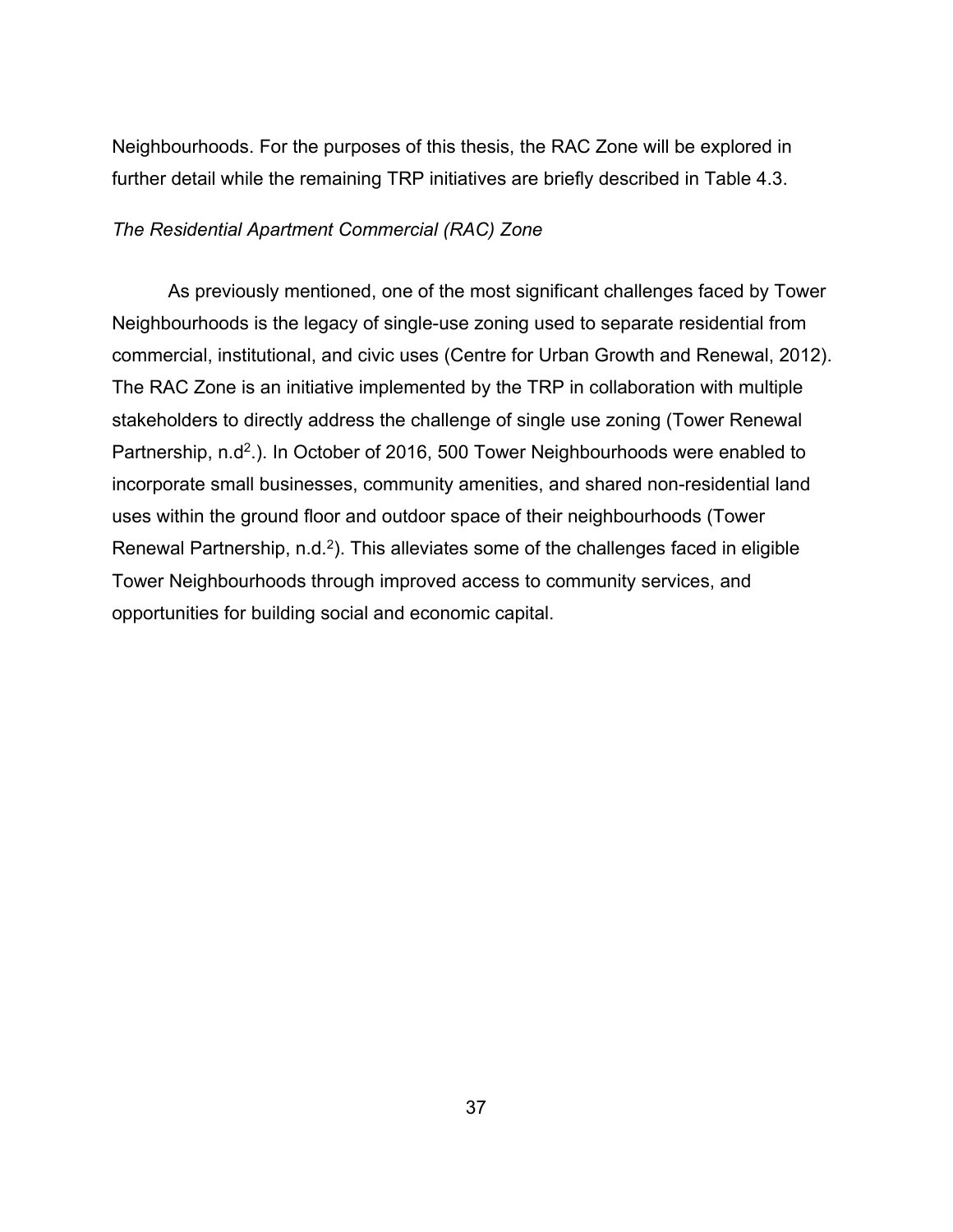Neighbourhoods. For the purposes of this thesis, the RAC Zone will be explored in further detail while the remaining TRP initiatives are briefly described in Table 4.3.

*The Residential Apartment Commercial (RAC) Zone*

As previously mentioned, one of the most significant challenges faced by Tower Neighbourhoods is the legacy of single-use zoning used to separate residential from commercial, institutional, and civic uses (Centre for Urban Growth and Renewal, 2012). The RAC Zone is an initiative implemented by the TRP in collaboration with multiple stakeholders to directly address the challenge of single use zoning (Tower Renewal Partnership, n.d[2].). In October of 2016, 500 Tower Neighbourhoods were enabled to incorporate small businesses, community amenities, and shared non-residential land uses within the ground floor and outdoor space of their neighbourhoods (Tower Renewal Partnership, n.d.[2]). This alleviates some of the challenges faced in eligible Tower Neighbourhoods through improved access to community services, and opportunities for building social and economic capital.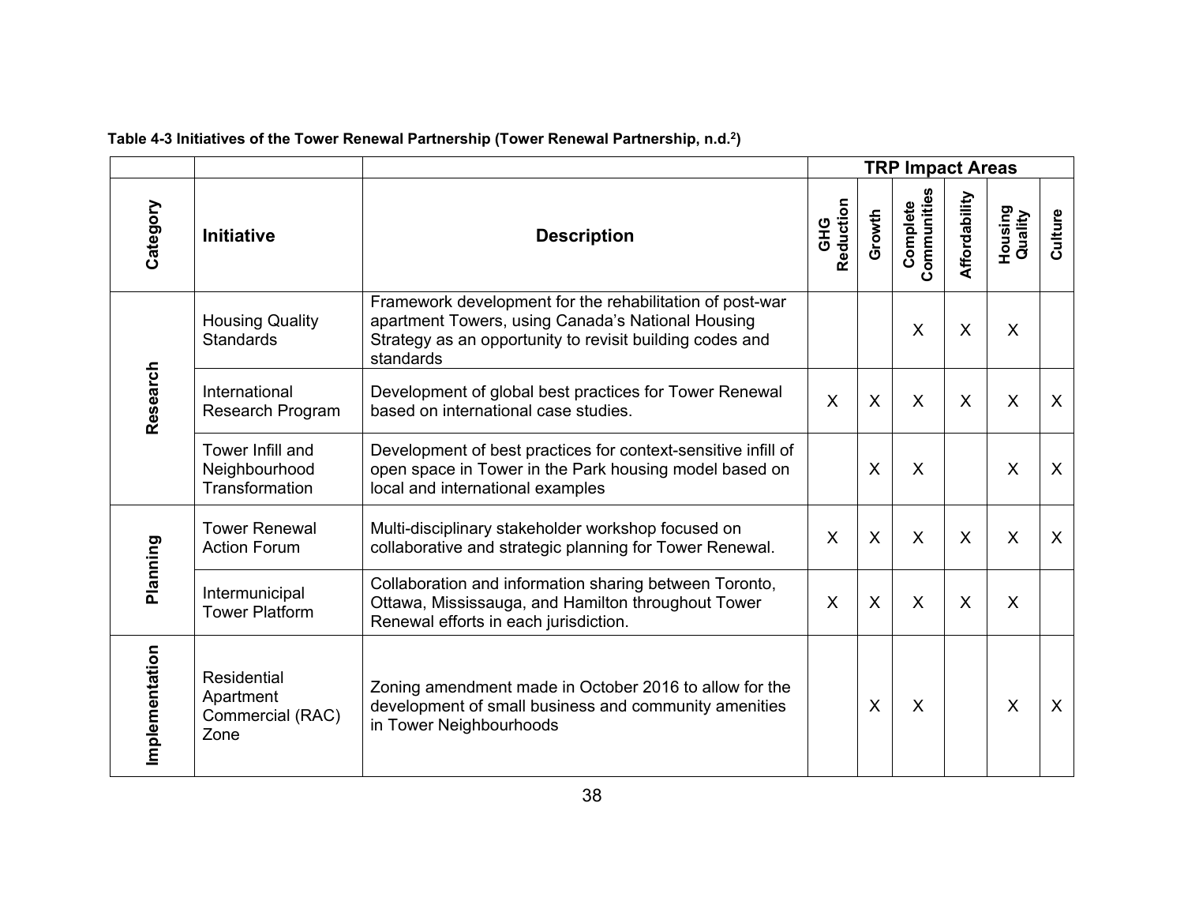**Table 4-3 Initiatives of the Tower Renewal Partnership (Tower Renewal Partnership, n.d.[2])**

| | | | TRP Impact Areas | | | | | |
|---|---|---|---|---|---|---|---|---|
| Category | Initiative | Description | GHG Reduction | Growth | Complete Communities | Affordability | Housing Quality | Culture |
| Research | Housing Quality Standards | Framework development for the rehabilitation of post-war apartment Towers, using Canada's National Housing Strategy as an opportunity to revisit building codes and standards | | | X | X | X | |
| | International Research Program | Development of global best practices for Tower Renewal based on international case studies. | X | X | X | X | X | X |
| | Tower Infill and Neighbourhood Transformation | Development of best practices for context-sensitive infill of open space in Tower in the Park housing model based on local and international examples | | X | X | | X | X |
| Planning | Tower Renewal Action Forum | Multi-disciplinary stakeholder workshop focused on collaborative and strategic planning for Tower Renewal. | X | X | X | X | X | X |
| | Intermunicipal Tower Platform | Collaboration and information sharing between Toronto, Ottawa, Mississauga, and Hamilton throughout Tower Renewal efforts in each jurisdiction. | X | X | X | X | X | |
| Implementation | Residential Apartment Commercial (RAC) Zone | Zoning amendment made in October 2016 to allow for the development of small business and community amenities in Tower Neighbourhoods | | X | X | | X | X |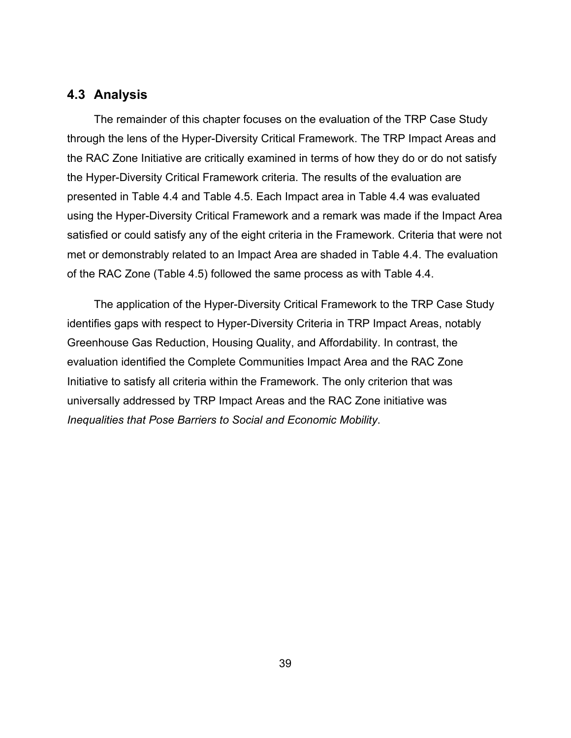## 4.3 Analysis

The remainder of this chapter focuses on the evaluation of the TRP Case Study through the lens of the Hyper-Diversity Critical Framework. The TRP Impact Areas and the RAC Zone Initiative are critically examined in terms of how they do or do not satisfy the Hyper-Diversity Critical Framework criteria. The results of the evaluation are presented in Table 4.4 and Table 4.5. Each Impact area in Table 4.4 was evaluated using the Hyper-Diversity Critical Framework and a remark was made if the Impact Area satisfied or could satisfy any of the eight criteria in the Framework. Criteria that were not met or demonstrably related to an Impact Area are shaded in Table 4.4. The evaluation of the RAC Zone (Table 4.5) followed the same process as with Table 4.4.

The application of the Hyper-Diversity Critical Framework to the TRP Case Study identifies gaps with respect to Hyper-Diversity Criteria in TRP Impact Areas, notably Greenhouse Gas Reduction, Housing Quality, and Affordability. In contrast, the evaluation identified the Complete Communities Impact Area and the RAC Zone Initiative to satisfy all criteria within the Framework. The only criterion that was universally addressed by TRP Impact Areas and the RAC Zone initiative was *Inequalities that Pose Barriers to Social and Economic Mobility*.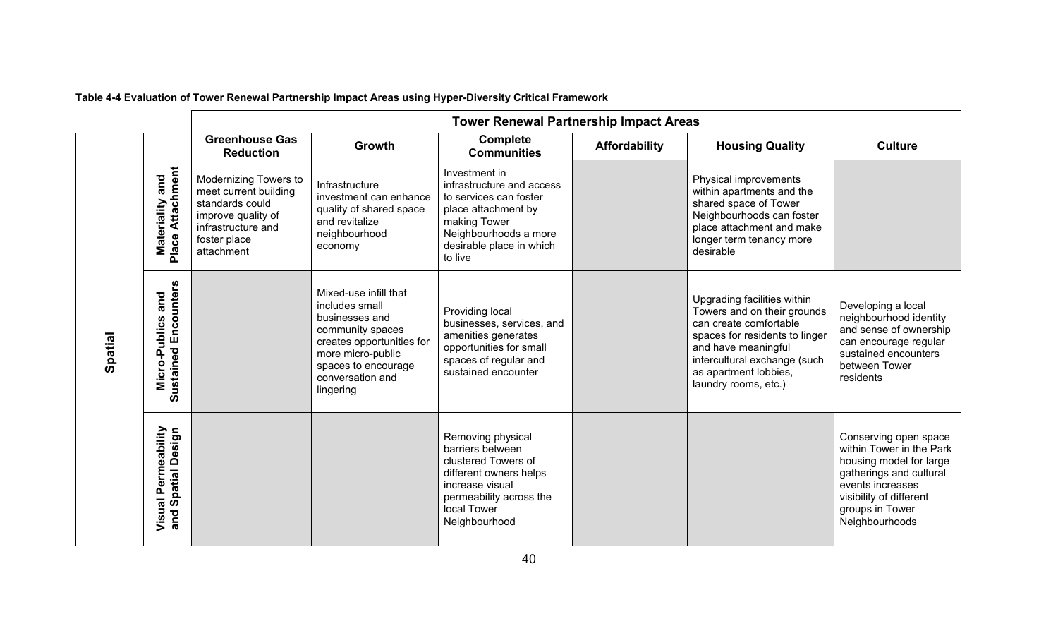**Table 4-4 Evaluation of Tower Renewal Partnership Impact Areas using Hyper-Diversity Critical Framework**

| | | Tower Renewal Partnership Impact Areas | | | | | |
|---|---|---|---|---|---|---|---|
| | | Greenhouse Gas Reduction | Growth | Complete Communities | Affordability | Housing Quality | Culture |
| Spatial | Materiality and Place Attachment | Modernizing Towers to meet current building standards could improve quality of infrastructure and foster place attachment | Infrastructure investment can enhance quality of shared space and revitalize neighbourhood economy | Investment in infrastructure and access to services can foster place attachment by making Tower Neighbourhoods a more desirable place in which to live | | Physical improvements within apartments and the shared space of Tower Neighbourhoods can foster place attachment and make longer term tenancy more desirable | |
| | Micro-Publics and Sustained Encounters | | Mixed-use infill that includes small businesses and community spaces creates opportunities for more micro-public spaces to encourage conversation and lingering | Providing local businesses, services, and amenities generates opportunities for small spaces of regular and sustained encounter | | Upgrading facilities within Towers and on their grounds can create comfortable spaces for residents to linger and have meaningful intercultural exchange (such as apartment lobbies, laundry rooms, etc.) | Developing a local neighbourhood identity and sense of ownership can encourage regular sustained encounters between Tower residents |
| | Visual Permeability and Spatial Design | | | Removing physical barriers between clustered Towers of different owners helps increase visual permeability across the local Tower Neighbourhood | | | Conserving open space within Tower in the Park housing model for large gatherings and cultural events increases visibility of different groups in Tower Neighbourhoods |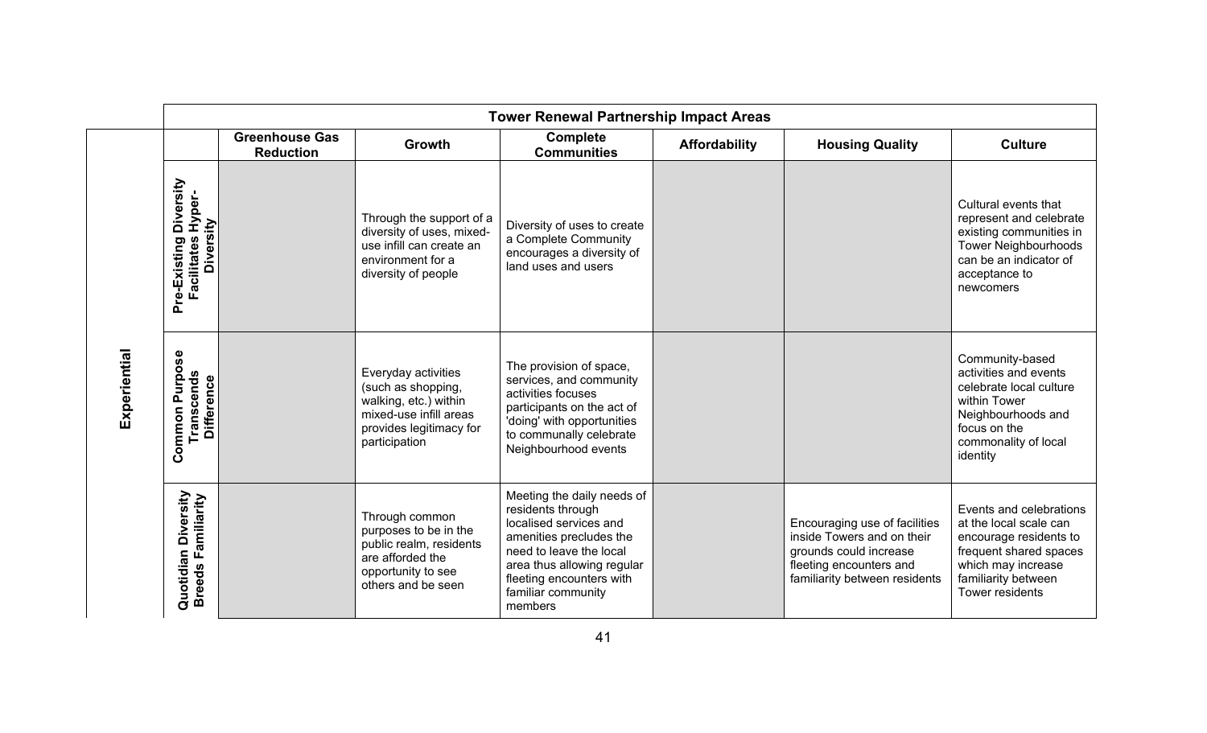| | | Tower Renewal Partnership Impact Areas | | | | | |
|---|---|---|---|---|---|---|---|
| | | **Greenhouse Gas Reduction** | **Growth** | **Complete Communities** | **Affordability** | **Housing Quality** | **Culture** |
| **Experiential** | **Pre-Existing Diversity Facilitates Hyper-Diversity** | | Through the support of a diversity of uses, mixed-use infill can create an environment for a diversity of people | Diversity of uses to create a Complete Community encourages a diversity of land uses and users | | | Cultural events that represent and celebrate existing communities in Tower Neighbourhoods can be an indicator of acceptance to newcomers |
| | **Common Purpose Transcends Difference** | | Everyday activities (such as shopping, walking, etc.) within mixed-use infill areas provides legitimacy for participation | The provision of space, services, and community activities focuses participants on the act of 'doing' with opportunities to communally celebrate Neighbourhood events | | | Community-based activities and events celebrate local culture within Tower Neighbourhoods and focus on the commonality of local identity |
| | **Quotidian Diversity Breeds Familiarity** | | Through common purposes to be in the public realm, residents are afforded the opportunity to see others and be seen | Meeting the daily needs of residents through localised services and amenities precludes the need to leave the local area thus allowing regular fleeting encounters with familiar community members | | Encouraging use of facilities inside Towers and on their grounds could increase fleeting encounters and familiarity between residents | Events and celebrations at the local scale can encourage residents to frequent shared spaces which may increase familiarity between Tower residents |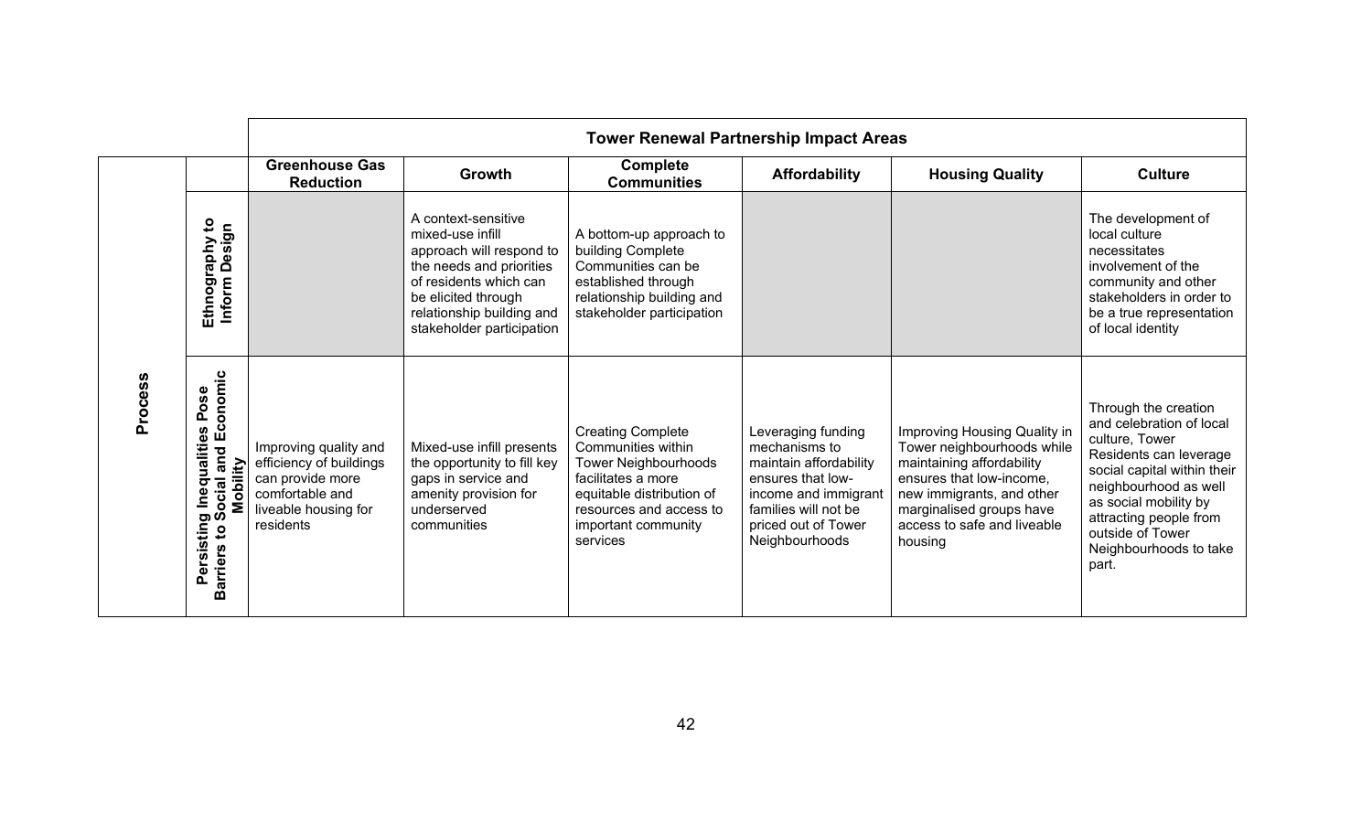| | | Tower Renewal Partnership Impact Areas | | | | | |
|---|---|---|---|---|---|---|---|
| | | **Greenhouse Gas Reduction** | **Growth** | **Complete Communities** | **Affordability** | **Housing Quality** | **Culture** |
| **Process** | **Ethnography to Inform Design** | | A context-sensitive mixed-use infill approach will respond to the needs and priorities of residents which can be elicited through relationship building and stakeholder participation | A bottom-up approach to building Complete Communities can be established through relationship building and stakeholder participation | | | The development of local culture necessitates involvement of the community and other stakeholders in order to be a true representation of local identity |
| | **Persisting Inequalities Pose Barriers to Social and Economic Mobility** | Improving quality and efficiency of buildings can provide more comfortable and liveable housing for residents | Mixed-use infill presents the opportunity to fill key gaps in service and amenity provision for underserved communities | Creating Complete Communities within Tower Neighbourhoods facilitates a more equitable distribution of resources and access to important community services | Leveraging funding mechanisms to maintain affordability ensures that low-income and immigrant families will not be priced out of Tower Neighbourhoods | Improving Housing Quality in Tower neighbourhoods while maintaining affordability ensures that low-income, new immigrants, and other marginalised groups have access to safe and liveable housing | Through the creation and celebration of local culture, Tower Residents can leverage social capital within their neighbourhood as well as social mobility by attracting people from outside of Tower Neighbourhoods to take part. |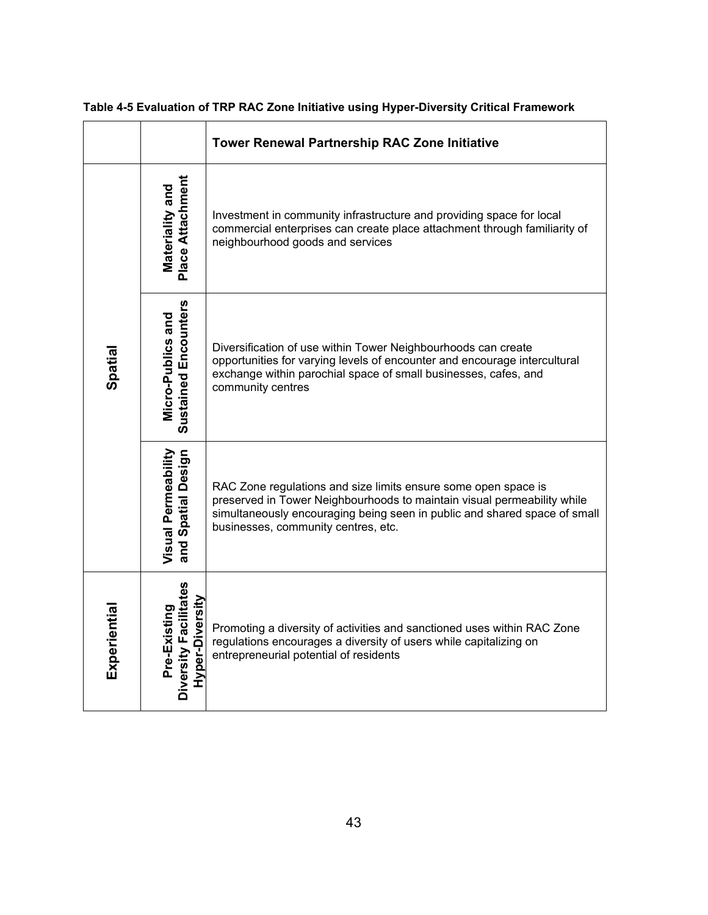**Table 4-5 Evaluation of TRP RAC Zone Initiative using Hyper-Diversity Critical Framework**

| | | Tower Renewal Partnership RAC Zone Initiative |
|---|---|---|
| Spatial | Materiality and Place Attachment | Investment in community infrastructure and providing space for local commercial enterprises can create place attachment through familiarity of neighbourhood goods and services |
| | Micro-Publics and Sustained Encounters | Diversification of use within Tower Neighbourhoods can create opportunities for varying levels of encounter and encourage intercultural exchange within parochial space of small businesses, cafes, and community centres |
| | Visual Permeability and Spatial Design | RAC Zone regulations and size limits ensure some open space is preserved in Tower Neighbourhoods to maintain visual permeability while simultaneously encouraging being seen in public and shared space of small businesses, community centres, etc. |
| Experiential | Pre-Existing Diversity Facilitates Hyper-Diversity | Promoting a diversity of activities and sanctioned uses within RAC Zone regulations encourages a diversity of users while capitalizing on entrepreneurial potential of residents |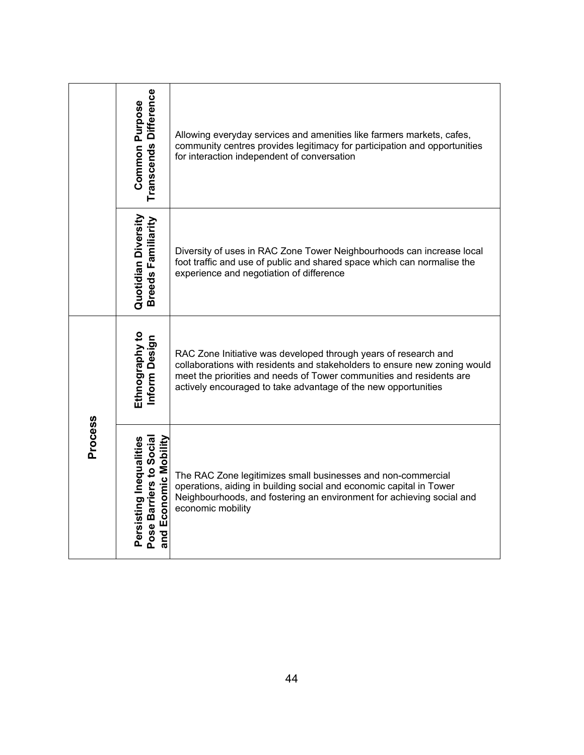| | | |
|---|---|---|
| | **Common Purpose Transcends Difference** | Allowing everyday services and amenities like farmers markets, cafes, community centres provides legitimacy for participation and opportunities for interaction independent of conversation |
| | **Quotidian Diversity Breeds Familiarity** | Diversity of uses in RAC Zone Tower Neighbourhoods can increase local foot traffic and use of public and shared space which can normalise the experience and negotiation of difference |
| **Process** | **Ethnography to Inform Design** | RAC Zone Initiative was developed through years of research and collaborations with residents and stakeholders to ensure new zoning would meet the priorities and needs of Tower communities and residents are actively encouraged to take advantage of the new opportunities |
| | **Persisting Inequalities Pose Barriers to Social and Economic Mobility** | The RAC Zone legitimizes small businesses and non-commercial operations, aiding in building social and economic capital in Tower Neighbourhoods, and fostering an environment for achieving social and economic mobility |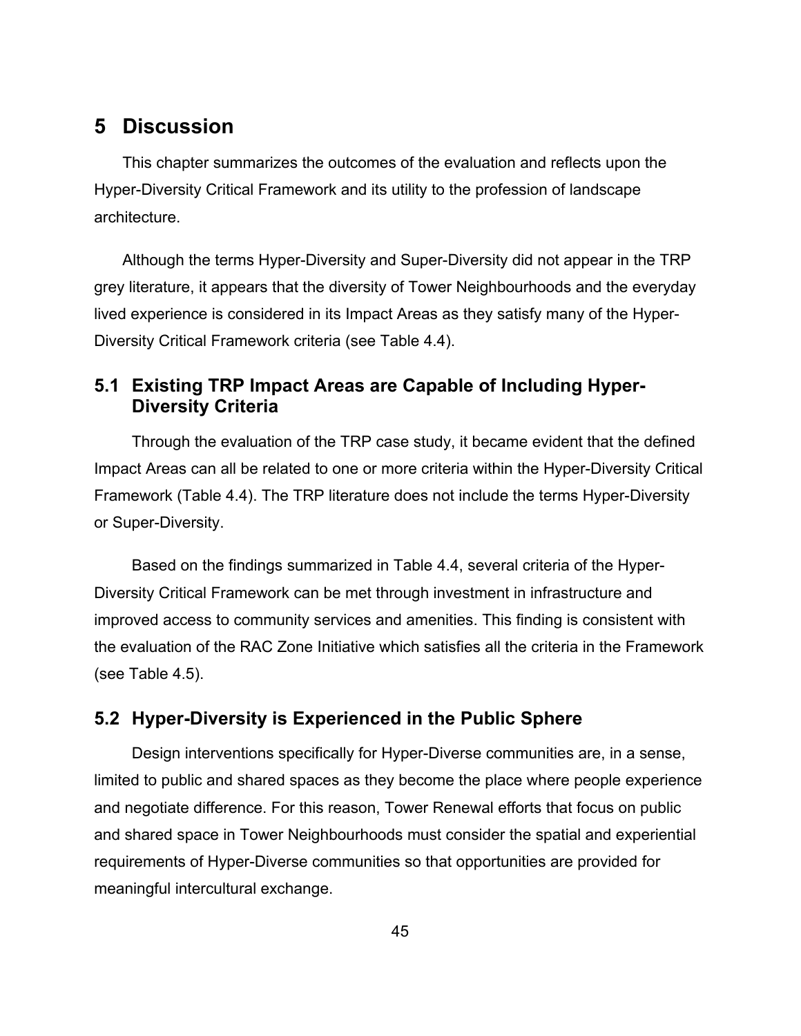# 5 Discussion

This chapter summarizes the outcomes of the evaluation and reflects upon the Hyper-Diversity Critical Framework and its utility to the profession of landscape architecture.

Although the terms Hyper-Diversity and Super-Diversity did not appear in the TRP grey literature, it appears that the diversity of Tower Neighbourhoods and the everyday lived experience is considered in its Impact Areas as they satisfy many of the Hyper-Diversity Critical Framework criteria (see Table 4.4).

## 5.1 Existing TRP Impact Areas are Capable of Including Hyper-Diversity Criteria

Through the evaluation of the TRP case study, it became evident that the defined Impact Areas can all be related to one or more criteria within the Hyper-Diversity Critical Framework (Table 4.4). The TRP literature does not include the terms Hyper-Diversity or Super-Diversity.

Based on the findings summarized in Table 4.4, several criteria of the Hyper-Diversity Critical Framework can be met through investment in infrastructure and improved access to community services and amenities. This finding is consistent with the evaluation of the RAC Zone Initiative which satisfies all the criteria in the Framework (see Table 4.5).

## 5.2 Hyper-Diversity is Experienced in the Public Sphere

Design interventions specifically for Hyper-Diverse communities are, in a sense, limited to public and shared spaces as they become the place where people experience and negotiate difference. For this reason, Tower Renewal efforts that focus on public and shared space in Tower Neighbourhoods must consider the spatial and experiential requirements of Hyper-Diverse communities so that opportunities are provided for meaningful intercultural exchange.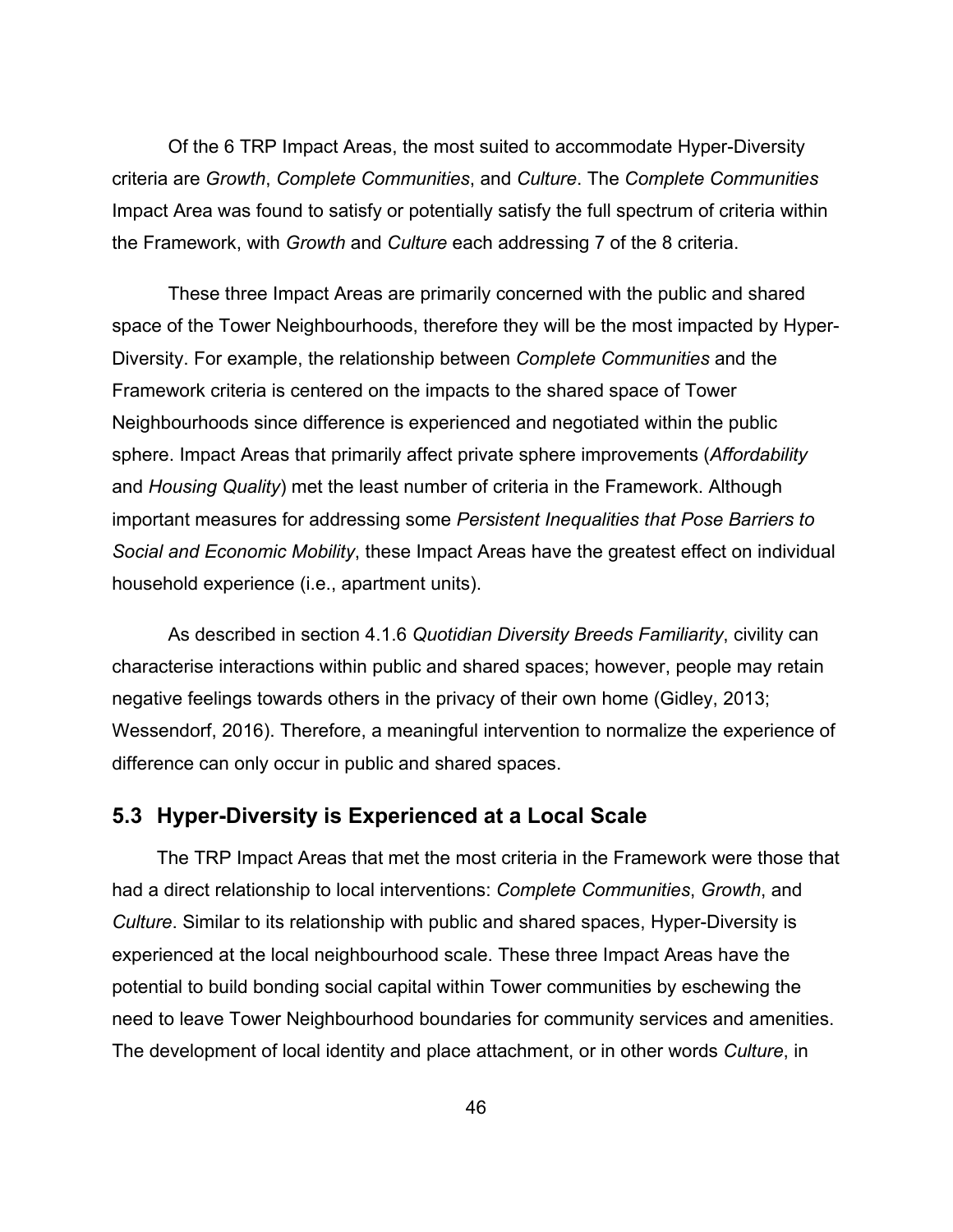Of the 6 TRP Impact Areas, the most suited to accommodate Hyper-Diversity criteria are *Growth*, *Complete Communities*, and *Culture*. The *Complete Communities* Impact Area was found to satisfy or potentially satisfy the full spectrum of criteria within the Framework, with *Growth* and *Culture* each addressing 7 of the 8 criteria.

These three Impact Areas are primarily concerned with the public and shared space of the Tower Neighbourhoods, therefore they will be the most impacted by Hyper-Diversity. For example, the relationship between *Complete Communities* and the Framework criteria is centered on the impacts to the shared space of Tower Neighbourhoods since difference is experienced and negotiated within the public sphere. Impact Areas that primarily affect private sphere improvements (*Affordability* and *Housing Quality*) met the least number of criteria in the Framework. Although important measures for addressing some *Persistent Inequalities that Pose Barriers to Social and Economic Mobility*, these Impact Areas have the greatest effect on individual household experience (i.e., apartment units).

As described in section 4.1.6 *Quotidian Diversity Breeds Familiarity*, civility can characterise interactions within public and shared spaces; however, people may retain negative feelings towards others in the privacy of their own home (Gidley, 2013; Wessendorf, 2016). Therefore, a meaningful intervention to normalize the experience of difference can only occur in public and shared spaces.

## 5.3 Hyper-Diversity is Experienced at a Local Scale

The TRP Impact Areas that met the most criteria in the Framework were those that had a direct relationship to local interventions: *Complete Communities*, *Growth*, and *Culture*. Similar to its relationship with public and shared spaces, Hyper-Diversity is experienced at the local neighbourhood scale. These three Impact Areas have the potential to build bonding social capital within Tower communities by eschewing the need to leave Tower Neighbourhood boundaries for community services and amenities. The development of local identity and place attachment, or in other words *Culture*, in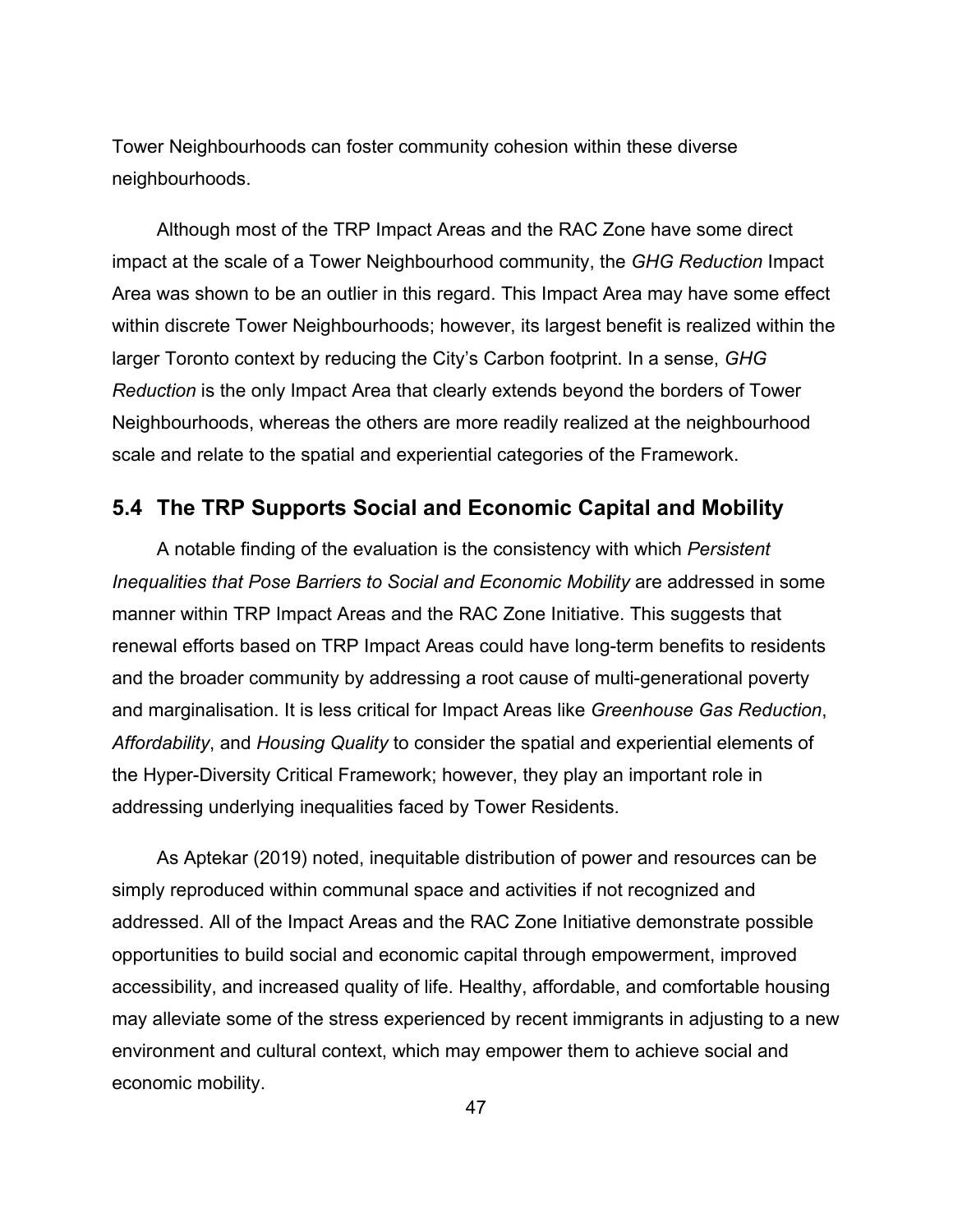Tower Neighbourhoods can foster community cohesion within these diverse neighbourhoods.

Although most of the TRP Impact Areas and the RAC Zone have some direct impact at the scale of a Tower Neighbourhood community, the *GHG Reduction* Impact Area was shown to be an outlier in this regard. This Impact Area may have some effect within discrete Tower Neighbourhoods; however, its largest benefit is realized within the larger Toronto context by reducing the City's Carbon footprint. In a sense, *GHG Reduction* is the only Impact Area that clearly extends beyond the borders of Tower Neighbourhoods, whereas the others are more readily realized at the neighbourhood scale and relate to the spatial and experiential categories of the Framework.

## 5.4 The TRP Supports Social and Economic Capital and Mobility

A notable finding of the evaluation is the consistency with which *Persistent Inequalities that Pose Barriers to Social and Economic Mobility* are addressed in some manner within TRP Impact Areas and the RAC Zone Initiative. This suggests that renewal efforts based on TRP Impact Areas could have long-term benefits to residents and the broader community by addressing a root cause of multi-generational poverty and marginalisation. It is less critical for Impact Areas like *Greenhouse Gas Reduction*, *Affordability*, and *Housing Quality* to consider the spatial and experiential elements of the Hyper-Diversity Critical Framework; however, they play an important role in addressing underlying inequalities faced by Tower Residents.

As Aptekar (2019) noted, inequitable distribution of power and resources can be simply reproduced within communal space and activities if not recognized and addressed. All of the Impact Areas and the RAC Zone Initiative demonstrate possible opportunities to build social and economic capital through empowerment, improved accessibility, and increased quality of life. Healthy, affordable, and comfortable housing may alleviate some of the stress experienced by recent immigrants in adjusting to a new environment and cultural context, which may empower them to achieve social and economic mobility.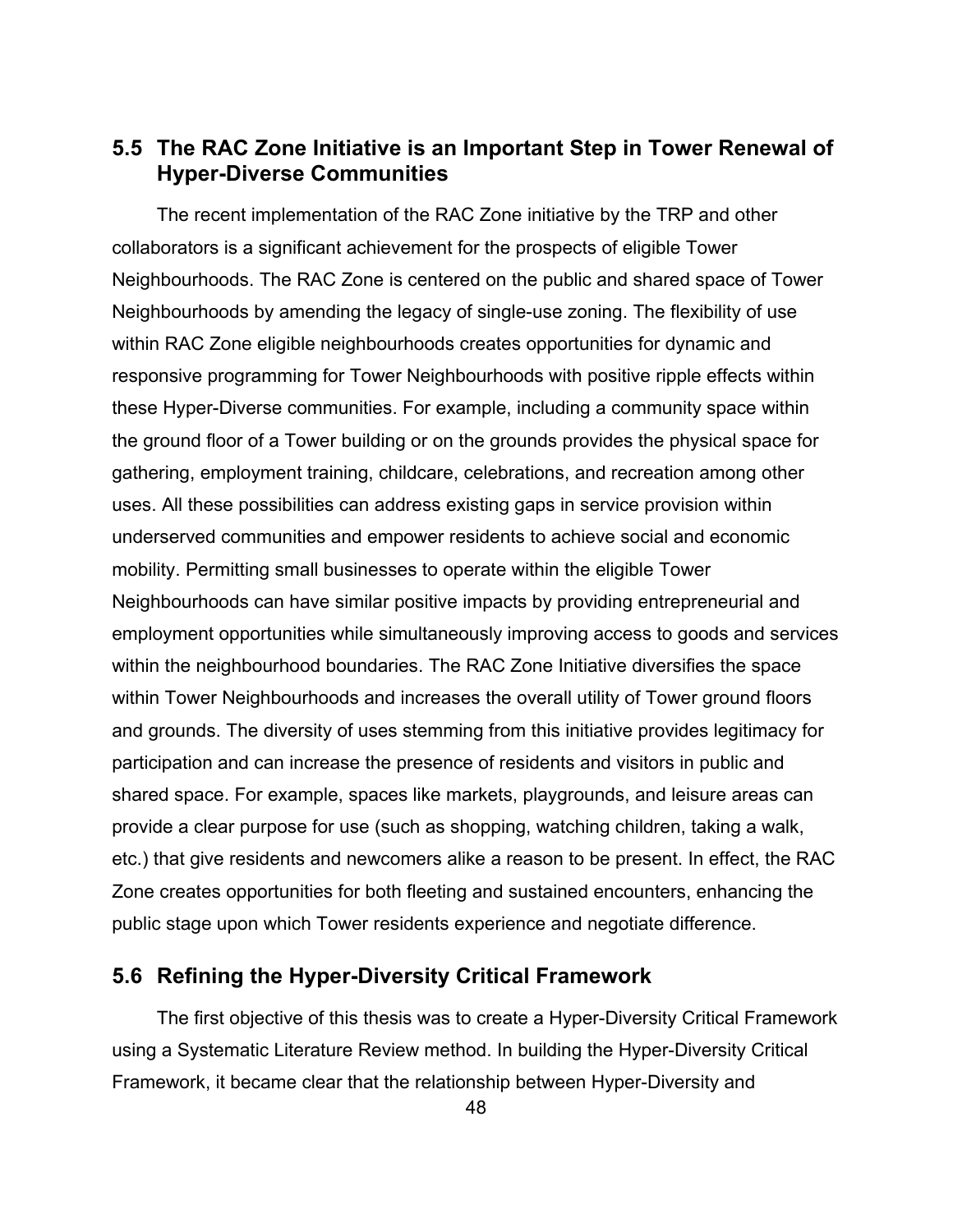## 5.5 The RAC Zone Initiative is an Important Step in Tower Renewal of Hyper-Diverse Communities

The recent implementation of the RAC Zone initiative by the TRP and other collaborators is a significant achievement for the prospects of eligible Tower Neighbourhoods. The RAC Zone is centered on the public and shared space of Tower Neighbourhoods by amending the legacy of single-use zoning. The flexibility of use within RAC Zone eligible neighbourhoods creates opportunities for dynamic and responsive programming for Tower Neighbourhoods with positive ripple effects within these Hyper-Diverse communities. For example, including a community space within the ground floor of a Tower building or on the grounds provides the physical space for gathering, employment training, childcare, celebrations, and recreation among other uses. All these possibilities can address existing gaps in service provision within underserved communities and empower residents to achieve social and economic mobility. Permitting small businesses to operate within the eligible Tower Neighbourhoods can have similar positive impacts by providing entrepreneurial and employment opportunities while simultaneously improving access to goods and services within the neighbourhood boundaries. The RAC Zone Initiative diversifies the space within Tower Neighbourhoods and increases the overall utility of Tower ground floors and grounds. The diversity of uses stemming from this initiative provides legitimacy for participation and can increase the presence of residents and visitors in public and shared space. For example, spaces like markets, playgrounds, and leisure areas can provide a clear purpose for use (such as shopping, watching children, taking a walk, etc.) that give residents and newcomers alike a reason to be present. In effect, the RAC Zone creates opportunities for both fleeting and sustained encounters, enhancing the public stage upon which Tower residents experience and negotiate difference.

## 5.6 Refining the Hyper-Diversity Critical Framework

The first objective of this thesis was to create a Hyper-Diversity Critical Framework using a Systematic Literature Review method. In building the Hyper-Diversity Critical Framework, it became clear that the relationship between Hyper-Diversity and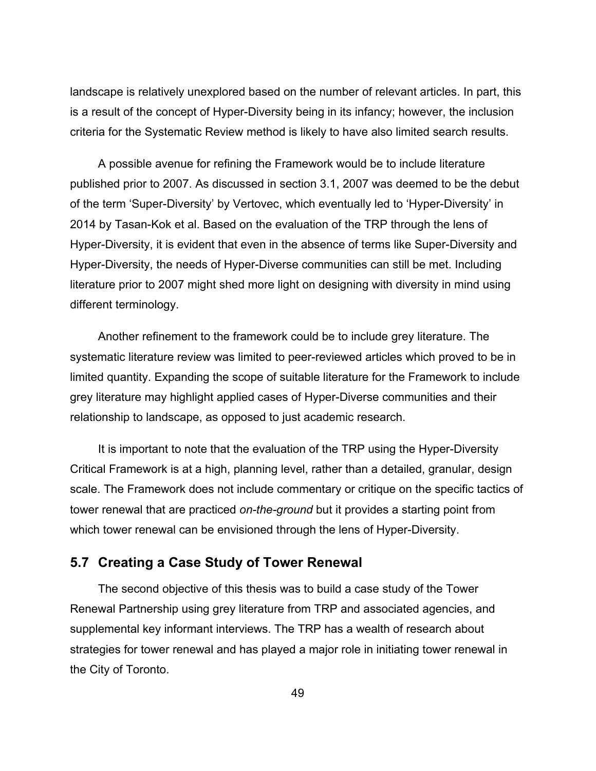landscape is relatively unexplored based on the number of relevant articles. In part, this is a result of the concept of Hyper-Diversity being in its infancy; however, the inclusion criteria for the Systematic Review method is likely to have also limited search results.

A possible avenue for refining the Framework would be to include literature published prior to 2007. As discussed in section 3.1, 2007 was deemed to be the debut of the term 'Super-Diversity' by Vertovec, which eventually led to 'Hyper-Diversity' in 2014 by Tasan-Kok et al. Based on the evaluation of the TRP through the lens of Hyper-Diversity, it is evident that even in the absence of terms like Super-Diversity and Hyper-Diversity, the needs of Hyper-Diverse communities can still be met. Including literature prior to 2007 might shed more light on designing with diversity in mind using different terminology.

Another refinement to the framework could be to include grey literature. The systematic literature review was limited to peer-reviewed articles which proved to be in limited quantity. Expanding the scope of suitable literature for the Framework to include grey literature may highlight applied cases of Hyper-Diverse communities and their relationship to landscape, as opposed to just academic research.

It is important to note that the evaluation of the TRP using the Hyper-Diversity Critical Framework is at a high, planning level, rather than a detailed, granular, design scale. The Framework does not include commentary or critique on the specific tactics of tower renewal that are practiced *on-the-ground* but it provides a starting point from which tower renewal can be envisioned through the lens of Hyper-Diversity.

## 5.7 Creating a Case Study of Tower Renewal

The second objective of this thesis was to build a case study of the Tower Renewal Partnership using grey literature from TRP and associated agencies, and supplemental key informant interviews. The TRP has a wealth of research about strategies for tower renewal and has played a major role in initiating tower renewal in the City of Toronto.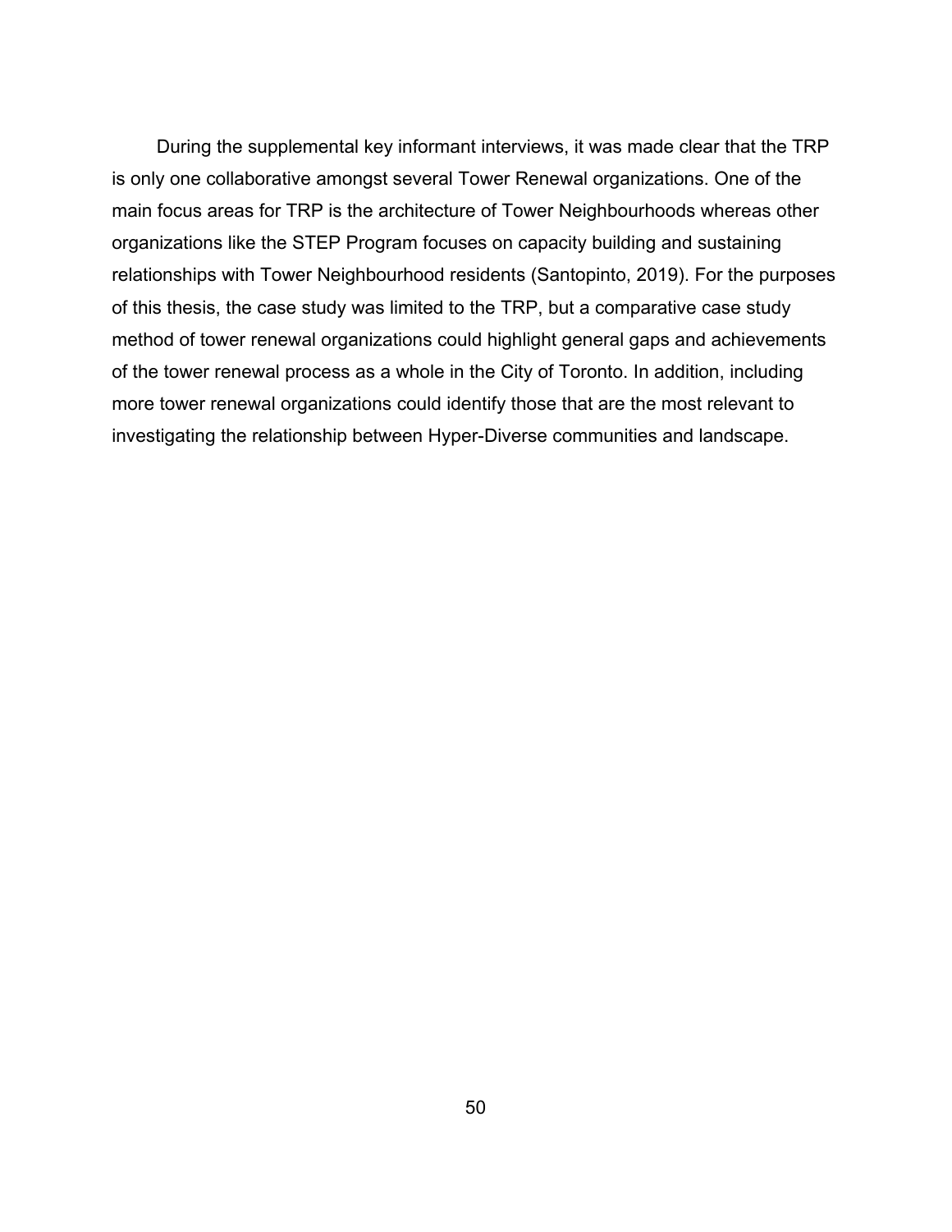During the supplemental key informant interviews, it was made clear that the TRP is only one collaborative amongst several Tower Renewal organizations. One of the main focus areas for TRP is the architecture of Tower Neighbourhoods whereas other organizations like the STEP Program focuses on capacity building and sustaining relationships with Tower Neighbourhood residents (Santopinto, 2019). For the purposes of this thesis, the case study was limited to the TRP, but a comparative case study method of tower renewal organizations could highlight general gaps and achievements of the tower renewal process as a whole in the City of Toronto. In addition, including more tower renewal organizations could identify those that are the most relevant to investigating the relationship between Hyper-Diverse communities and landscape.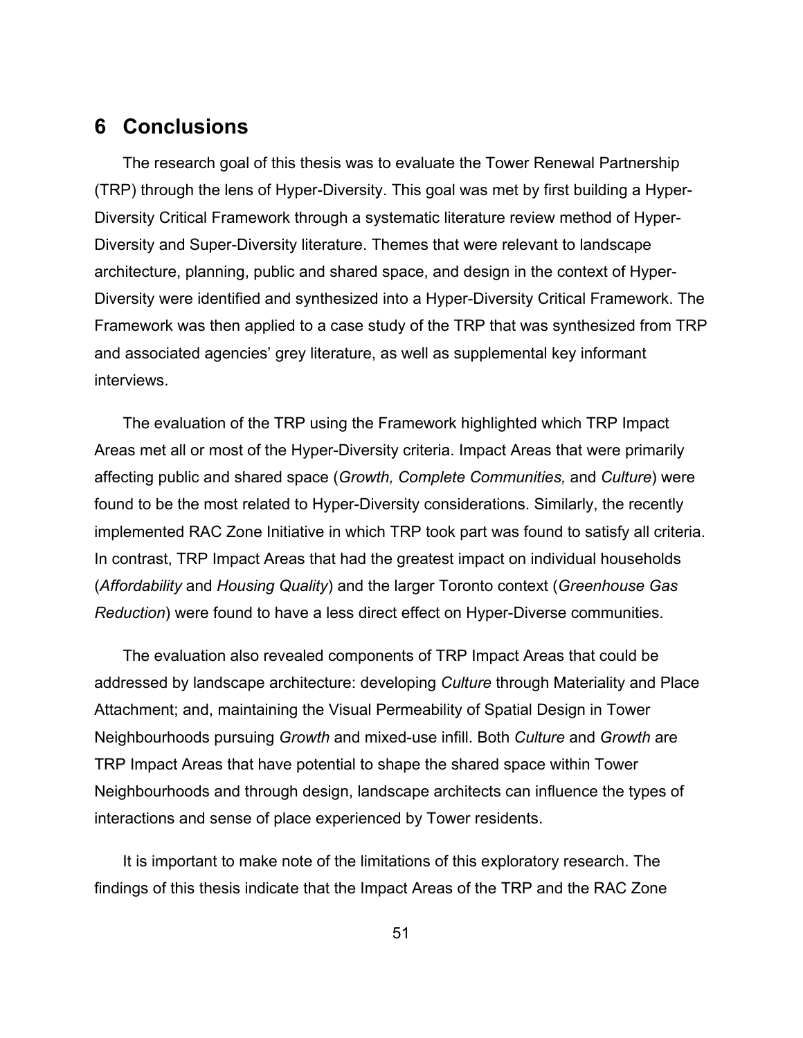# 6 Conclusions

The research goal of this thesis was to evaluate the Tower Renewal Partnership (TRP) through the lens of Hyper-Diversity. This goal was met by first building a Hyper-Diversity Critical Framework through a systematic literature review method of Hyper-Diversity and Super-Diversity literature. Themes that were relevant to landscape architecture, planning, public and shared space, and design in the context of Hyper-Diversity were identified and synthesized into a Hyper-Diversity Critical Framework. The Framework was then applied to a case study of the TRP that was synthesized from TRP and associated agencies' grey literature, as well as supplemental key informant interviews.

The evaluation of the TRP using the Framework highlighted which TRP Impact Areas met all or most of the Hyper-Diversity criteria. Impact Areas that were primarily affecting public and shared space (*Growth, Complete Communities,* and *Culture*) were found to be the most related to Hyper-Diversity considerations. Similarly, the recently implemented RAC Zone Initiative in which TRP took part was found to satisfy all criteria. In contrast, TRP Impact Areas that had the greatest impact on individual households (*Affordability* and *Housing Quality*) and the larger Toronto context (*Greenhouse Gas Reduction*) were found to have a less direct effect on Hyper-Diverse communities.

The evaluation also revealed components of TRP Impact Areas that could be addressed by landscape architecture: developing *Culture* through Materiality and Place Attachment; and, maintaining the Visual Permeability of Spatial Design in Tower Neighbourhoods pursuing *Growth* and mixed-use infill. Both *Culture* and *Growth* are TRP Impact Areas that have potential to shape the shared space within Tower Neighbourhoods and through design, landscape architects can influence the types of interactions and sense of place experienced by Tower residents.

It is important to make note of the limitations of this exploratory research. The findings of this thesis indicate that the Impact Areas of the TRP and the RAC Zone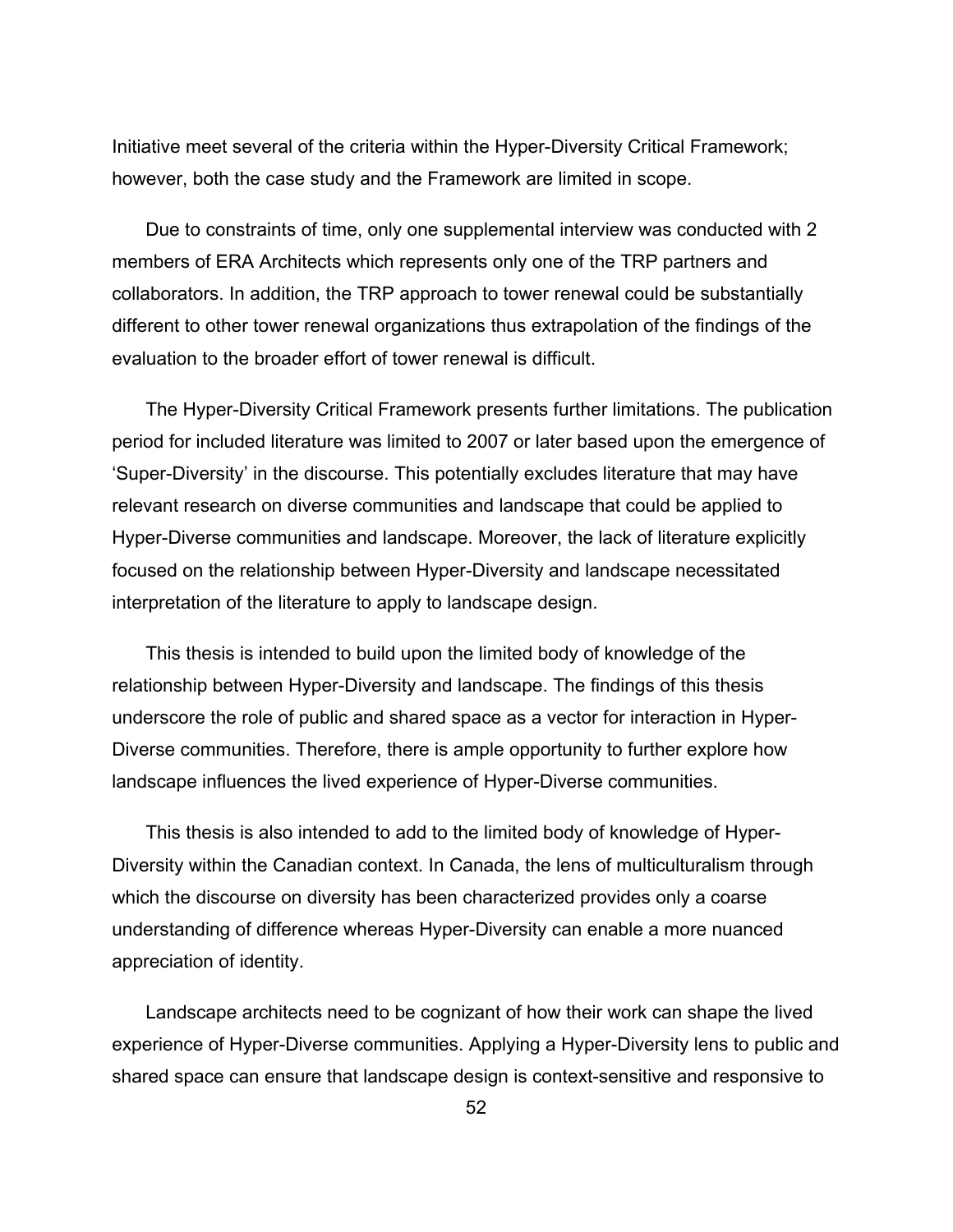Initiative meet several of the criteria within the Hyper-Diversity Critical Framework; however, both the case study and the Framework are limited in scope.

Due to constraints of time, only one supplemental interview was conducted with 2 members of ERA Architects which represents only one of the TRP partners and collaborators. In addition, the TRP approach to tower renewal could be substantially different to other tower renewal organizations thus extrapolation of the findings of the evaluation to the broader effort of tower renewal is difficult.

The Hyper-Diversity Critical Framework presents further limitations. The publication period for included literature was limited to 2007 or later based upon the emergence of 'Super-Diversity' in the discourse. This potentially excludes literature that may have relevant research on diverse communities and landscape that could be applied to Hyper-Diverse communities and landscape. Moreover, the lack of literature explicitly focused on the relationship between Hyper-Diversity and landscape necessitated interpretation of the literature to apply to landscape design.

This thesis is intended to build upon the limited body of knowledge of the relationship between Hyper-Diversity and landscape. The findings of this thesis underscore the role of public and shared space as a vector for interaction in Hyper-Diverse communities. Therefore, there is ample opportunity to further explore how landscape influences the lived experience of Hyper-Diverse communities.

This thesis is also intended to add to the limited body of knowledge of Hyper-Diversity within the Canadian context. In Canada, the lens of multiculturalism through which the discourse on diversity has been characterized provides only a coarse understanding of difference whereas Hyper-Diversity can enable a more nuanced appreciation of identity.

Landscape architects need to be cognizant of how their work can shape the lived experience of Hyper-Diverse communities. Applying a Hyper-Diversity lens to public and shared space can ensure that landscape design is context-sensitive and responsive to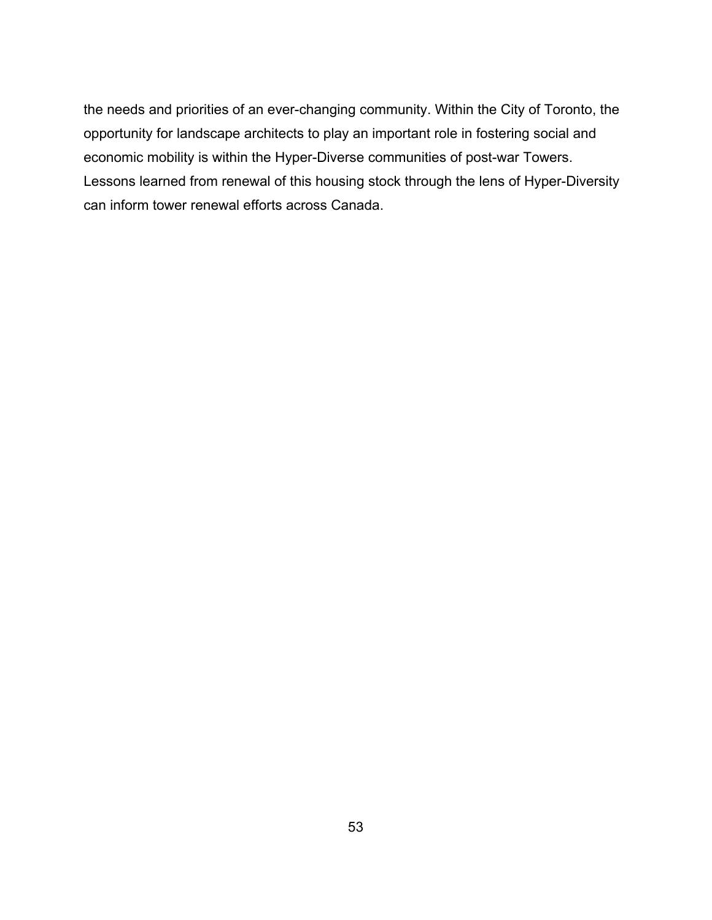the needs and priorities of an ever-changing community. Within the City of Toronto, the opportunity for landscape architects to play an important role in fostering social and economic mobility is within the Hyper-Diverse communities of post-war Towers. Lessons learned from renewal of this housing stock through the lens of Hyper-Diversity can inform tower renewal efforts across Canada.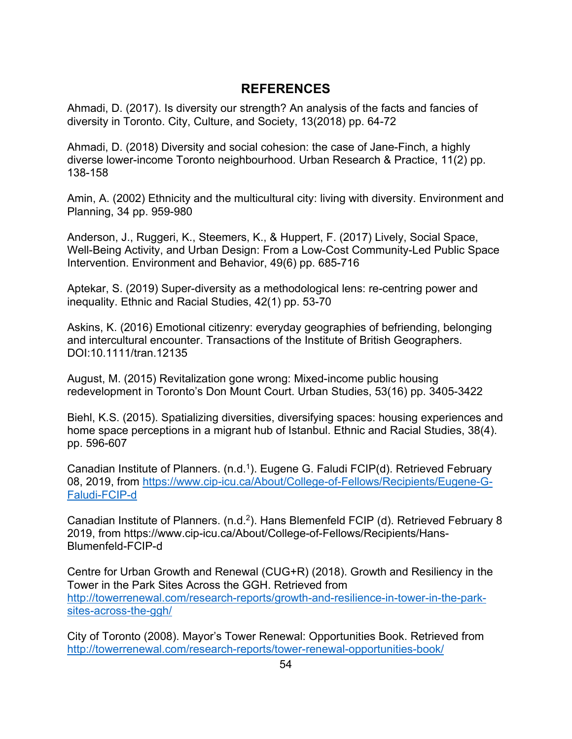# REFERENCES

Ahmadi, D. (2017). Is diversity our strength? An analysis of the facts and fancies of diversity in Toronto. City, Culture, and Society, 13(2018) pp. 64-72

Ahmadi, D. (2018) Diversity and social cohesion: the case of Jane-Finch, a highly diverse lower-income Toronto neighbourhood. Urban Research & Practice, 11(2) pp. 138-158

Amin, A. (2002) Ethnicity and the multicultural city: living with diversity. Environment and Planning, 34 pp. 959-980

Anderson, J., Ruggeri, K., Steemers, K., & Huppert, F. (2017) Lively, Social Space, Well-Being Activity, and Urban Design: From a Low-Cost Community-Led Public Space Intervention. Environment and Behavior, 49(6) pp. 685-716

Aptekar, S. (2019) Super-diversity as a methodological lens: re-centring power and inequality. Ethnic and Racial Studies, 42(1) pp. 53-70

Askins, K. (2016) Emotional citizenry: everyday geographies of befriending, belonging and intercultural encounter. Transactions of the Institute of British Geographers. DOI:10.1111/tran.12135

August, M. (2015) Revitalization gone wrong: Mixed-income public housing redevelopment in Toronto's Don Mount Court. Urban Studies, 53(16) pp. 3405-3422

Biehl, K.S. (2015). Spatializing diversities, diversifying spaces: housing experiences and home space perceptions in a migrant hub of Istanbul. Ethnic and Racial Studies, 38(4). pp. 596-607

Canadian Institute of Planners. (n.d.[1]). Eugene G. Faludi FCIP(d). Retrieved February 08, 2019, from https://www.cip-icu.ca/About/College-of-Fellows/Recipients/Eugene-G-Faludi-FCIP-d

Canadian Institute of Planners. (n.d.[2]). Hans Blemenfeld FCIP (d). Retrieved February 8 2019, from https://www.cip-icu.ca/About/College-of-Fellows/Recipients/Hans-Blumenfeld-FCIP-d

Centre for Urban Growth and Renewal (CUG+R) (2018). Growth and Resiliency in the Tower in the Park Sites Across the GGH. Retrieved from http://towerrenewal.com/research-reports/growth-and-resilience-in-tower-in-the-park-sites-across-the-ggh/

City of Toronto (2008). Mayor's Tower Renewal: Opportunities Book. Retrieved from http://towerrenewal.com/research-reports/tower-renewal-opportunities-book/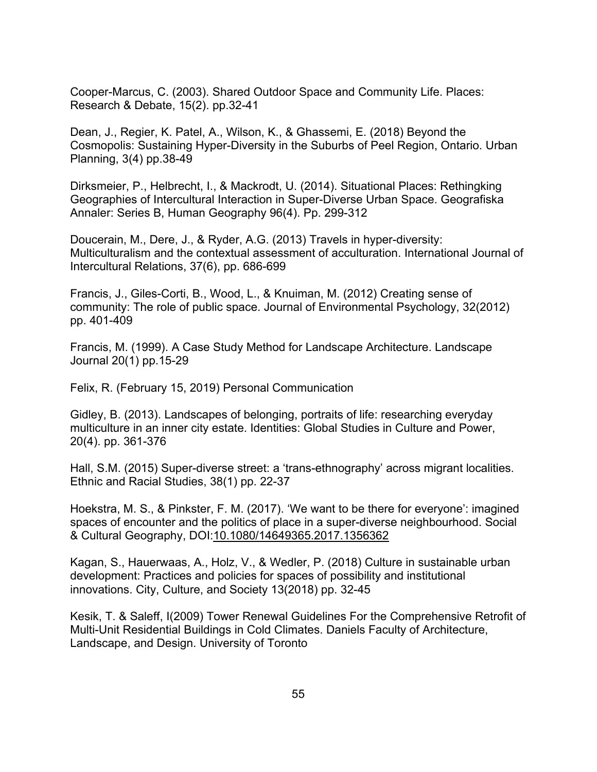Cooper-Marcus, C. (2003). Shared Outdoor Space and Community Life. Places: Research & Debate, 15(2). pp.32-41

Dean, J., Regier, K. Patel, A., Wilson, K., & Ghassemi, E. (2018) Beyond the Cosmopolis: Sustaining Hyper-Diversity in the Suburbs of Peel Region, Ontario. Urban Planning, 3(4) pp.38-49

Dirksmeier, P., Helbrecht, I., & Mackrodt, U. (2014). Situational Places: Rethingking Geographies of Intercultural Interaction in Super-Diverse Urban Space. Geografiska Annaler: Series B, Human Geography 96(4). Pp. 299-312

Doucerain, M., Dere, J., & Ryder, A.G. (2013) Travels in hyper-diversity: Multiculturalism and the contextual assessment of acculturation. International Journal of Intercultural Relations, 37(6), pp. 686-699

Francis, J., Giles-Corti, B., Wood, L., & Knuiman, M. (2012) Creating sense of community: The role of public space. Journal of Environmental Psychology, 32(2012) pp. 401-409

Francis, M. (1999). A Case Study Method for Landscape Architecture. Landscape Journal 20(1) pp.15-29

Felix, R. (February 15, 2019) Personal Communication

Gidley, B. (2013). Landscapes of belonging, portraits of life: researching everyday multiculture in an inner city estate. Identities: Global Studies in Culture and Power, 20(4). pp. 361-376

Hall, S.M. (2015) Super-diverse street: a 'trans-ethnography' across migrant localities. Ethnic and Racial Studies, 38(1) pp. 22-37

Hoekstra, M. S., & Pinkster, F. M. (2017). 'We want to be there for everyone': imagined spaces of encounter and the politics of place in a super-diverse neighbourhood. Social & Cultural Geography, DOI:10.1080/14649365.2017.1356362

Kagan, S., Hauerwaas, A., Holz, V., & Wedler, P. (2018) Culture in sustainable urban development: Practices and policies for spaces of possibility and institutional innovations. City, Culture, and Society 13(2018) pp. 32-45

Kesik, T. & Saleff, I(2009) Tower Renewal Guidelines For the Comprehensive Retrofit of Multi-Unit Residential Buildings in Cold Climates. Daniels Faculty of Architecture, Landscape, and Design. University of Toronto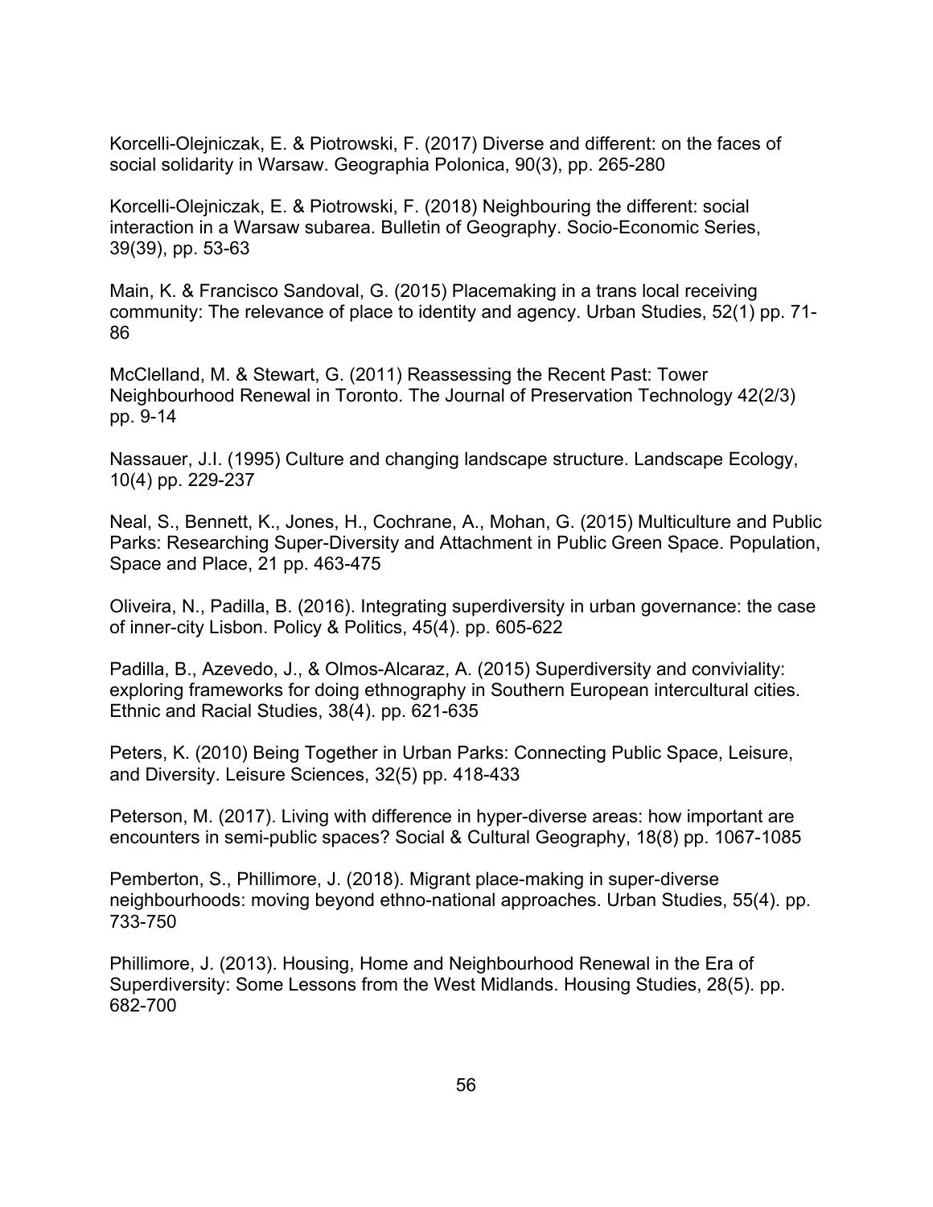Korcelli-Olejniczak, E. & Piotrowski, F. (2017) Diverse and different: on the faces of social solidarity in Warsaw. Geographia Polonica, 90(3), pp. 265-280

Korcelli-Olejniczak, E. & Piotrowski, F. (2018) Neighbouring the different: social interaction in a Warsaw subarea. Bulletin of Geography. Socio-Economic Series, 39(39), pp. 53-63

Main, K. & Francisco Sandoval, G. (2015) Placemaking in a trans local receiving community: The relevance of place to identity and agency. Urban Studies, 52(1) pp. 71-86

McClelland, M. & Stewart, G. (2011) Reassessing the Recent Past: Tower Neighbourhood Renewal in Toronto. The Journal of Preservation Technology 42(2/3) pp. 9-14

Nassauer, J.I. (1995) Culture and changing landscape structure. Landscape Ecology, 10(4) pp. 229-237

Neal, S., Bennett, K., Jones, H., Cochrane, A., Mohan, G. (2015) Multiculture and Public Parks: Researching Super-Diversity and Attachment in Public Green Space. Population, Space and Place, 21 pp. 463-475

Oliveira, N., Padilla, B. (2016). Integrating superdiversity in urban governance: the case of inner-city Lisbon. Policy & Politics, 45(4). pp. 605-622

Padilla, B., Azevedo, J., & Olmos-Alcaraz, A. (2015) Superdiversity and conviviality: exploring frameworks for doing ethnography in Southern European intercultural cities. Ethnic and Racial Studies, 38(4). pp. 621-635

Peters, K. (2010) Being Together in Urban Parks: Connecting Public Space, Leisure, and Diversity. Leisure Sciences, 32(5) pp. 418-433

Peterson, M. (2017). Living with difference in hyper-diverse areas: how important are encounters in semi-public spaces? Social & Cultural Geography, 18(8) pp. 1067-1085

Pemberton, S., Phillimore, J. (2018). Migrant place-making in super-diverse neighbourhoods: moving beyond ethno-national approaches. Urban Studies, 55(4). pp. 733-750

Phillimore, J. (2013). Housing, Home and Neighbourhood Renewal in the Era of Superdiversity: Some Lessons from the West Midlands. Housing Studies, 28(5). pp. 682-700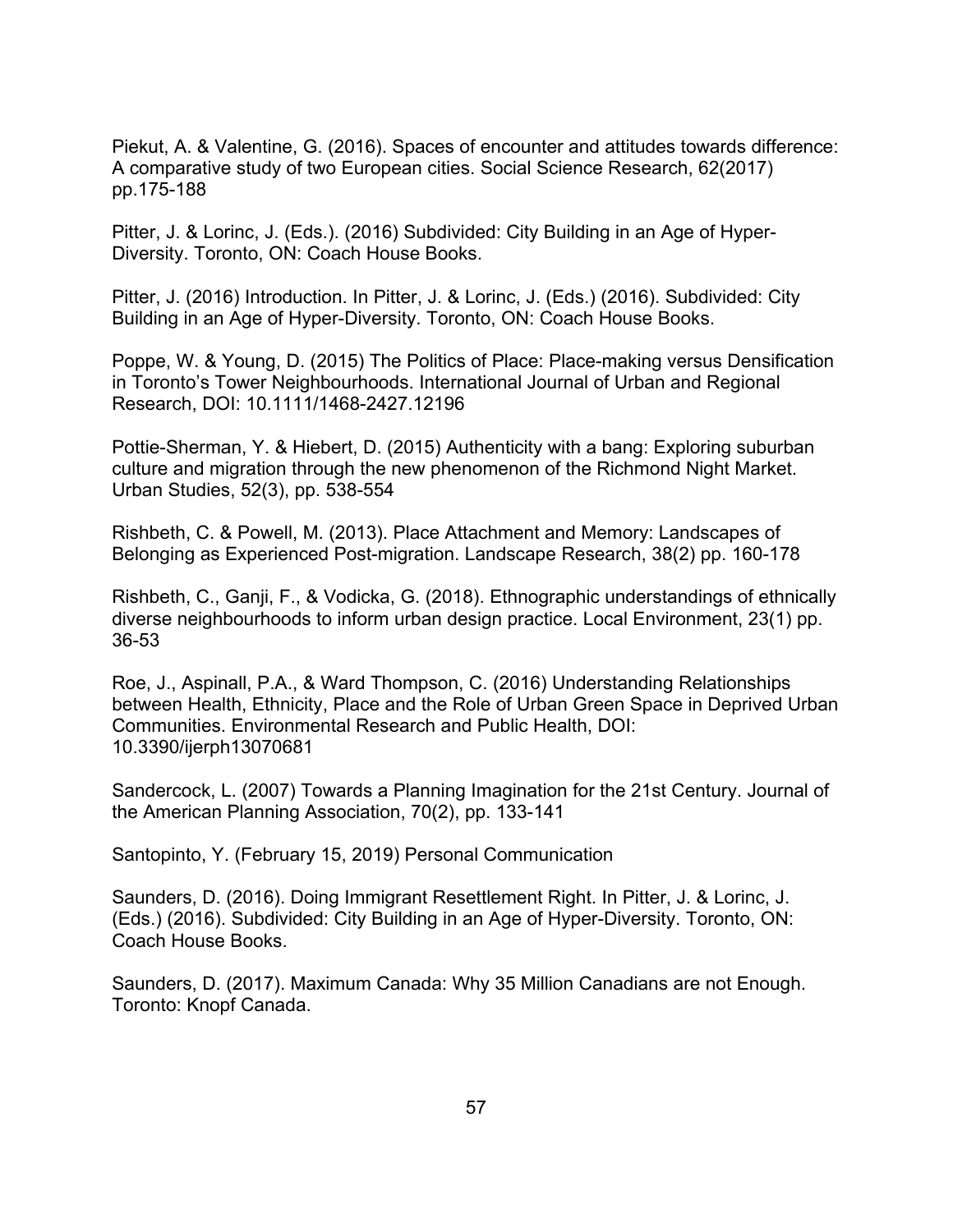Piekut, A. & Valentine, G. (2016). Spaces of encounter and attitudes towards difference: A comparative study of two European cities. Social Science Research, 62(2017) pp.175-188

Pitter, J. & Lorinc, J. (Eds.). (2016) Subdivided: City Building in an Age of Hyper-Diversity. Toronto, ON: Coach House Books.

Pitter, J. (2016) Introduction. In Pitter, J. & Lorinc, J. (Eds.) (2016). Subdivided: City Building in an Age of Hyper-Diversity. Toronto, ON: Coach House Books.

Poppe, W. & Young, D. (2015) The Politics of Place: Place-making versus Densification in Toronto's Tower Neighbourhoods. International Journal of Urban and Regional Research, DOI: 10.1111/1468-2427.12196

Pottie-Sherman, Y. & Hiebert, D. (2015) Authenticity with a bang: Exploring suburban culture and migration through the new phenomenon of the Richmond Night Market. Urban Studies, 52(3), pp. 538-554

Rishbeth, C. & Powell, M. (2013). Place Attachment and Memory: Landscapes of Belonging as Experienced Post-migration. Landscape Research, 38(2) pp. 160-178

Rishbeth, C., Ganji, F., & Vodicka, G. (2018). Ethnographic understandings of ethnically diverse neighbourhoods to inform urban design practice. Local Environment, 23(1) pp. 36-53

Roe, J., Aspinall, P.A., & Ward Thompson, C. (2016) Understanding Relationships between Health, Ethnicity, Place and the Role of Urban Green Space in Deprived Urban Communities. Environmental Research and Public Health, DOI: 10.3390/ijerph13070681

Sandercock, L. (2007) Towards a Planning Imagination for the 21st Century. Journal of the American Planning Association, 70(2), pp. 133-141

Santopinto, Y. (February 15, 2019) Personal Communication

Saunders, D. (2016). Doing Immigrant Resettlement Right. In Pitter, J. & Lorinc, J. (Eds.) (2016). Subdivided: City Building in an Age of Hyper-Diversity. Toronto, ON: Coach House Books.

Saunders, D. (2017). Maximum Canada: Why 35 Million Canadians are not Enough. Toronto: Knopf Canada.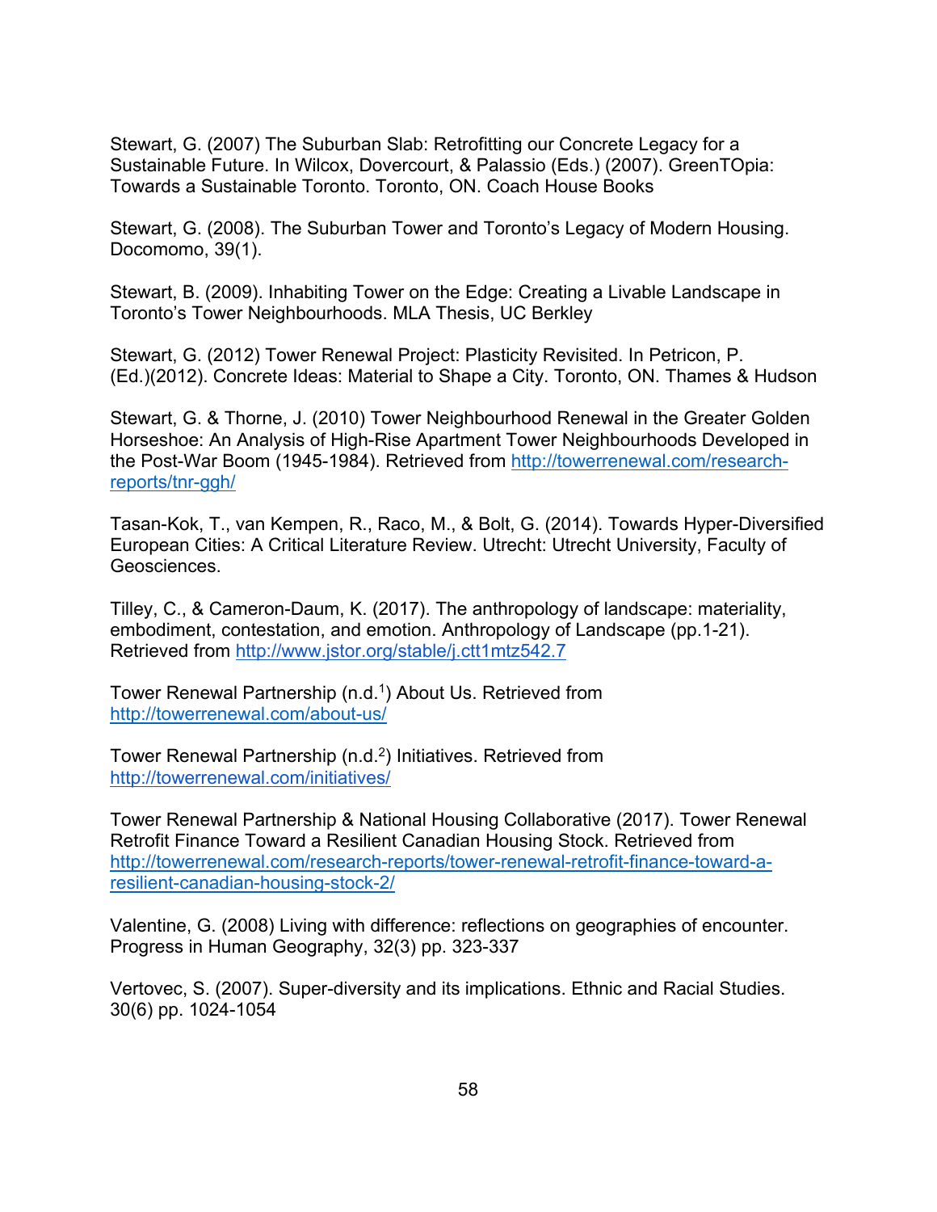Stewart, G. (2007) The Suburban Slab: Retrofitting our Concrete Legacy for a Sustainable Future. In Wilcox, Dovercourt, & Palassio (Eds.) (2007). GreenTOpia: Towards a Sustainable Toronto. Toronto, ON. Coach House Books

Stewart, G. (2008). The Suburban Tower and Toronto's Legacy of Modern Housing. Docomomo, 39(1).

Stewart, B. (2009). Inhabiting Tower on the Edge: Creating a Livable Landscape in Toronto's Tower Neighbourhoods. MLA Thesis, UC Berkley

Stewart, G. (2012) Tower Renewal Project: Plasticity Revisited. In Petricon, P. (Ed.)(2012). Concrete Ideas: Material to Shape a City. Toronto, ON. Thames & Hudson

Stewart, G. & Thorne, J. (2010) Tower Neighbourhood Renewal in the Greater Golden Horseshoe: An Analysis of High-Rise Apartment Tower Neighbourhoods Developed in the Post-War Boom (1945-1984). Retrieved from http://towerrenewal.com/research-reports/tnr-ggh/

Tasan-Kok, T., van Kempen, R., Raco, M., & Bolt, G. (2014). Towards Hyper-Diversified European Cities: A Critical Literature Review. Utrecht: Utrecht University, Faculty of Geosciences.

Tilley, C., & Cameron-Daum, K. (2017). The anthropology of landscape: materiality, embodiment, contestation, and emotion. Anthropology of Landscape (pp.1-21). Retrieved from http://www.jstor.org/stable/j.ctt1mtz542.7

Tower Renewal Partnership (n.d.[1]) About Us. Retrieved from http://towerrenewal.com/about-us/

Tower Renewal Partnership (n.d.[2]) Initiatives. Retrieved from http://towerrenewal.com/initiatives/

Tower Renewal Partnership & National Housing Collaborative (2017). Tower Renewal Retrofit Finance Toward a Resilient Canadian Housing Stock. Retrieved from http://towerrenewal.com/research-reports/tower-renewal-retrofit-finance-toward-a-resilient-canadian-housing-stock-2/

Valentine, G. (2008) Living with difference: reflections on geographies of encounter. Progress in Human Geography, 32(3) pp. 323-337

Vertovec, S. (2007). Super-diversity and its implications. Ethnic and Racial Studies. 30(6) pp. 1024-1054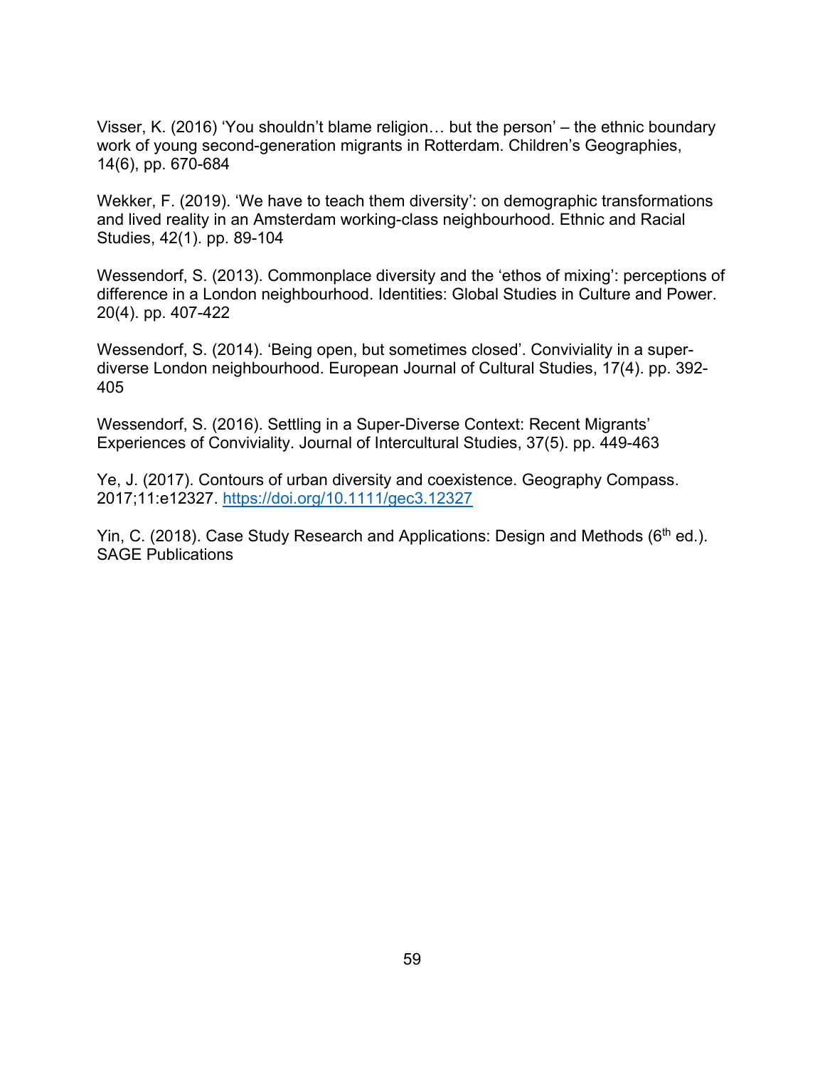Visser, K. (2016) 'You shouldn't blame religion… but the person' – the ethnic boundary work of young second-generation migrants in Rotterdam. Children's Geographies, 14(6), pp. 670-684

Wekker, F. (2019). 'We have to teach them diversity': on demographic transformations and lived reality in an Amsterdam working-class neighbourhood. Ethnic and Racial Studies, 42(1). pp. 89-104

Wessendorf, S. (2013). Commonplace diversity and the 'ethos of mixing': perceptions of difference in a London neighbourhood. Identities: Global Studies in Culture and Power. 20(4). pp. 407-422

Wessendorf, S. (2014). 'Being open, but sometimes closed'. Conviviality in a super-diverse London neighbourhood. European Journal of Cultural Studies, 17(4). pp. 392-405

Wessendorf, S. (2016). Settling in a Super-Diverse Context: Recent Migrants' Experiences of Conviviality. Journal of Intercultural Studies, 37(5). pp. 449-463

Ye, J. (2017). Contours of urban diversity and coexistence. Geography Compass. 2017;11:e12327. https://doi.org/10.1111/gec3.12327

Yin, C. (2018). Case Study Research and Applications: Design and Methods (6th ed.). SAGE Publications